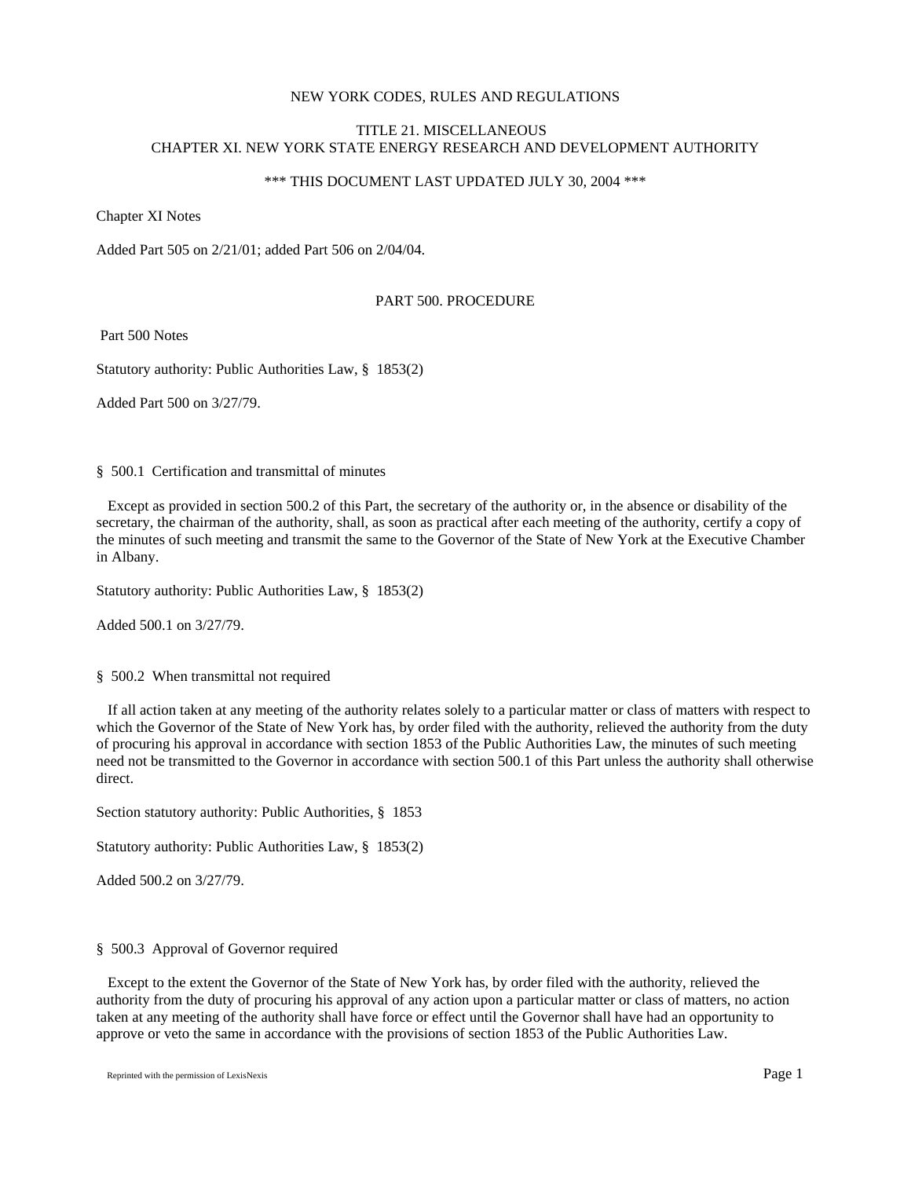# NEW YORK CODES, RULES AND REGULATIONS

## TITLE 21. MISCELLANEOUS
## CHAPTER XI. NEW YORK STATE ENERGY RESEARCH AND DEVELOPMENT AUTHORITY

*** THIS DOCUMENT LAST UPDATED JULY 30, 2004 ***

Chapter XI Notes

Added Part 505 on 2/21/01; added Part 506 on 2/04/04.

## PART 500. PROCEDURE

Part 500 Notes

Statutory authority: Public Authorities Law, § 1853(2)

Added Part 500 on 3/27/79.

### § 500.1 Certification and transmittal of minutes

Except as provided in section 500.2 of this Part, the secretary of the authority or, in the absence or disability of the secretary, the chairman of the authority, shall, as soon as practical after each meeting of the authority, certify a copy of the minutes of such meeting and transmit the same to the Governor of the State of New York at the Executive Chamber in Albany.

Statutory authority: Public Authorities Law, § 1853(2)

Added 500.1 on 3/27/79.

### § 500.2 When transmittal not required

If all action taken at any meeting of the authority relates solely to a particular matter or class of matters with respect to which the Governor of the State of New York has, by order filed with the authority, relieved the authority from the duty of procuring his approval in accordance with section 1853 of the Public Authorities Law, the minutes of such meeting need not be transmitted to the Governor in accordance with section 500.1 of this Part unless the authority shall otherwise direct.

Section statutory authority: Public Authorities, § 1853

Statutory authority: Public Authorities Law, § 1853(2)

Added 500.2 on 3/27/79.

### § 500.3 Approval of Governor required

Except to the extent the Governor of the State of New York has, by order filed with the authority, relieved the authority from the duty of procuring his approval of any action upon a particular matter or class of matters, no action taken at any meeting of the authority shall have force or effect until the Governor shall have had an opportunity to approve or veto the same in accordance with the provisions of section 1853 of the Public Authorities Law.

Reprinted with the permission of LexisNexis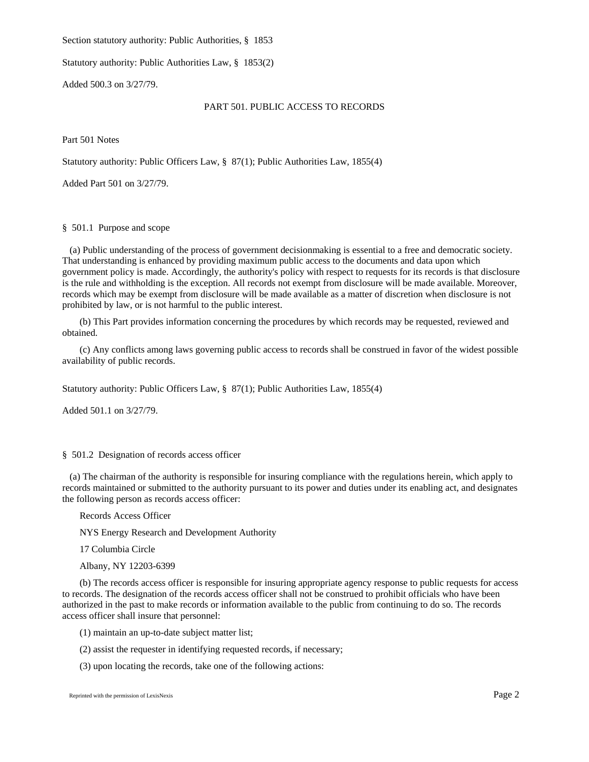Section statutory authority: Public Authorities, § 1853

Statutory authority: Public Authorities Law, § 1853(2)

Added 500.3 on 3/27/79.

## PART 501. PUBLIC ACCESS TO RECORDS

Part 501 Notes

Statutory authority: Public Officers Law, § 87(1); Public Authorities Law, 1855(4)

Added Part 501 on 3/27/79.

### § 501.1 Purpose and scope

(a) Public understanding of the process of government decisionmaking is essential to a free and democratic society. That understanding is enhanced by providing maximum public access to the documents and data upon which government policy is made. Accordingly, the authority's policy with respect to requests for its records is that disclosure is the rule and withholding is the exception. All records not exempt from disclosure will be made available. Moreover, records which may be exempt from disclosure will be made available as a matter of discretion when disclosure is not prohibited by law, or is not harmful to the public interest.

(b) This Part provides information concerning the procedures by which records may be requested, reviewed and obtained.

(c) Any conflicts among laws governing public access to records shall be construed in favor of the widest possible availability of public records.

Statutory authority: Public Officers Law, § 87(1); Public Authorities Law, 1855(4)

Added 501.1 on 3/27/79.

### § 501.2 Designation of records access officer

(a) The chairman of the authority is responsible for insuring compliance with the regulations herein, which apply to records maintained or submitted to the authority pursuant to its power and duties under its enabling act, and designates the following person as records access officer:

Records Access Officer

NYS Energy Research and Development Authority

17 Columbia Circle

Albany, NY 12203-6399

(b) The records access officer is responsible for insuring appropriate agency response to public requests for access to records. The designation of the records access officer shall not be construed to prohibit officials who have been authorized in the past to make records or information available to the public from continuing to do so. The records access officer shall insure that personnel:

(1) maintain an up-to-date subject matter list;

(2) assist the requester in identifying requested records, if necessary;

(3) upon locating the records, take one of the following actions: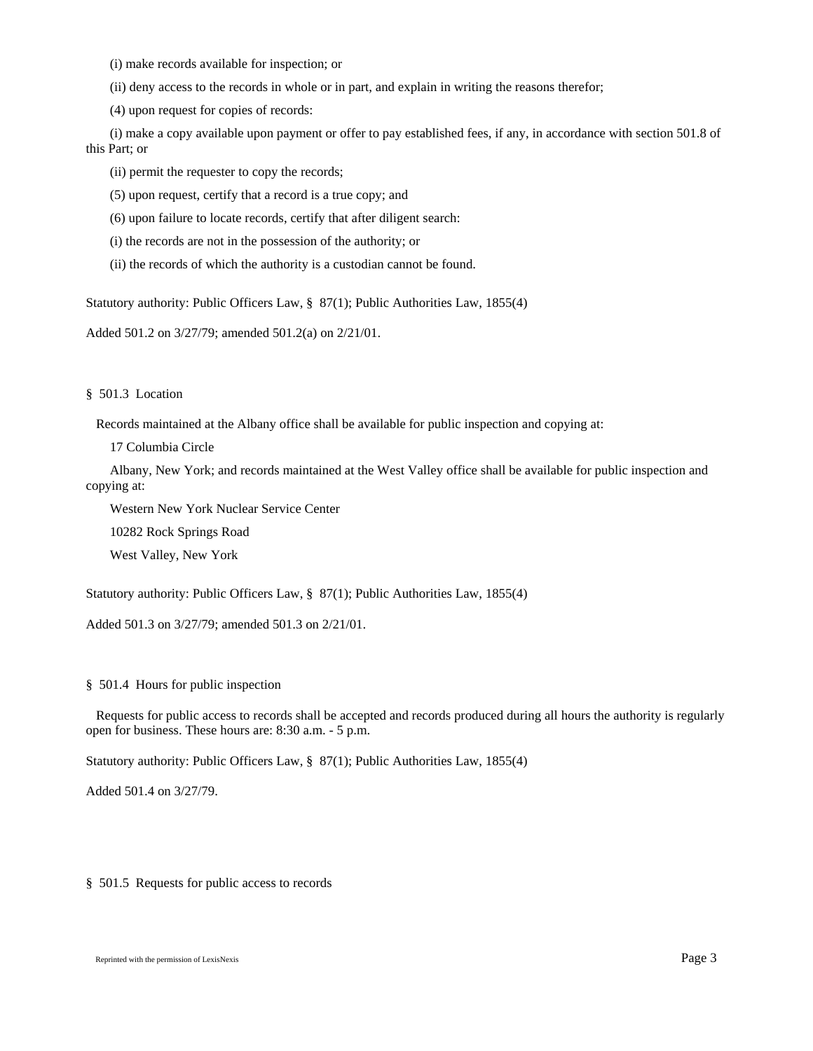(i) make records available for inspection; or

(ii) deny access to the records in whole or in part, and explain in writing the reasons therefor;

(4) upon request for copies of records:

(i) make a copy available upon payment or offer to pay established fees, if any, in accordance with section 501.8 of this Part; or

(ii) permit the requester to copy the records;

(5) upon request, certify that a record is a true copy; and

(6) upon failure to locate records, certify that after diligent search:

(i) the records are not in the possession of the authority; or

(ii) the records of which the authority is a custodian cannot be found.

Statutory authority: Public Officers Law, § 87(1); Public Authorities Law, 1855(4)

Added 501.2 on 3/27/79; amended 501.2(a) on 2/21/01.

§ 501.3 Location

Records maintained at the Albany office shall be available for public inspection and copying at:

17 Columbia Circle

Albany, New York; and records maintained at the West Valley office shall be available for public inspection and copying at:

Western New York Nuclear Service Center

10282 Rock Springs Road

West Valley, New York

Statutory authority: Public Officers Law, § 87(1); Public Authorities Law, 1855(4)

Added 501.3 on 3/27/79; amended 501.3 on 2/21/01.

§ 501.4 Hours for public inspection

Requests for public access to records shall be accepted and records produced during all hours the authority is regularly open for business. These hours are: 8:30 a.m. - 5 p.m.

Statutory authority: Public Officers Law, § 87(1); Public Authorities Law, 1855(4)

Added 501.4 on 3/27/79.

§ 501.5 Requests for public access to records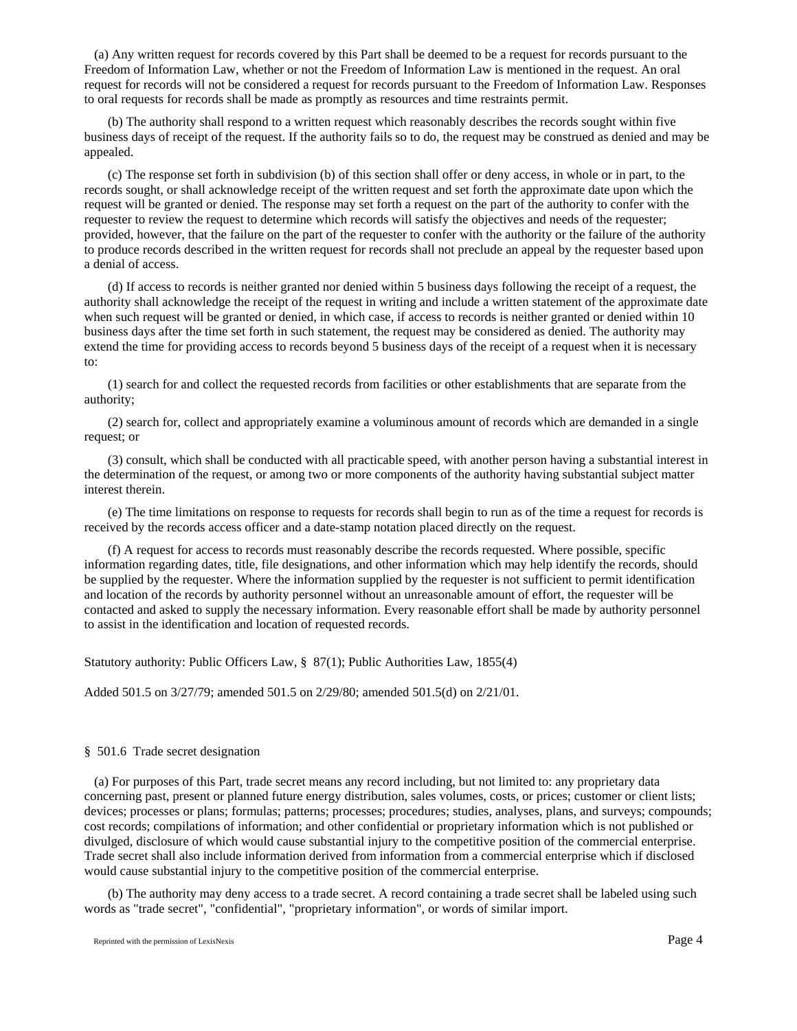(a) Any written request for records covered by this Part shall be deemed to be a request for records pursuant to the Freedom of Information Law, whether or not the Freedom of Information Law is mentioned in the request. An oral request for records will not be considered a request for records pursuant to the Freedom of Information Law. Responses to oral requests for records shall be made as promptly as resources and time restraints permit.

(b) The authority shall respond to a written request which reasonably describes the records sought within five business days of receipt of the request. If the authority fails so to do, the request may be construed as denied and may be appealed.

(c) The response set forth in subdivision (b) of this section shall offer or deny access, in whole or in part, to the records sought, or shall acknowledge receipt of the written request and set forth the approximate date upon which the request will be granted or denied. The response may set forth a request on the part of the authority to confer with the requester to review the request to determine which records will satisfy the objectives and needs of the requester; provided, however, that the failure on the part of the requester to confer with the authority or the failure of the authority to produce records described in the written request for records shall not preclude an appeal by the requester based upon a denial of access.

(d) If access to records is neither granted nor denied within 5 business days following the receipt of a request, the authority shall acknowledge the receipt of the request in writing and include a written statement of the approximate date when such request will be granted or denied, in which case, if access to records is neither granted or denied within 10 business days after the time set forth in such statement, the request may be considered as denied. The authority may extend the time for providing access to records beyond 5 business days of the receipt of a request when it is necessary to:

(1) search for and collect the requested records from facilities or other establishments that are separate from the authority;

(2) search for, collect and appropriately examine a voluminous amount of records which are demanded in a single request; or

(3) consult, which shall be conducted with all practicable speed, with another person having a substantial interest in the determination of the request, or among two or more components of the authority having substantial subject matter interest therein.

(e) The time limitations on response to requests for records shall begin to run as of the time a request for records is received by the records access officer and a date-stamp notation placed directly on the request.

(f) A request for access to records must reasonably describe the records requested. Where possible, specific information regarding dates, title, file designations, and other information which may help identify the records, should be supplied by the requester. Where the information supplied by the requester is not sufficient to permit identification and location of the records by authority personnel without an unreasonable amount of effort, the requester will be contacted and asked to supply the necessary information. Every reasonable effort shall be made by authority personnel to assist in the identification and location of requested records.

Statutory authority: Public Officers Law, § 87(1); Public Authorities Law, 1855(4)

Added 501.5 on 3/27/79; amended 501.5 on 2/29/80; amended 501.5(d) on 2/21/01.

§ 501.6 Trade secret designation

(a) For purposes of this Part, trade secret means any record including, but not limited to: any proprietary data concerning past, present or planned future energy distribution, sales volumes, costs, or prices; customer or client lists; devices; processes or plans; formulas; patterns; processes; procedures; studies, analyses, plans, and surveys; compounds; cost records; compilations of information; and other confidential or proprietary information which is not published or divulged, disclosure of which would cause substantial injury to the competitive position of the commercial enterprise. Trade secret shall also include information derived from information from a commercial enterprise which if disclosed would cause substantial injury to the competitive position of the commercial enterprise.

(b) The authority may deny access to a trade secret. A record containing a trade secret shall be labeled using such words as "trade secret", "confidential", "proprietary information", or words of similar import.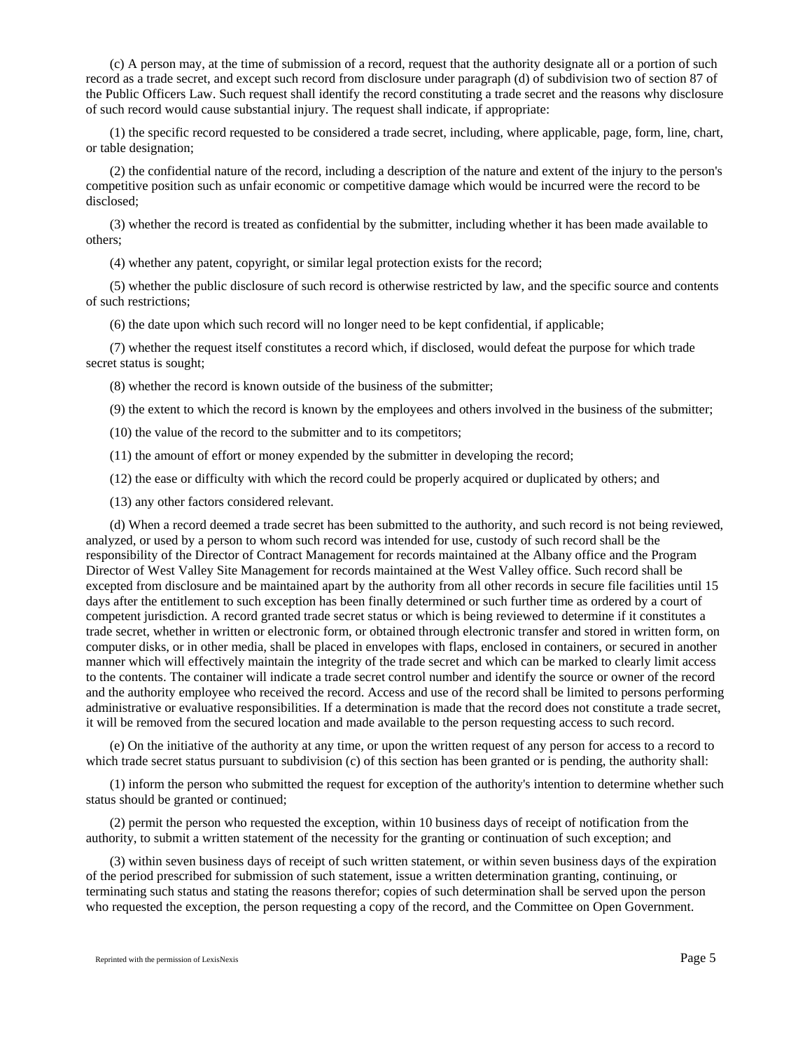(c) A person may, at the time of submission of a record, request that the authority designate all or a portion of such record as a trade secret, and except such record from disclosure under paragraph (d) of subdivision two of section 87 of the Public Officers Law. Such request shall identify the record constituting a trade secret and the reasons why disclosure of such record would cause substantial injury. The request shall indicate, if appropriate:

(1) the specific record requested to be considered a trade secret, including, where applicable, page, form, line, chart, or table designation;

(2) the confidential nature of the record, including a description of the nature and extent of the injury to the person's competitive position such as unfair economic or competitive damage which would be incurred were the record to be disclosed;

(3) whether the record is treated as confidential by the submitter, including whether it has been made available to others;

(4) whether any patent, copyright, or similar legal protection exists for the record;

(5) whether the public disclosure of such record is otherwise restricted by law, and the specific source and contents of such restrictions;

(6) the date upon which such record will no longer need to be kept confidential, if applicable;

(7) whether the request itself constitutes a record which, if disclosed, would defeat the purpose for which trade secret status is sought;

(8) whether the record is known outside of the business of the submitter;

(9) the extent to which the record is known by the employees and others involved in the business of the submitter;

(10) the value of the record to the submitter and to its competitors;

(11) the amount of effort or money expended by the submitter in developing the record;

(12) the ease or difficulty with which the record could be properly acquired or duplicated by others; and

(13) any other factors considered relevant.

(d) When a record deemed a trade secret has been submitted to the authority, and such record is not being reviewed, analyzed, or used by a person to whom such record was intended for use, custody of such record shall be the responsibility of the Director of Contract Management for records maintained at the Albany office and the Program Director of West Valley Site Management for records maintained at the West Valley office. Such record shall be excepted from disclosure and be maintained apart by the authority from all other records in secure file facilities until 15 days after the entitlement to such exception has been finally determined or such further time as ordered by a court of competent jurisdiction. A record granted trade secret status or which is being reviewed to determine if it constitutes a trade secret, whether in written or electronic form, or obtained through electronic transfer and stored in written form, on computer disks, or in other media, shall be placed in envelopes with flaps, enclosed in containers, or secured in another manner which will effectively maintain the integrity of the trade secret and which can be marked to clearly limit access to the contents. The container will indicate a trade secret control number and identify the source or owner of the record and the authority employee who received the record. Access and use of the record shall be limited to persons performing administrative or evaluative responsibilities. If a determination is made that the record does not constitute a trade secret, it will be removed from the secured location and made available to the person requesting access to such record.

(e) On the initiative of the authority at any time, or upon the written request of any person for access to a record to which trade secret status pursuant to subdivision (c) of this section has been granted or is pending, the authority shall:

(1) inform the person who submitted the request for exception of the authority's intention to determine whether such status should be granted or continued;

(2) permit the person who requested the exception, within 10 business days of receipt of notification from the authority, to submit a written statement of the necessity for the granting or continuation of such exception; and

(3) within seven business days of receipt of such written statement, or within seven business days of the expiration of the period prescribed for submission of such statement, issue a written determination granting, continuing, or terminating such status and stating the reasons therefor; copies of such determination shall be served upon the person who requested the exception, the person requesting a copy of the record, and the Committee on Open Government.

Reprinted with the permission of LexisNexis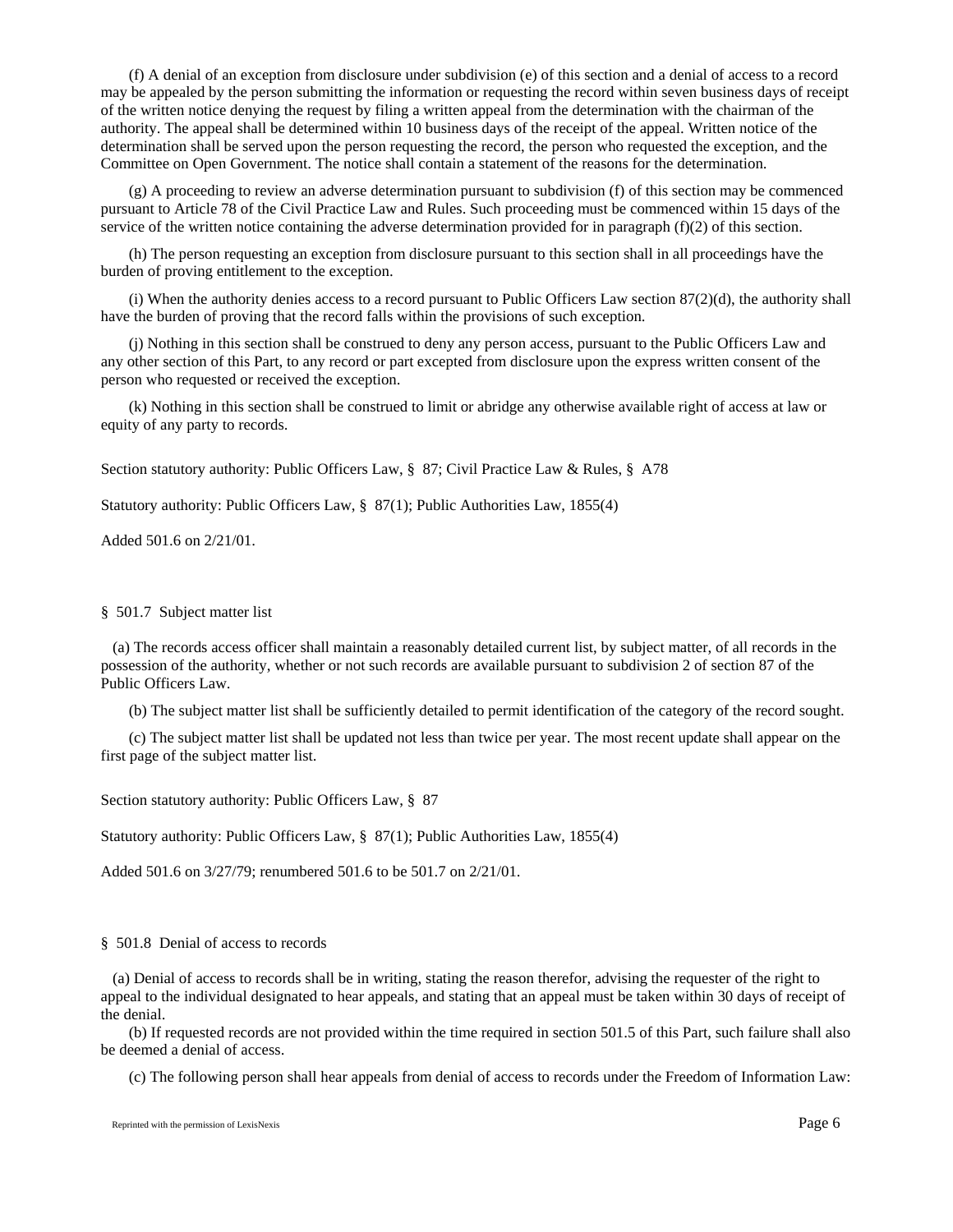(f) A denial of an exception from disclosure under subdivision (e) of this section and a denial of access to a record may be appealed by the person submitting the information or requesting the record within seven business days of receipt of the written notice denying the request by filing a written appeal from the determination with the chairman of the authority. The appeal shall be determined within 10 business days of the receipt of the appeal. Written notice of the determination shall be served upon the person requesting the record, the person who requested the exception, and the Committee on Open Government. The notice shall contain a statement of the reasons for the determination.

(g) A proceeding to review an adverse determination pursuant to subdivision (f) of this section may be commenced pursuant to Article 78 of the Civil Practice Law and Rules. Such proceeding must be commenced within 15 days of the service of the written notice containing the adverse determination provided for in paragraph (f)(2) of this section.

(h) The person requesting an exception from disclosure pursuant to this section shall in all proceedings have the burden of proving entitlement to the exception.

(i) When the authority denies access to a record pursuant to Public Officers Law section 87(2)(d), the authority shall have the burden of proving that the record falls within the provisions of such exception.

(j) Nothing in this section shall be construed to deny any person access, pursuant to the Public Officers Law and any other section of this Part, to any record or part excepted from disclosure upon the express written consent of the person who requested or received the exception.

(k) Nothing in this section shall be construed to limit or abridge any otherwise available right of access at law or equity of any party to records.

Section statutory authority: Public Officers Law, § 87; Civil Practice Law & Rules, § A78

Statutory authority: Public Officers Law, § 87(1); Public Authorities Law, 1855(4)

Added 501.6 on 2/21/01.

§ 501.7 Subject matter list

(a) The records access officer shall maintain a reasonably detailed current list, by subject matter, of all records in the possession of the authority, whether or not such records are available pursuant to subdivision 2 of section 87 of the Public Officers Law.

(b) The subject matter list shall be sufficiently detailed to permit identification of the category of the record sought.

(c) The subject matter list shall be updated not less than twice per year. The most recent update shall appear on the first page of the subject matter list.

Section statutory authority: Public Officers Law, § 87

Statutory authority: Public Officers Law, § 87(1); Public Authorities Law, 1855(4)

Added 501.6 on 3/27/79; renumbered 501.6 to be 501.7 on 2/21/01.

§ 501.8 Denial of access to records

(a) Denial of access to records shall be in writing, stating the reason therefor, advising the requester of the right to appeal to the individual designated to hear appeals, and stating that an appeal must be taken within 30 days of receipt of the denial.

(b) If requested records are not provided within the time required in section 501.5 of this Part, such failure shall also be deemed a denial of access.

(c) The following person shall hear appeals from denial of access to records under the Freedom of Information Law:

Reprinted with the permission of LexisNexis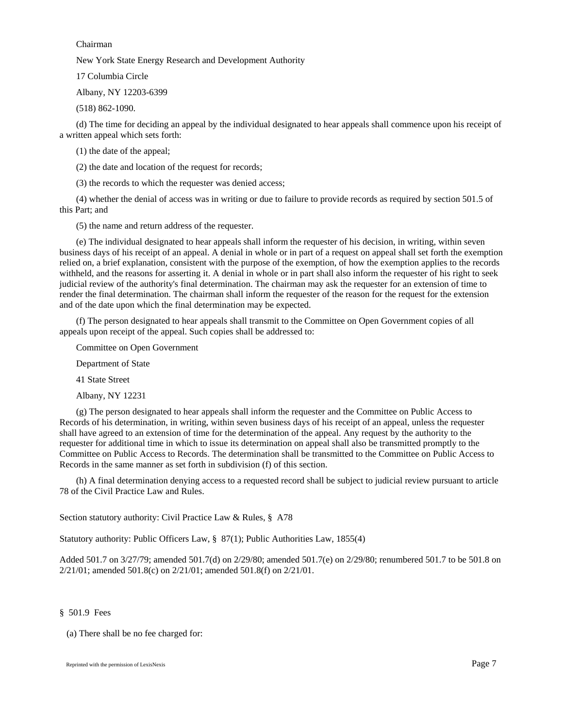Chairman

New York State Energy Research and Development Authority

17 Columbia Circle

Albany, NY 12203-6399

(518) 862-1090.

(d) The time for deciding an appeal by the individual designated to hear appeals shall commence upon his receipt of a written appeal which sets forth:

(1) the date of the appeal;

(2) the date and location of the request for records;

(3) the records to which the requester was denied access;

(4) whether the denial of access was in writing or due to failure to provide records as required by section 501.5 of this Part; and

(5) the name and return address of the requester.

(e) The individual designated to hear appeals shall inform the requester of his decision, in writing, within seven business days of his receipt of an appeal. A denial in whole or in part of a request on appeal shall set forth the exemption relied on, a brief explanation, consistent with the purpose of the exemption, of how the exemption applies to the records withheld, and the reasons for asserting it. A denial in whole or in part shall also inform the requester of his right to seek judicial review of the authority's final determination. The chairman may ask the requester for an extension of time to render the final determination. The chairman shall inform the requester of the reason for the request for the extension and of the date upon which the final determination may be expected.

(f) The person designated to hear appeals shall transmit to the Committee on Open Government copies of all appeals upon receipt of the appeal. Such copies shall be addressed to:

Committee on Open Government

Department of State

41 State Street

Albany, NY 12231

(g) The person designated to hear appeals shall inform the requester and the Committee on Public Access to Records of his determination, in writing, within seven business days of his receipt of an appeal, unless the requester shall have agreed to an extension of time for the determination of the appeal. Any request by the authority to the requester for additional time in which to issue its determination on appeal shall also be transmitted promptly to the Committee on Public Access to Records. The determination shall be transmitted to the Committee on Public Access to Records in the same manner as set forth in subdivision (f) of this section.

(h) A final determination denying access to a requested record shall be subject to judicial review pursuant to article 78 of the Civil Practice Law and Rules.

Section statutory authority: Civil Practice Law & Rules, § A78

Statutory authority: Public Officers Law, § 87(1); Public Authorities Law, 1855(4)

Added 501.7 on 3/27/79; amended 501.7(d) on 2/29/80; amended 501.7(e) on 2/29/80; renumbered 501.7 to be 501.8 on 2/21/01; amended 501.8(c) on 2/21/01; amended 501.8(f) on 2/21/01.

§ 501.9 Fees

(a) There shall be no fee charged for: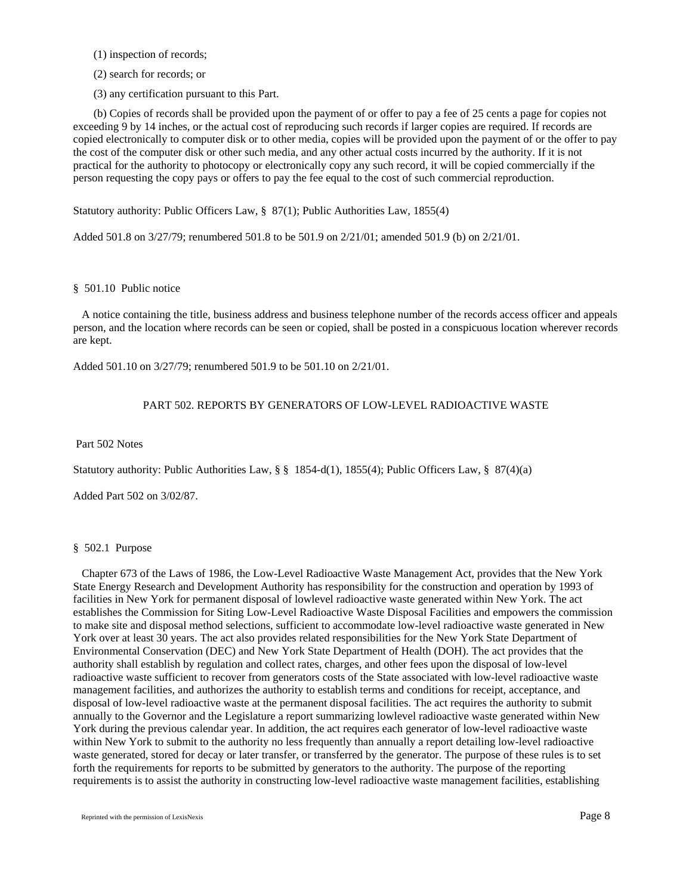(1) inspection of records;

(2) search for records; or

(3) any certification pursuant to this Part.

(b) Copies of records shall be provided upon the payment of or offer to pay a fee of 25 cents a page for copies not exceeding 9 by 14 inches, or the actual cost of reproducing such records if larger copies are required. If records are copied electronically to computer disk or to other media, copies will be provided upon the payment of or the offer to pay the cost of the computer disk or other such media, and any other actual costs incurred by the authority. If it is not practical for the authority to photocopy or electronically copy any such record, it will be copied commercially if the person requesting the copy pays or offers to pay the fee equal to the cost of such commercial reproduction.

Statutory authority: Public Officers Law, § 87(1); Public Authorities Law, 1855(4)

Added 501.8 on 3/27/79; renumbered 501.8 to be 501.9 on 2/21/01; amended 501.9 (b) on 2/21/01.

### § 501.10 Public notice

A notice containing the title, business address and business telephone number of the records access officer and appeals person, and the location where records can be seen or copied, shall be posted in a conspicuous location wherever records are kept.

Added 501.10 on 3/27/79; renumbered 501.9 to be 501.10 on 2/21/01.

## PART 502. REPORTS BY GENERATORS OF LOW-LEVEL RADIOACTIVE WASTE

Part 502 Notes

Statutory authority: Public Authorities Law, § § 1854-d(1), 1855(4); Public Officers Law, § 87(4)(a)

Added Part 502 on 3/02/87.

### § 502.1 Purpose

Chapter 673 of the Laws of 1986, the Low-Level Radioactive Waste Management Act, provides that the New York State Energy Research and Development Authority has responsibility for the construction and operation by 1993 of facilities in New York for permanent disposal of lowlevel radioactive waste generated within New York. The act establishes the Commission for Siting Low-Level Radioactive Waste Disposal Facilities and empowers the commission to make site and disposal method selections, sufficient to accommodate low-level radioactive waste generated in New York over at least 30 years. The act also provides related responsibilities for the New York State Department of Environmental Conservation (DEC) and New York State Department of Health (DOH). The act provides that the authority shall establish by regulation and collect rates, charges, and other fees upon the disposal of low-level radioactive waste sufficient to recover from generators costs of the State associated with low-level radioactive waste management facilities, and authorizes the authority to establish terms and conditions for receipt, acceptance, and disposal of low-level radioactive waste at the permanent disposal facilities. The act requires the authority to submit annually to the Governor and the Legislature a report summarizing lowlevel radioactive waste generated within New York during the previous calendar year. In addition, the act requires each generator of low-level radioactive waste within New York to submit to the authority no less frequently than annually a report detailing low-level radioactive waste generated, stored for decay or later transfer, or transferred by the generator. The purpose of these rules is to set forth the requirements for reports to be submitted by generators to the authority. The purpose of the reporting requirements is to assist the authority in constructing low-level radioactive waste management facilities, establishing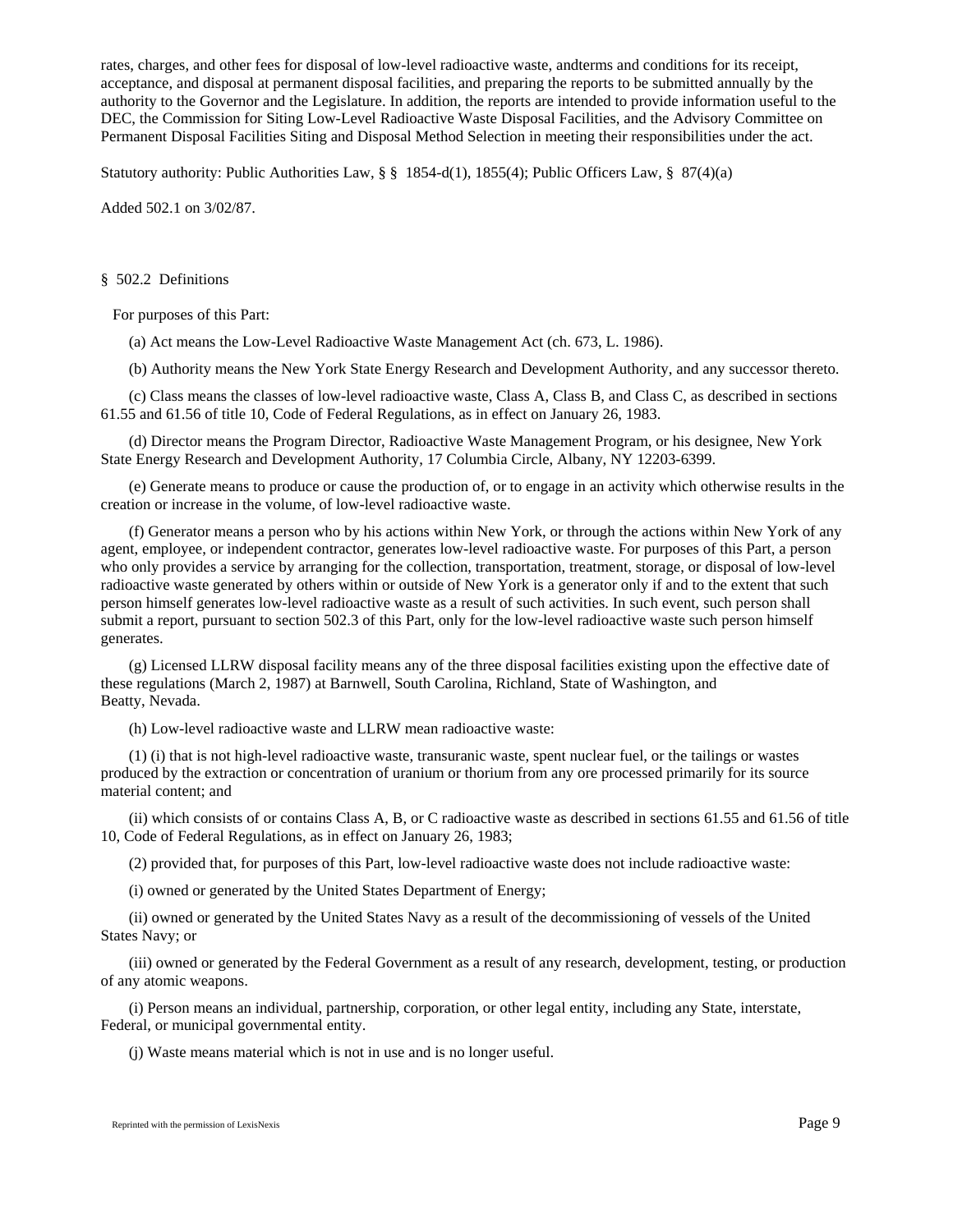rates, charges, and other fees for disposal of low-level radioactive waste, andterms and conditions for its receipt, acceptance, and disposal at permanent disposal facilities, and preparing the reports to be submitted annually by the authority to the Governor and the Legislature. In addition, the reports are intended to provide information useful to the DEC, the Commission for Siting Low-Level Radioactive Waste Disposal Facilities, and the Advisory Committee on Permanent Disposal Facilities Siting and Disposal Method Selection in meeting their responsibilities under the act.

Statutory authority: Public Authorities Law, § § 1854-d(1), 1855(4); Public Officers Law, § 87(4)(a)

Added 502.1 on 3/02/87.

§ 502.2 Definitions

For purposes of this Part:

(a) Act means the Low-Level Radioactive Waste Management Act (ch. 673, L. 1986).

(b) Authority means the New York State Energy Research and Development Authority, and any successor thereto.

(c) Class means the classes of low-level radioactive waste, Class A, Class B, and Class C, as described in sections 61.55 and 61.56 of title 10, Code of Federal Regulations, as in effect on January 26, 1983.

(d) Director means the Program Director, Radioactive Waste Management Program, or his designee, New York State Energy Research and Development Authority, 17 Columbia Circle, Albany, NY 12203-6399.

(e) Generate means to produce or cause the production of, or to engage in an activity which otherwise results in the creation or increase in the volume, of low-level radioactive waste.

(f) Generator means a person who by his actions within New York, or through the actions within New York of any agent, employee, or independent contractor, generates low-level radioactive waste. For purposes of this Part, a person who only provides a service by arranging for the collection, transportation, treatment, storage, or disposal of low-level radioactive waste generated by others within or outside of New York is a generator only if and to the extent that such person himself generates low-level radioactive waste as a result of such activities. In such event, such person shall submit a report, pursuant to section 502.3 of this Part, only for the low-level radioactive waste such person himself generates.

(g) Licensed LLRW disposal facility means any of the three disposal facilities existing upon the effective date of these regulations (March 2, 1987) at Barnwell, South Carolina, Richland, State of Washington, and Beatty, Nevada.

(h) Low-level radioactive waste and LLRW mean radioactive waste:

(1) (i) that is not high-level radioactive waste, transuranic waste, spent nuclear fuel, or the tailings or wastes produced by the extraction or concentration of uranium or thorium from any ore processed primarily for its source material content; and

(ii) which consists of or contains Class A, B, or C radioactive waste as described in sections 61.55 and 61.56 of title 10, Code of Federal Regulations, as in effect on January 26, 1983;

(2) provided that, for purposes of this Part, low-level radioactive waste does not include radioactive waste:

(i) owned or generated by the United States Department of Energy;

(ii) owned or generated by the United States Navy as a result of the decommissioning of vessels of the United States Navy; or

(iii) owned or generated by the Federal Government as a result of any research, development, testing, or production of any atomic weapons.

(i) Person means an individual, partnership, corporation, or other legal entity, including any State, interstate, Federal, or municipal governmental entity.

(j) Waste means material which is not in use and is no longer useful.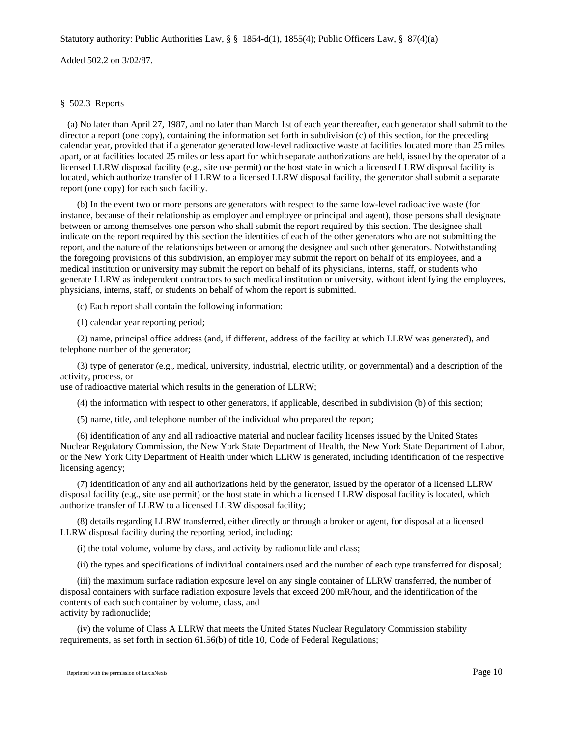Statutory authority: Public Authorities Law, § § 1854-d(1), 1855(4); Public Officers Law, § 87(4)(a)

Added 502.2 on 3/02/87.

§ 502.3 Reports

(a) No later than April 27, 1987, and no later than March 1st of each year thereafter, each generator shall submit to the director a report (one copy), containing the information set forth in subdivision (c) of this section, for the preceding calendar year, provided that if a generator generated low-level radioactive waste at facilities located more than 25 miles apart, or at facilities located 25 miles or less apart for which separate authorizations are held, issued by the operator of a licensed LLRW disposal facility (e.g., site use permit) or the host state in which a licensed LLRW disposal facility is located, which authorize transfer of LLRW to a licensed LLRW disposal facility, the generator shall submit a separate report (one copy) for each such facility.

(b) In the event two or more persons are generators with respect to the same low-level radioactive waste (for instance, because of their relationship as employer and employee or principal and agent), those persons shall designate between or among themselves one person who shall submit the report required by this section. The designee shall indicate on the report required by this section the identities of each of the other generators who are not submitting the report, and the nature of the relationships between or among the designee and such other generators. Notwithstanding the foregoing provisions of this subdivision, an employer may submit the report on behalf of its employees, and a medical institution or university may submit the report on behalf of its physicians, interns, staff, or students who generate LLRW as independent contractors to such medical institution or university, without identifying the employees, physicians, interns, staff, or students on behalf of whom the report is submitted.

(c) Each report shall contain the following information:

(1) calendar year reporting period;

(2) name, principal office address (and, if different, address of the facility at which LLRW was generated), and telephone number of the generator;

(3) type of generator (e.g., medical, university, industrial, electric utility, or governmental) and a description of the activity, process, or use of radioactive material which results in the generation of LLRW;

(4) the information with respect to other generators, if applicable, described in subdivision (b) of this section;

(5) name, title, and telephone number of the individual who prepared the report;

(6) identification of any and all radioactive material and nuclear facility licenses issued by the United States Nuclear Regulatory Commission, the New York State Department of Health, the New York State Department of Labor, or the New York City Department of Health under which LLRW is generated, including identification of the respective licensing agency;

(7) identification of any and all authorizations held by the generator, issued by the operator of a licensed LLRW disposal facility (e.g., site use permit) or the host state in which a licensed LLRW disposal facility is located, which authorize transfer of LLRW to a licensed LLRW disposal facility;

(8) details regarding LLRW transferred, either directly or through a broker or agent, for disposal at a licensed LLRW disposal facility during the reporting period, including:

(i) the total volume, volume by class, and activity by radionuclide and class;

(ii) the types and specifications of individual containers used and the number of each type transferred for disposal;

(iii) the maximum surface radiation exposure level on any single container of LLRW transferred, the number of disposal containers with surface radiation exposure levels that exceed 200 mR/hour, and the identification of the contents of each such container by volume, class, and activity by radionuclide;

(iv) the volume of Class A LLRW that meets the United States Nuclear Regulatory Commission stability requirements, as set forth in section 61.56(b) of title 10, Code of Federal Regulations;

Reprinted with the permission of LexisNexis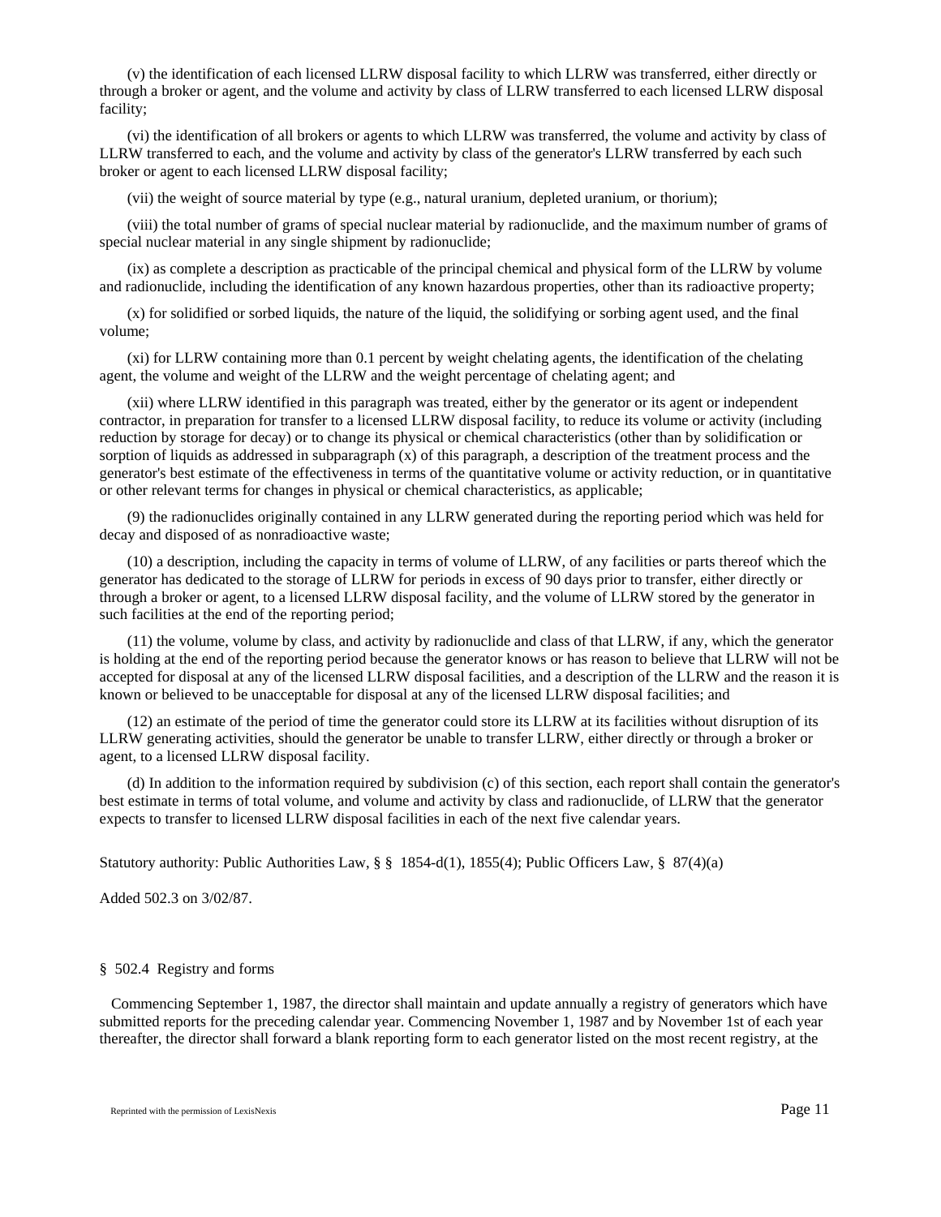(v) the identification of each licensed LLRW disposal facility to which LLRW was transferred, either directly or through a broker or agent, and the volume and activity by class of LLRW transferred to each licensed LLRW disposal facility;

(vi) the identification of all brokers or agents to which LLRW was transferred, the volume and activity by class of LLRW transferred to each, and the volume and activity by class of the generator's LLRW transferred by each such broker or agent to each licensed LLRW disposal facility;

(vii) the weight of source material by type (e.g., natural uranium, depleted uranium, or thorium);

(viii) the total number of grams of special nuclear material by radionuclide, and the maximum number of grams of special nuclear material in any single shipment by radionuclide;

(ix) as complete a description as practicable of the principal chemical and physical form of the LLRW by volume and radionuclide, including the identification of any known hazardous properties, other than its radioactive property;

(x) for solidified or sorbed liquids, the nature of the liquid, the solidifying or sorbing agent used, and the final volume;

(xi) for LLRW containing more than 0.1 percent by weight chelating agents, the identification of the chelating agent, the volume and weight of the LLRW and the weight percentage of chelating agent; and

(xii) where LLRW identified in this paragraph was treated, either by the generator or its agent or independent contractor, in preparation for transfer to a licensed LLRW disposal facility, to reduce its volume or activity (including reduction by storage for decay) or to change its physical or chemical characteristics (other than by solidification or sorption of liquids as addressed in subparagraph (x) of this paragraph, a description of the treatment process and the generator's best estimate of the effectiveness in terms of the quantitative volume or activity reduction, or in quantitative or other relevant terms for changes in physical or chemical characteristics, as applicable;

(9) the radionuclides originally contained in any LLRW generated during the reporting period which was held for decay and disposed of as nonradioactive waste;

(10) a description, including the capacity in terms of volume of LLRW, of any facilities or parts thereof which the generator has dedicated to the storage of LLRW for periods in excess of 90 days prior to transfer, either directly or through a broker or agent, to a licensed LLRW disposal facility, and the volume of LLRW stored by the generator in such facilities at the end of the reporting period;

(11) the volume, volume by class, and activity by radionuclide and class of that LLRW, if any, which the generator is holding at the end of the reporting period because the generator knows or has reason to believe that LLRW will not be accepted for disposal at any of the licensed LLRW disposal facilities, and a description of the LLRW and the reason it is known or believed to be unacceptable for disposal at any of the licensed LLRW disposal facilities; and

(12) an estimate of the period of time the generator could store its LLRW at its facilities without disruption of its LLRW generating activities, should the generator be unable to transfer LLRW, either directly or through a broker or agent, to a licensed LLRW disposal facility.

(d) In addition to the information required by subdivision (c) of this section, each report shall contain the generator's best estimate in terms of total volume, and volume and activity by class and radionuclide, of LLRW that the generator expects to transfer to licensed LLRW disposal facilities in each of the next five calendar years.

Statutory authority: Public Authorities Law, § § 1854-d(1), 1855(4); Public Officers Law, § 87(4)(a)

Added 502.3 on 3/02/87.

§ 502.4 Registry and forms

Commencing September 1, 1987, the director shall maintain and update annually a registry of generators which have submitted reports for the preceding calendar year. Commencing November 1, 1987 and by November 1st of each year thereafter, the director shall forward a blank reporting form to each generator listed on the most recent registry, at the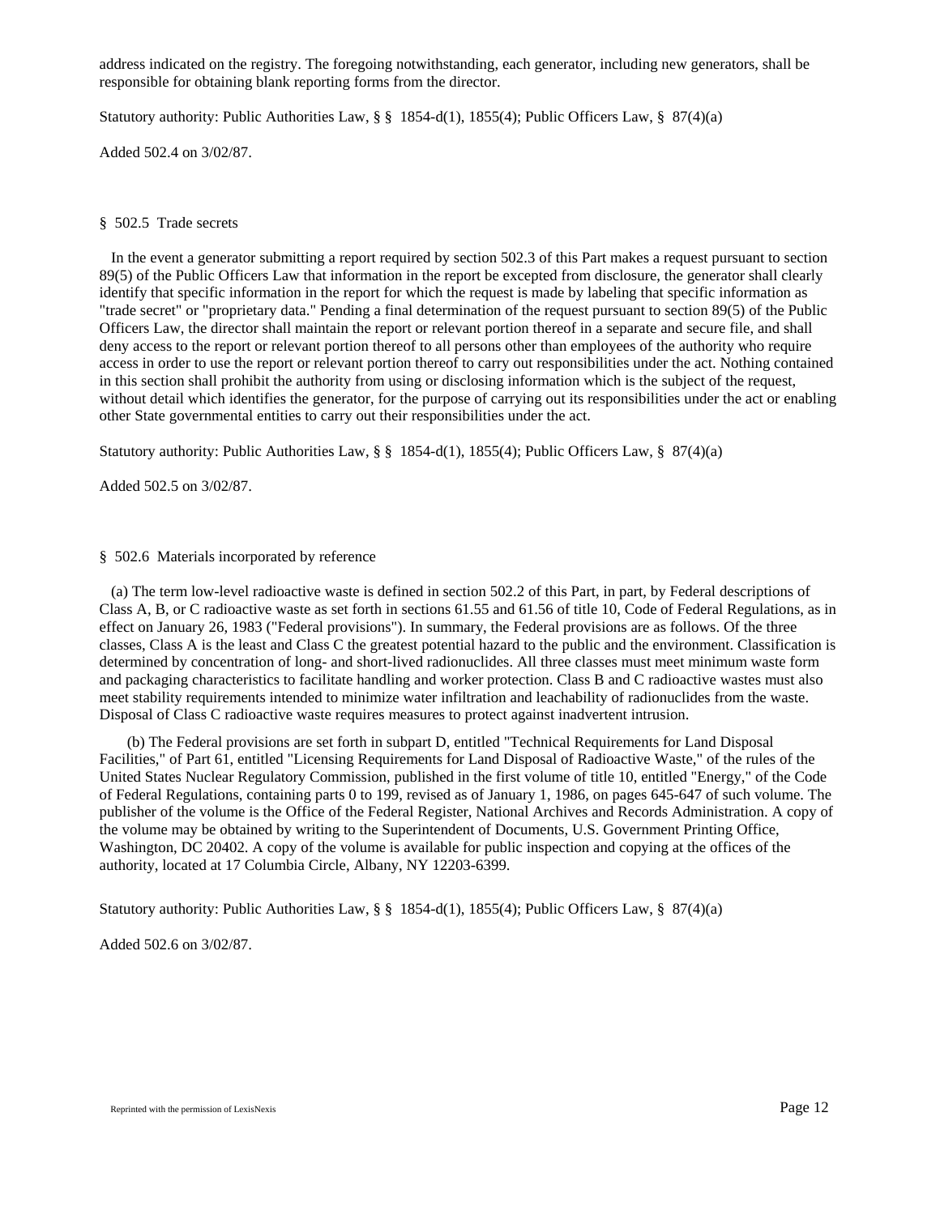address indicated on the registry. The foregoing notwithstanding, each generator, including new generators, shall be responsible for obtaining blank reporting forms from the director.

Statutory authority: Public Authorities Law, § § 1854-d(1), 1855(4); Public Officers Law, § 87(4)(a)

Added 502.4 on 3/02/87.

§ 502.5 Trade secrets

In the event a generator submitting a report required by section 502.3 of this Part makes a request pursuant to section 89(5) of the Public Officers Law that information in the report be excepted from disclosure, the generator shall clearly identify that specific information in the report for which the request is made by labeling that specific information as "trade secret" or "proprietary data." Pending a final determination of the request pursuant to section 89(5) of the Public Officers Law, the director shall maintain the report or relevant portion thereof in a separate and secure file, and shall deny access to the report or relevant portion thereof to all persons other than employees of the authority who require access in order to use the report or relevant portion thereof to carry out responsibilities under the act. Nothing contained in this section shall prohibit the authority from using or disclosing information which is the subject of the request, without detail which identifies the generator, for the purpose of carrying out its responsibilities under the act or enabling other State governmental entities to carry out their responsibilities under the act.

Statutory authority: Public Authorities Law, § § 1854-d(1), 1855(4); Public Officers Law, § 87(4)(a)

Added 502.5 on 3/02/87.

§ 502.6 Materials incorporated by reference

(a) The term low-level radioactive waste is defined in section 502.2 of this Part, in part, by Federal descriptions of Class A, B, or C radioactive waste as set forth in sections 61.55 and 61.56 of title 10, Code of Federal Regulations, as in effect on January 26, 1983 ("Federal provisions"). In summary, the Federal provisions are as follows. Of the three classes, Class A is the least and Class C the greatest potential hazard to the public and the environment. Classification is determined by concentration of long- and short-lived radionuclides. All three classes must meet minimum waste form and packaging characteristics to facilitate handling and worker protection. Class B and C radioactive wastes must also meet stability requirements intended to minimize water infiltration and leachability of radionuclides from the waste. Disposal of Class C radioactive waste requires measures to protect against inadvertent intrusion.

(b) The Federal provisions are set forth in subpart D, entitled "Technical Requirements for Land Disposal Facilities," of Part 61, entitled "Licensing Requirements for Land Disposal of Radioactive Waste," of the rules of the United States Nuclear Regulatory Commission, published in the first volume of title 10, entitled "Energy," of the Code of Federal Regulations, containing parts 0 to 199, revised as of January 1, 1986, on pages 645-647 of such volume. The publisher of the volume is the Office of the Federal Register, National Archives and Records Administration. A copy of the volume may be obtained by writing to the Superintendent of Documents, U.S. Government Printing Office, Washington, DC 20402. A copy of the volume is available for public inspection and copying at the offices of the authority, located at 17 Columbia Circle, Albany, NY 12203-6399.

Statutory authority: Public Authorities Law, § § 1854-d(1), 1855(4); Public Officers Law, § 87(4)(a)

Added 502.6 on 3/02/87.

Reprinted with the permission of LexisNexis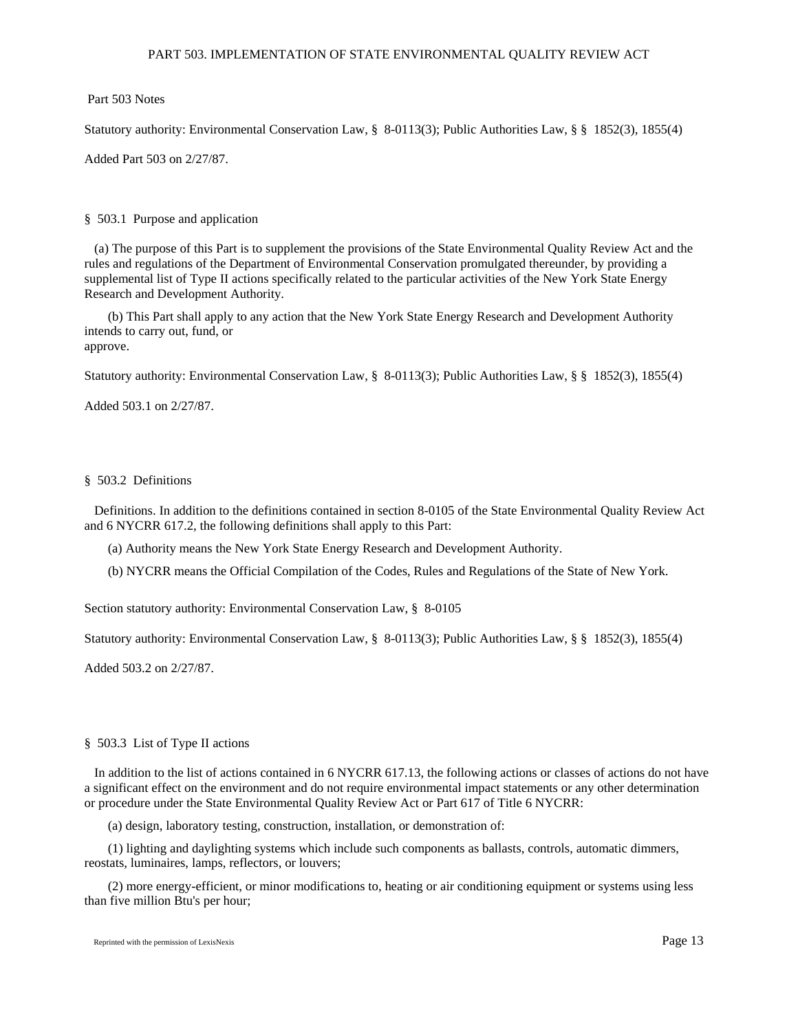# PART 503. IMPLEMENTATION OF STATE ENVIRONMENTAL QUALITY REVIEW ACT

Part 503 Notes

Statutory authority: Environmental Conservation Law, § 8-0113(3); Public Authorities Law, § § 1852(3), 1855(4)

Added Part 503 on 2/27/87.

## § 503.1 Purpose and application

(a) The purpose of this Part is to supplement the provisions of the State Environmental Quality Review Act and the rules and regulations of the Department of Environmental Conservation promulgated thereunder, by providing a supplemental list of Type II actions specifically related to the particular activities of the New York State Energy Research and Development Authority.

(b) This Part shall apply to any action that the New York State Energy Research and Development Authority intends to carry out, fund, or approve.

Statutory authority: Environmental Conservation Law, § 8-0113(3); Public Authorities Law, § § 1852(3), 1855(4)

Added 503.1 on 2/27/87.

## § 503.2 Definitions

Definitions. In addition to the definitions contained in section 8-0105 of the State Environmental Quality Review Act and 6 NYCRR 617.2, the following definitions shall apply to this Part:

(a) Authority means the New York State Energy Research and Development Authority.

(b) NYCRR means the Official Compilation of the Codes, Rules and Regulations of the State of New York.

Section statutory authority: Environmental Conservation Law, § 8-0105

Statutory authority: Environmental Conservation Law, § 8-0113(3); Public Authorities Law, § § 1852(3), 1855(4)

Added 503.2 on 2/27/87.

## § 503.3 List of Type II actions

In addition to the list of actions contained in 6 NYCRR 617.13, the following actions or classes of actions do not have a significant effect on the environment and do not require environmental impact statements or any other determination or procedure under the State Environmental Quality Review Act or Part 617 of Title 6 NYCRR:

(a) design, laboratory testing, construction, installation, or demonstration of:

(1) lighting and daylighting systems which include such components as ballasts, controls, automatic dimmers, reostats, luminaires, lamps, reflectors, or louvers;

(2) more energy-efficient, or minor modifications to, heating or air conditioning equipment or systems using less than five million Btu's per hour;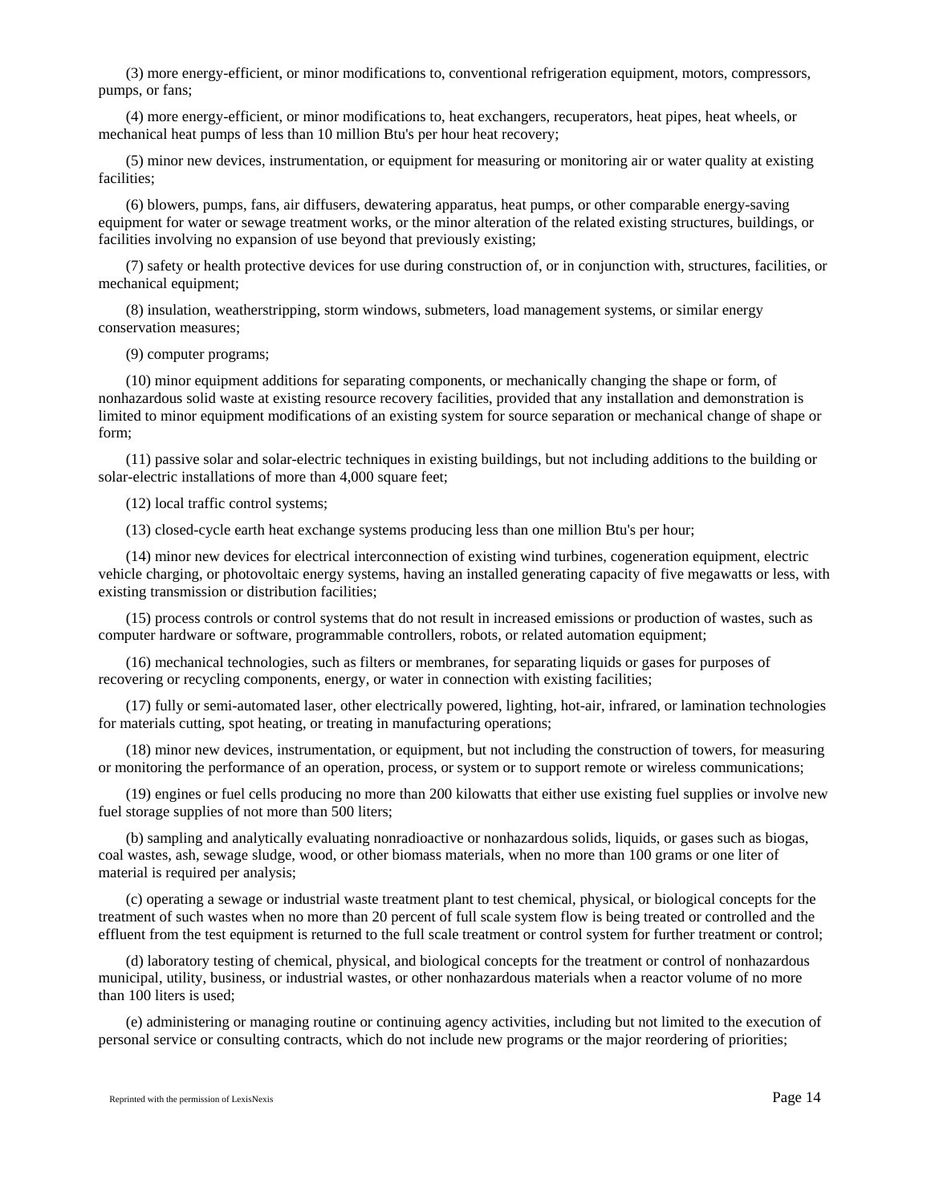(3) more energy-efficient, or minor modifications to, conventional refrigeration equipment, motors, compressors, pumps, or fans;

(4) more energy-efficient, or minor modifications to, heat exchangers, recuperators, heat pipes, heat wheels, or mechanical heat pumps of less than 10 million Btu's per hour heat recovery;

(5) minor new devices, instrumentation, or equipment for measuring or monitoring air or water quality at existing facilities;

(6) blowers, pumps, fans, air diffusers, dewatering apparatus, heat pumps, or other comparable energy-saving equipment for water or sewage treatment works, or the minor alteration of the related existing structures, buildings, or facilities involving no expansion of use beyond that previously existing;

(7) safety or health protective devices for use during construction of, or in conjunction with, structures, facilities, or mechanical equipment;

(8) insulation, weatherstripping, storm windows, submeters, load management systems, or similar energy conservation measures;

(9) computer programs;

(10) minor equipment additions for separating components, or mechanically changing the shape or form, of nonhazardous solid waste at existing resource recovery facilities, provided that any installation and demonstration is limited to minor equipment modifications of an existing system for source separation or mechanical change of shape or form;

(11) passive solar and solar-electric techniques in existing buildings, but not including additions to the building or solar-electric installations of more than 4,000 square feet;

(12) local traffic control systems;

(13) closed-cycle earth heat exchange systems producing less than one million Btu's per hour;

(14) minor new devices for electrical interconnection of existing wind turbines, cogeneration equipment, electric vehicle charging, or photovoltaic energy systems, having an installed generating capacity of five megawatts or less, with existing transmission or distribution facilities;

(15) process controls or control systems that do not result in increased emissions or production of wastes, such as computer hardware or software, programmable controllers, robots, or related automation equipment;

(16) mechanical technologies, such as filters or membranes, for separating liquids or gases for purposes of recovering or recycling components, energy, or water in connection with existing facilities;

(17) fully or semi-automated laser, other electrically powered, lighting, hot-air, infrared, or lamination technologies for materials cutting, spot heating, or treating in manufacturing operations;

(18) minor new devices, instrumentation, or equipment, but not including the construction of towers, for measuring or monitoring the performance of an operation, process, or system or to support remote or wireless communications;

(19) engines or fuel cells producing no more than 200 kilowatts that either use existing fuel supplies or involve new fuel storage supplies of not more than 500 liters;

(b) sampling and analytically evaluating nonradioactive or nonhazardous solids, liquids, or gases such as biogas, coal wastes, ash, sewage sludge, wood, or other biomass materials, when no more than 100 grams or one liter of material is required per analysis;

(c) operating a sewage or industrial waste treatment plant to test chemical, physical, or biological concepts for the treatment of such wastes when no more than 20 percent of full scale system flow is being treated or controlled and the effluent from the test equipment is returned to the full scale treatment or control system for further treatment or control;

(d) laboratory testing of chemical, physical, and biological concepts for the treatment or control of nonhazardous municipal, utility, business, or industrial wastes, or other nonhazardous materials when a reactor volume of no more than 100 liters is used;

(e) administering or managing routine or continuing agency activities, including but not limited to the execution of personal service or consulting contracts, which do not include new programs or the major reordering of priorities;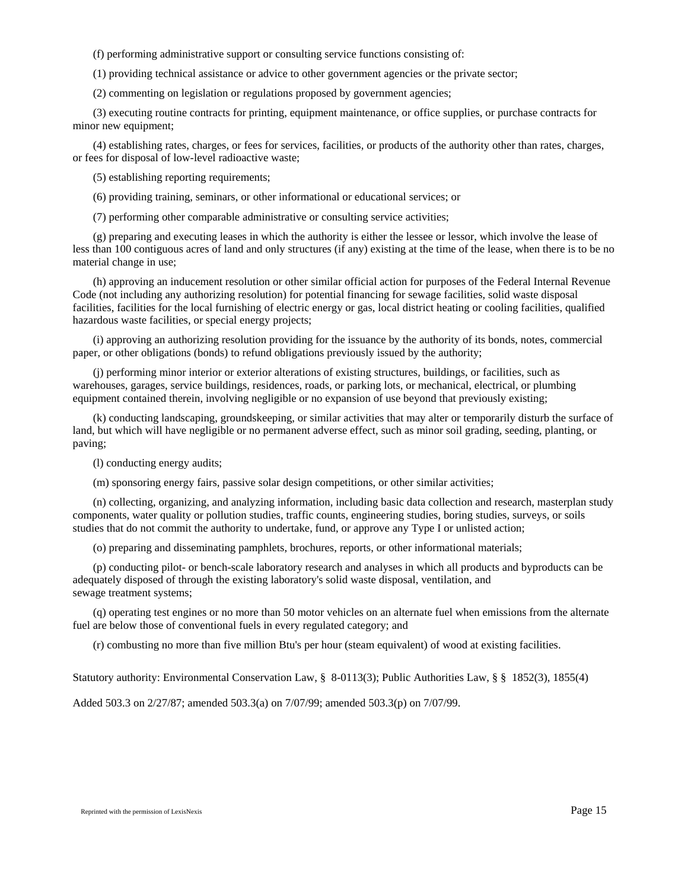(f) performing administrative support or consulting service functions consisting of:

(1) providing technical assistance or advice to other government agencies or the private sector;

(2) commenting on legislation or regulations proposed by government agencies;

(3) executing routine contracts for printing, equipment maintenance, or office supplies, or purchase contracts for minor new equipment;

(4) establishing rates, charges, or fees for services, facilities, or products of the authority other than rates, charges, or fees for disposal of low-level radioactive waste;

(5) establishing reporting requirements;

(6) providing training, seminars, or other informational or educational services; or

(7) performing other comparable administrative or consulting service activities;

(g) preparing and executing leases in which the authority is either the lessee or lessor, which involve the lease of less than 100 contiguous acres of land and only structures (if any) existing at the time of the lease, when there is to be no material change in use;

(h) approving an inducement resolution or other similar official action for purposes of the Federal Internal Revenue Code (not including any authorizing resolution) for potential financing for sewage facilities, solid waste disposal facilities, facilities for the local furnishing of electric energy or gas, local district heating or cooling facilities, qualified hazardous waste facilities, or special energy projects;

(i) approving an authorizing resolution providing for the issuance by the authority of its bonds, notes, commercial paper, or other obligations (bonds) to refund obligations previously issued by the authority;

(j) performing minor interior or exterior alterations of existing structures, buildings, or facilities, such as warehouses, garages, service buildings, residences, roads, or parking lots, or mechanical, electrical, or plumbing equipment contained therein, involving negligible or no expansion of use beyond that previously existing;

(k) conducting landscaping, groundskeeping, or similar activities that may alter or temporarily disturb the surface of land, but which will have negligible or no permanent adverse effect, such as minor soil grading, seeding, planting, or paving;

(l) conducting energy audits;

(m) sponsoring energy fairs, passive solar design competitions, or other similar activities;

(n) collecting, organizing, and analyzing information, including basic data collection and research, masterplan study components, water quality or pollution studies, traffic counts, engineering studies, boring studies, surveys, or soils studies that do not commit the authority to undertake, fund, or approve any Type I or unlisted action;

(o) preparing and disseminating pamphlets, brochures, reports, or other informational materials;

(p) conducting pilot- or bench-scale laboratory research and analyses in which all products and byproducts can be adequately disposed of through the existing laboratory's solid waste disposal, ventilation, and sewage treatment systems;

(q) operating test engines or no more than 50 motor vehicles on an alternate fuel when emissions from the alternate fuel are below those of conventional fuels in every regulated category; and

(r) combusting no more than five million Btu's per hour (steam equivalent) of wood at existing facilities.

Statutory authority: Environmental Conservation Law, § 8-0113(3); Public Authorities Law, § § 1852(3), 1855(4)

Added 503.3 on 2/27/87; amended 503.3(a) on 7/07/99; amended 503.3(p) on 7/07/99.

Reprinted with the permission of LexisNexis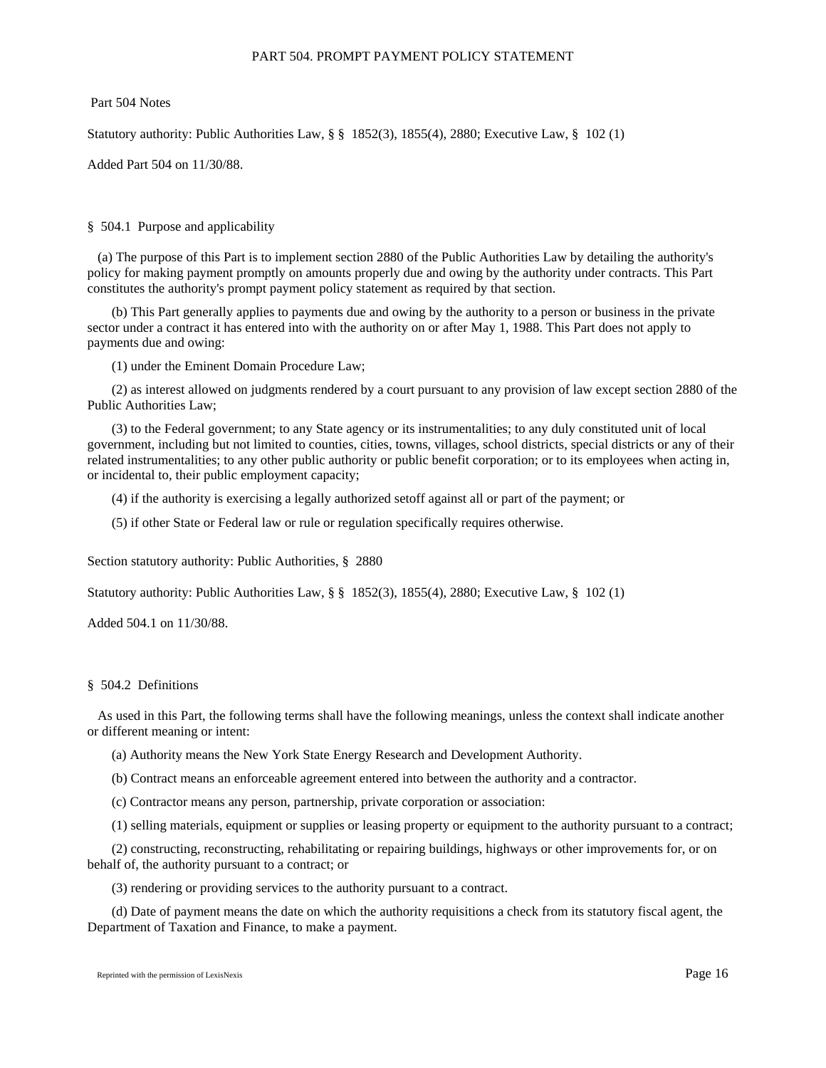# PART 504. PROMPT PAYMENT POLICY STATEMENT

Part 504 Notes

Statutory authority: Public Authorities Law, § § 1852(3), 1855(4), 2880; Executive Law, § 102 (1)

Added Part 504 on 11/30/88.

## § 504.1 Purpose and applicability

(a) The purpose of this Part is to implement section 2880 of the Public Authorities Law by detailing the authority's policy for making payment promptly on amounts properly due and owing by the authority under contracts. This Part constitutes the authority's prompt payment policy statement as required by that section.

(b) This Part generally applies to payments due and owing by the authority to a person or business in the private sector under a contract it has entered into with the authority on or after May 1, 1988. This Part does not apply to payments due and owing:

(1) under the Eminent Domain Procedure Law;

(2) as interest allowed on judgments rendered by a court pursuant to any provision of law except section 2880 of the Public Authorities Law;

(3) to the Federal government; to any State agency or its instrumentalities; to any duly constituted unit of local government, including but not limited to counties, cities, towns, villages, school districts, special districts or any of their related instrumentalities; to any other public authority or public benefit corporation; or to its employees when acting in, or incidental to, their public employment capacity;

(4) if the authority is exercising a legally authorized setoff against all or part of the payment; or

(5) if other State or Federal law or rule or regulation specifically requires otherwise.

Section statutory authority: Public Authorities, § 2880

Statutory authority: Public Authorities Law, § § 1852(3), 1855(4), 2880; Executive Law, § 102 (1)

Added 504.1 on 11/30/88.

## § 504.2 Definitions

As used in this Part, the following terms shall have the following meanings, unless the context shall indicate another or different meaning or intent:

(a) Authority means the New York State Energy Research and Development Authority.

(b) Contract means an enforceable agreement entered into between the authority and a contractor.

(c) Contractor means any person, partnership, private corporation or association:

(1) selling materials, equipment or supplies or leasing property or equipment to the authority pursuant to a contract;

(2) constructing, reconstructing, rehabilitating or repairing buildings, highways or other improvements for, or on behalf of, the authority pursuant to a contract; or

(3) rendering or providing services to the authority pursuant to a contract.

(d) Date of payment means the date on which the authority requisitions a check from its statutory fiscal agent, the Department of Taxation and Finance, to make a payment.

Reprinted with the permission of LexisNexis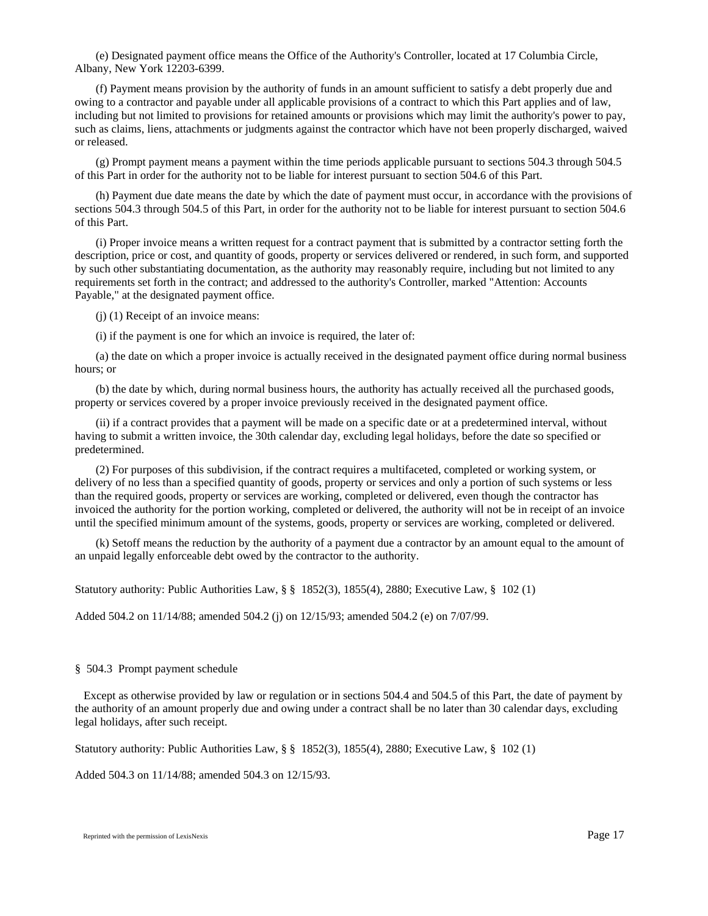(e) Designated payment office means the Office of the Authority's Controller, located at 17 Columbia Circle, Albany, New York 12203-6399.

(f) Payment means provision by the authority of funds in an amount sufficient to satisfy a debt properly due and owing to a contractor and payable under all applicable provisions of a contract to which this Part applies and of law, including but not limited to provisions for retained amounts or provisions which may limit the authority's power to pay, such as claims, liens, attachments or judgments against the contractor which have not been properly discharged, waived or released.

(g) Prompt payment means a payment within the time periods applicable pursuant to sections 504.3 through 504.5 of this Part in order for the authority not to be liable for interest pursuant to section 504.6 of this Part.

(h) Payment due date means the date by which the date of payment must occur, in accordance with the provisions of sections 504.3 through 504.5 of this Part, in order for the authority not to be liable for interest pursuant to section 504.6 of this Part.

(i) Proper invoice means a written request for a contract payment that is submitted by a contractor setting forth the description, price or cost, and quantity of goods, property or services delivered or rendered, in such form, and supported by such other substantiating documentation, as the authority may reasonably require, including but not limited to any requirements set forth in the contract; and addressed to the authority's Controller, marked "Attention: Accounts Payable," at the designated payment office.

(j) (1) Receipt of an invoice means:

(i) if the payment is one for which an invoice is required, the later of:

(a) the date on which a proper invoice is actually received in the designated payment office during normal business hours; or

(b) the date by which, during normal business hours, the authority has actually received all the purchased goods, property or services covered by a proper invoice previously received in the designated payment office.

(ii) if a contract provides that a payment will be made on a specific date or at a predetermined interval, without having to submit a written invoice, the 30th calendar day, excluding legal holidays, before the date so specified or predetermined.

(2) For purposes of this subdivision, if the contract requires a multifaceted, completed or working system, or delivery of no less than a specified quantity of goods, property or services and only a portion of such systems or less than the required goods, property or services are working, completed or delivered, even though the contractor has invoiced the authority for the portion working, completed or delivered, the authority will not be in receipt of an invoice until the specified minimum amount of the systems, goods, property or services are working, completed or delivered.

(k) Setoff means the reduction by the authority of a payment due a contractor by an amount equal to the amount of an unpaid legally enforceable debt owed by the contractor to the authority.

Statutory authority: Public Authorities Law, § § 1852(3), 1855(4), 2880; Executive Law, § 102 (1)

Added 504.2 on 11/14/88; amended 504.2 (j) on 12/15/93; amended 504.2 (e) on 7/07/99.

## § 504.3 Prompt payment schedule

Except as otherwise provided by law or regulation or in sections 504.4 and 504.5 of this Part, the date of payment by the authority of an amount properly due and owing under a contract shall be no later than 30 calendar days, excluding legal holidays, after such receipt.

Statutory authority: Public Authorities Law, § § 1852(3), 1855(4), 2880; Executive Law, § 102 (1)

Added 504.3 on 11/14/88; amended 504.3 on 12/15/93.

Reprinted with the permission of LexisNexis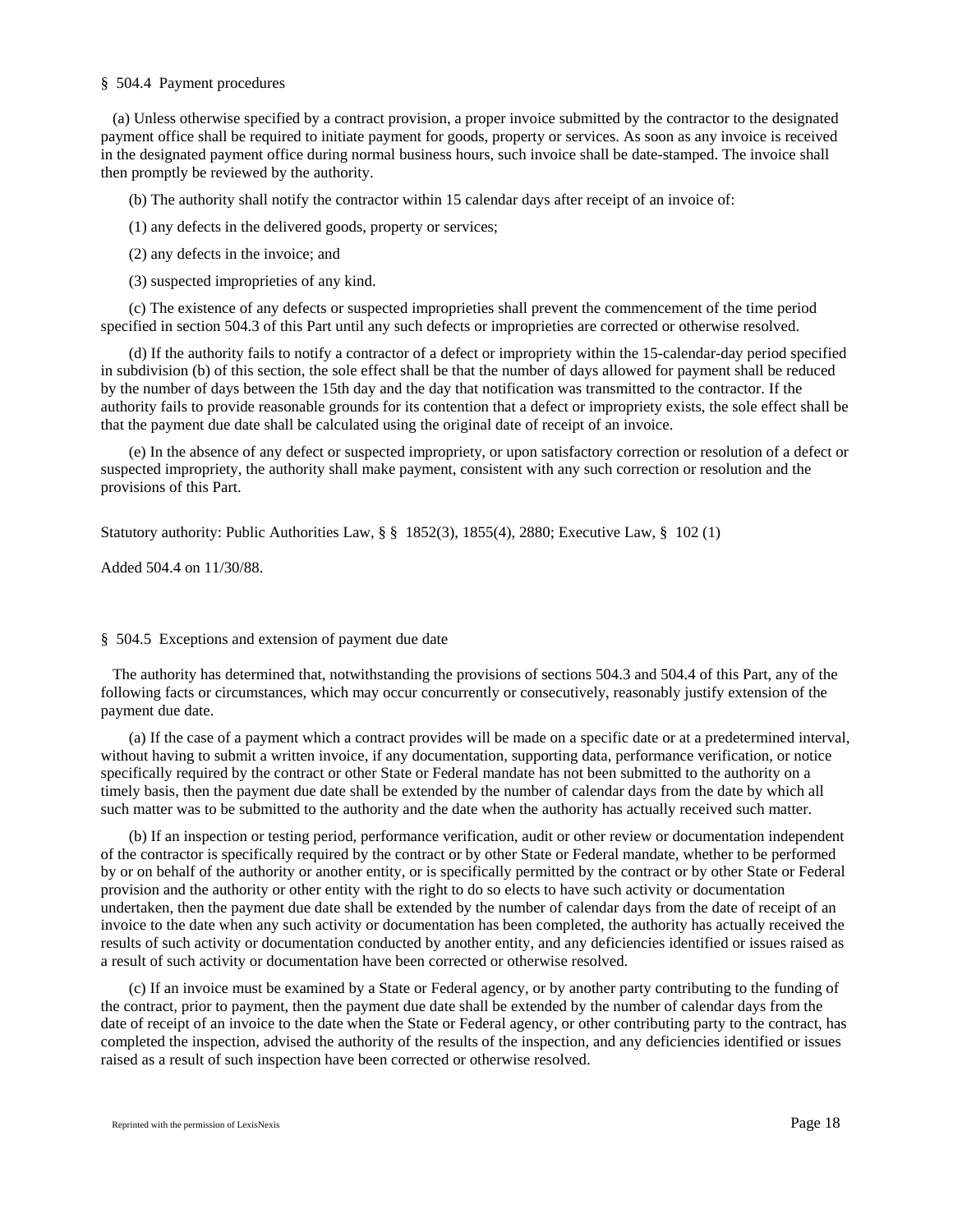§ 504.4 Payment procedures

(a) Unless otherwise specified by a contract provision, a proper invoice submitted by the contractor to the designated payment office shall be required to initiate payment for goods, property or services. As soon as any invoice is received in the designated payment office during normal business hours, such invoice shall be date-stamped. The invoice shall then promptly be reviewed by the authority.

(b) The authority shall notify the contractor within 15 calendar days after receipt of an invoice of:

(1) any defects in the delivered goods, property or services;

(2) any defects in the invoice; and

(3) suspected improprieties of any kind.

(c) The existence of any defects or suspected improprieties shall prevent the commencement of the time period specified in section 504.3 of this Part until any such defects or improprieties are corrected or otherwise resolved.

(d) If the authority fails to notify a contractor of a defect or impropriety within the 15-calendar-day period specified in subdivision (b) of this section, the sole effect shall be that the number of days allowed for payment shall be reduced by the number of days between the 15th day and the day that notification was transmitted to the contractor. If the authority fails to provide reasonable grounds for its contention that a defect or impropriety exists, the sole effect shall be that the payment due date shall be calculated using the original date of receipt of an invoice.

(e) In the absence of any defect or suspected impropriety, or upon satisfactory correction or resolution of a defect or suspected impropriety, the authority shall make payment, consistent with any such correction or resolution and the provisions of this Part.

Statutory authority: Public Authorities Law, § § 1852(3), 1855(4), 2880; Executive Law, § 102 (1)

Added 504.4 on 11/30/88.

§ 504.5 Exceptions and extension of payment due date

The authority has determined that, notwithstanding the provisions of sections 504.3 and 504.4 of this Part, any of the following facts or circumstances, which may occur concurrently or consecutively, reasonably justify extension of the payment due date.

(a) If the case of a payment which a contract provides will be made on a specific date or at a predetermined interval, without having to submit a written invoice, if any documentation, supporting data, performance verification, or notice specifically required by the contract or other State or Federal mandate has not been submitted to the authority on a timely basis, then the payment due date shall be extended by the number of calendar days from the date by which all such matter was to be submitted to the authority and the date when the authority has actually received such matter.

(b) If an inspection or testing period, performance verification, audit or other review or documentation independent of the contractor is specifically required by the contract or by other State or Federal mandate, whether to be performed by or on behalf of the authority or another entity, or is specifically permitted by the contract or by other State or Federal provision and the authority or other entity with the right to do so elects to have such activity or documentation undertaken, then the payment due date shall be extended by the number of calendar days from the date of receipt of an invoice to the date when any such activity or documentation has been completed, the authority has actually received the results of such activity or documentation conducted by another entity, and any deficiencies identified or issues raised as a result of such activity or documentation have been corrected or otherwise resolved.

(c) If an invoice must be examined by a State or Federal agency, or by another party contributing to the funding of the contract, prior to payment, then the payment due date shall be extended by the number of calendar days from the date of receipt of an invoice to the date when the State or Federal agency, or other contributing party to the contract, has completed the inspection, advised the authority of the results of the inspection, and any deficiencies identified or issues raised as a result of such inspection have been corrected or otherwise resolved.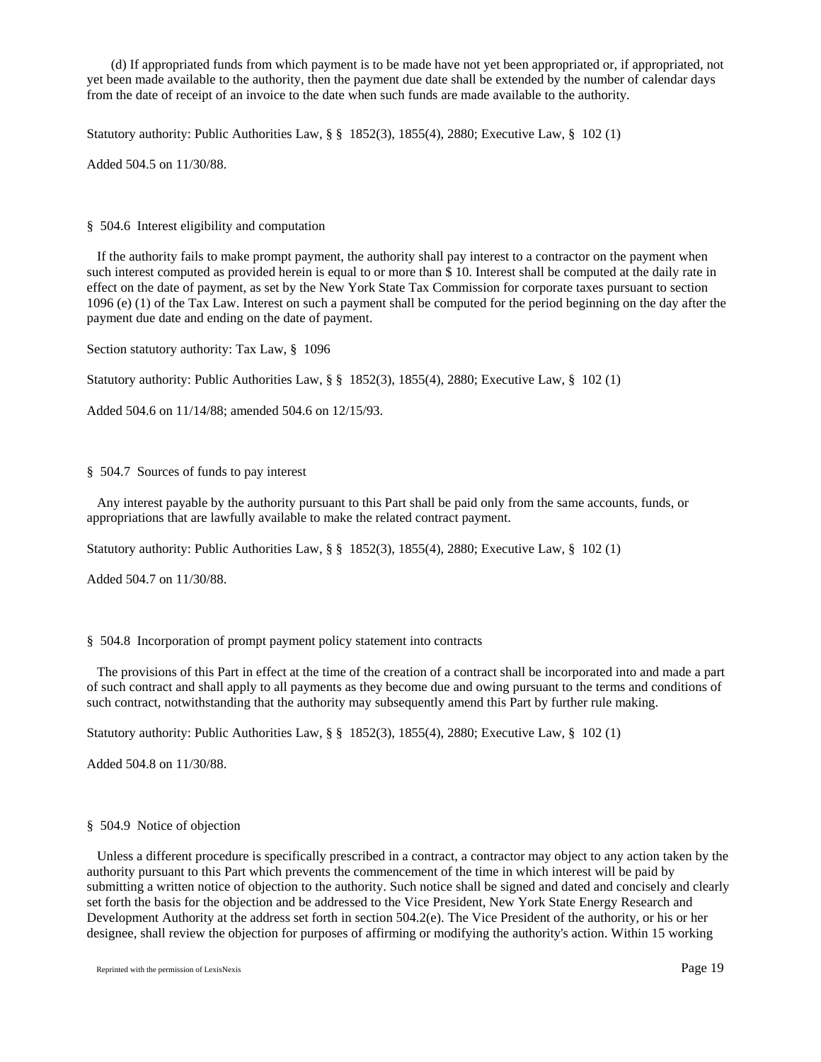(d) If appropriated funds from which payment is to be made have not yet been appropriated or, if appropriated, not yet been made available to the authority, then the payment due date shall be extended by the number of calendar days from the date of receipt of an invoice to the date when such funds are made available to the authority.

Statutory authority: Public Authorities Law, § § 1852(3), 1855(4), 2880; Executive Law, § 102 (1)

Added 504.5 on 11/30/88.

§ 504.6 Interest eligibility and computation

If the authority fails to make prompt payment, the authority shall pay interest to a contractor on the payment when such interest computed as provided herein is equal to or more than $ 10. Interest shall be computed at the daily rate in effect on the date of payment, as set by the New York State Tax Commission for corporate taxes pursuant to section 1096 (e) (1) of the Tax Law. Interest on such a payment shall be computed for the period beginning on the day after the payment due date and ending on the date of payment.

Section statutory authority: Tax Law, § 1096

Statutory authority: Public Authorities Law, § § 1852(3), 1855(4), 2880; Executive Law, § 102 (1)

Added 504.6 on 11/14/88; amended 504.6 on 12/15/93.

§ 504.7 Sources of funds to pay interest

Any interest payable by the authority pursuant to this Part shall be paid only from the same accounts, funds, or appropriations that are lawfully available to make the related contract payment.

Statutory authority: Public Authorities Law, § § 1852(3), 1855(4), 2880; Executive Law, § 102 (1)

Added 504.7 on 11/30/88.

§ 504.8 Incorporation of prompt payment policy statement into contracts

The provisions of this Part in effect at the time of the creation of a contract shall be incorporated into and made a part of such contract and shall apply to all payments as they become due and owing pursuant to the terms and conditions of such contract, notwithstanding that the authority may subsequently amend this Part by further rule making.

Statutory authority: Public Authorities Law, § § 1852(3), 1855(4), 2880; Executive Law, § 102 (1)

Added 504.8 on 11/30/88.

§ 504.9 Notice of objection

Unless a different procedure is specifically prescribed in a contract, a contractor may object to any action taken by the authority pursuant to this Part which prevents the commencement of the time in which interest will be paid by submitting a written notice of objection to the authority. Such notice shall be signed and dated and concisely and clearly set forth the basis for the objection and be addressed to the Vice President, New York State Energy Research and Development Authority at the address set forth in section 504.2(e). The Vice President of the authority, or his or her designee, shall review the objection for purposes of affirming or modifying the authority's action. Within 15 working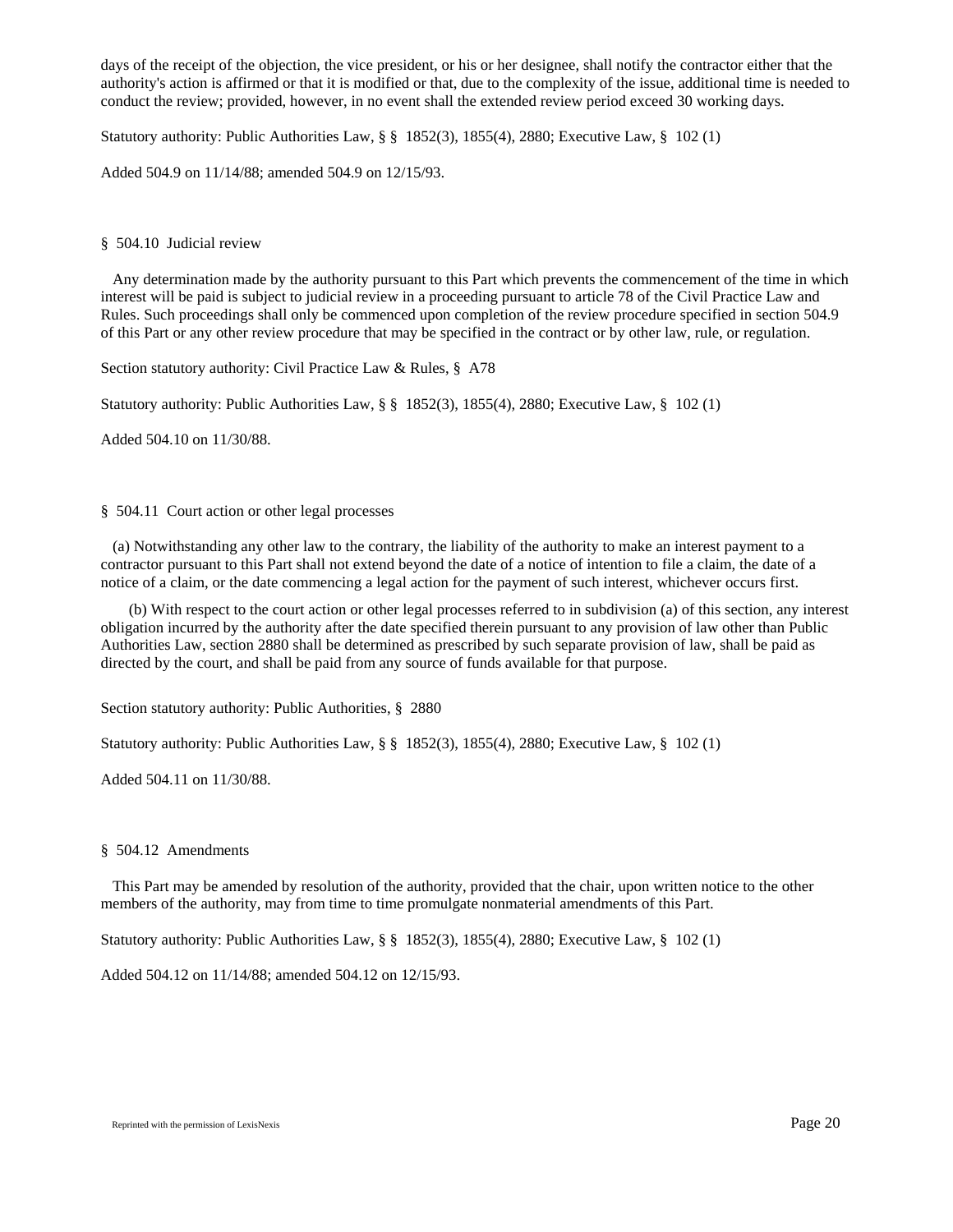days of the receipt of the objection, the vice president, or his or her designee, shall notify the contractor either that the authority's action is affirmed or that it is modified or that, due to the complexity of the issue, additional time is needed to conduct the review; provided, however, in no event shall the extended review period exceed 30 working days.

Statutory authority: Public Authorities Law, § § 1852(3), 1855(4), 2880; Executive Law, § 102 (1)

Added 504.9 on 11/14/88; amended 504.9 on 12/15/93.

§ 504.10 Judicial review

Any determination made by the authority pursuant to this Part which prevents the commencement of the time in which interest will be paid is subject to judicial review in a proceeding pursuant to article 78 of the Civil Practice Law and Rules. Such proceedings shall only be commenced upon completion of the review procedure specified in section 504.9 of this Part or any other review procedure that may be specified in the contract or by other law, rule, or regulation.

Section statutory authority: Civil Practice Law & Rules, § A78

Statutory authority: Public Authorities Law, § § 1852(3), 1855(4), 2880; Executive Law, § 102 (1)

Added 504.10 on 11/30/88.

§ 504.11 Court action or other legal processes

(a) Notwithstanding any other law to the contrary, the liability of the authority to make an interest payment to a contractor pursuant to this Part shall not extend beyond the date of a notice of intention to file a claim, the date of a notice of a claim, or the date commencing a legal action for the payment of such interest, whichever occurs first.

(b) With respect to the court action or other legal processes referred to in subdivision (a) of this section, any interest obligation incurred by the authority after the date specified therein pursuant to any provision of law other than Public Authorities Law, section 2880 shall be determined as prescribed by such separate provision of law, shall be paid as directed by the court, and shall be paid from any source of funds available for that purpose.

Section statutory authority: Public Authorities, § 2880

Statutory authority: Public Authorities Law, § § 1852(3), 1855(4), 2880; Executive Law, § 102 (1)

Added 504.11 on 11/30/88.

§ 504.12 Amendments

This Part may be amended by resolution of the authority, provided that the chair, upon written notice to the other members of the authority, may from time to time promulgate nonmaterial amendments of this Part.

Statutory authority: Public Authorities Law, § § 1852(3), 1855(4), 2880; Executive Law, § 102 (1)

Added 504.12 on 11/14/88; amended 504.12 on 12/15/93.

Reprinted with the permission of LexisNexis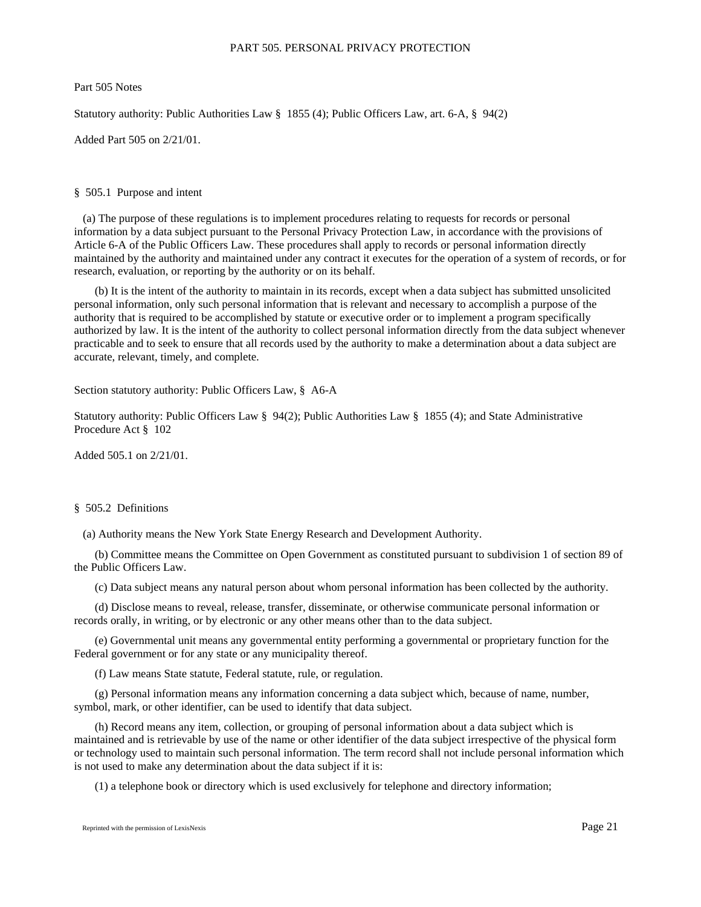# PART 505. PERSONAL PRIVACY PROTECTION

Part 505 Notes

Statutory authority: Public Authorities Law § 1855 (4); Public Officers Law, art. 6-A, § 94(2)

Added Part 505 on 2/21/01.

## § 505.1 Purpose and intent

(a) The purpose of these regulations is to implement procedures relating to requests for records or personal information by a data subject pursuant to the Personal Privacy Protection Law, in accordance with the provisions of Article 6-A of the Public Officers Law. These procedures shall apply to records or personal information directly maintained by the authority and maintained under any contract it executes for the operation of a system of records, or for research, evaluation, or reporting by the authority or on its behalf.

(b) It is the intent of the authority to maintain in its records, except when a data subject has submitted unsolicited personal information, only such personal information that is relevant and necessary to accomplish a purpose of the authority that is required to be accomplished by statute or executive order or to implement a program specifically authorized by law. It is the intent of the authority to collect personal information directly from the data subject whenever practicable and to seek to ensure that all records used by the authority to make a determination about a data subject are accurate, relevant, timely, and complete.

Section statutory authority: Public Officers Law, § A6-A

Statutory authority: Public Officers Law § 94(2); Public Authorities Law § 1855 (4); and State Administrative Procedure Act § 102

Added 505.1 on 2/21/01.

## § 505.2 Definitions

(a) Authority means the New York State Energy Research and Development Authority.

(b) Committee means the Committee on Open Government as constituted pursuant to subdivision 1 of section 89 of the Public Officers Law.

(c) Data subject means any natural person about whom personal information has been collected by the authority.

(d) Disclose means to reveal, release, transfer, disseminate, or otherwise communicate personal information or records orally, in writing, or by electronic or any other means other than to the data subject.

(e) Governmental unit means any governmental entity performing a governmental or proprietary function for the Federal government or for any state or any municipality thereof.

(f) Law means State statute, Federal statute, rule, or regulation.

(g) Personal information means any information concerning a data subject which, because of name, number, symbol, mark, or other identifier, can be used to identify that data subject.

(h) Record means any item, collection, or grouping of personal information about a data subject which is maintained and is retrievable by use of the name or other identifier of the data subject irrespective of the physical form or technology used to maintain such personal information. The term record shall not include personal information which is not used to make any determination about the data subject if it is:

(1) a telephone book or directory which is used exclusively for telephone and directory information;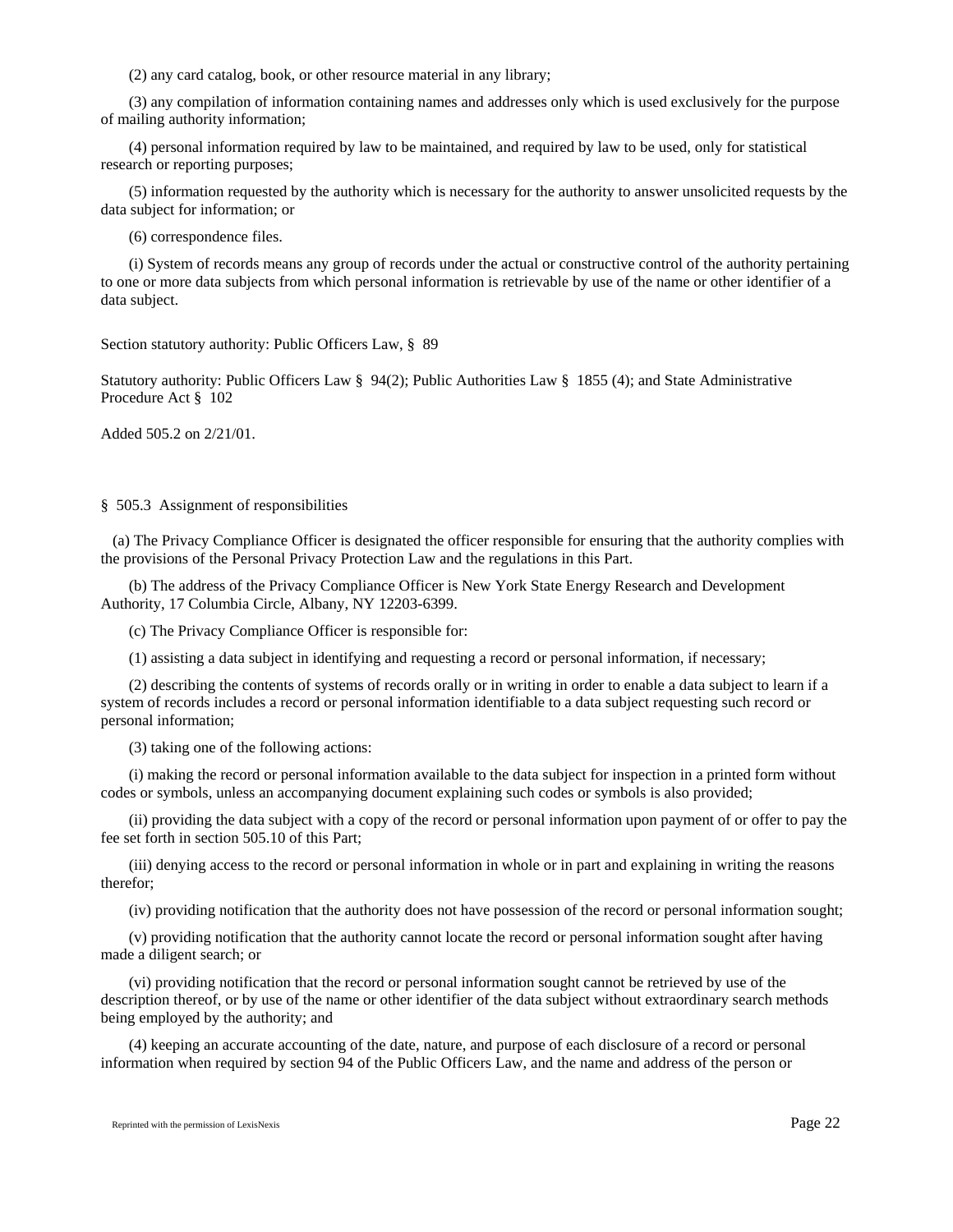(2) any card catalog, book, or other resource material in any library;

(3) any compilation of information containing names and addresses only which is used exclusively for the purpose of mailing authority information;

(4) personal information required by law to be maintained, and required by law to be used, only for statistical research or reporting purposes;

(5) information requested by the authority which is necessary for the authority to answer unsolicited requests by the data subject for information; or

(6) correspondence files.

(i) System of records means any group of records under the actual or constructive control of the authority pertaining to one or more data subjects from which personal information is retrievable by use of the name or other identifier of a data subject.

Section statutory authority: Public Officers Law, § 89

Statutory authority: Public Officers Law § 94(2); Public Authorities Law § 1855 (4); and State Administrative Procedure Act § 102

Added 505.2 on 2/21/01.

§ 505.3 Assignment of responsibilities

(a) The Privacy Compliance Officer is designated the officer responsible for ensuring that the authority complies with the provisions of the Personal Privacy Protection Law and the regulations in this Part.

(b) The address of the Privacy Compliance Officer is New York State Energy Research and Development Authority, 17 Columbia Circle, Albany, NY 12203-6399.

(c) The Privacy Compliance Officer is responsible for:

(1) assisting a data subject in identifying and requesting a record or personal information, if necessary;

(2) describing the contents of systems of records orally or in writing in order to enable a data subject to learn if a system of records includes a record or personal information identifiable to a data subject requesting such record or personal information;

(3) taking one of the following actions:

(i) making the record or personal information available to the data subject for inspection in a printed form without codes or symbols, unless an accompanying document explaining such codes or symbols is also provided;

(ii) providing the data subject with a copy of the record or personal information upon payment of or offer to pay the fee set forth in section 505.10 of this Part;

(iii) denying access to the record or personal information in whole or in part and explaining in writing the reasons therefor;

(iv) providing notification that the authority does not have possession of the record or personal information sought;

(v) providing notification that the authority cannot locate the record or personal information sought after having made a diligent search; or

(vi) providing notification that the record or personal information sought cannot be retrieved by use of the description thereof, or by use of the name or other identifier of the data subject without extraordinary search methods being employed by the authority; and

(4) keeping an accurate accounting of the date, nature, and purpose of each disclosure of a record or personal information when required by section 94 of the Public Officers Law, and the name and address of the person or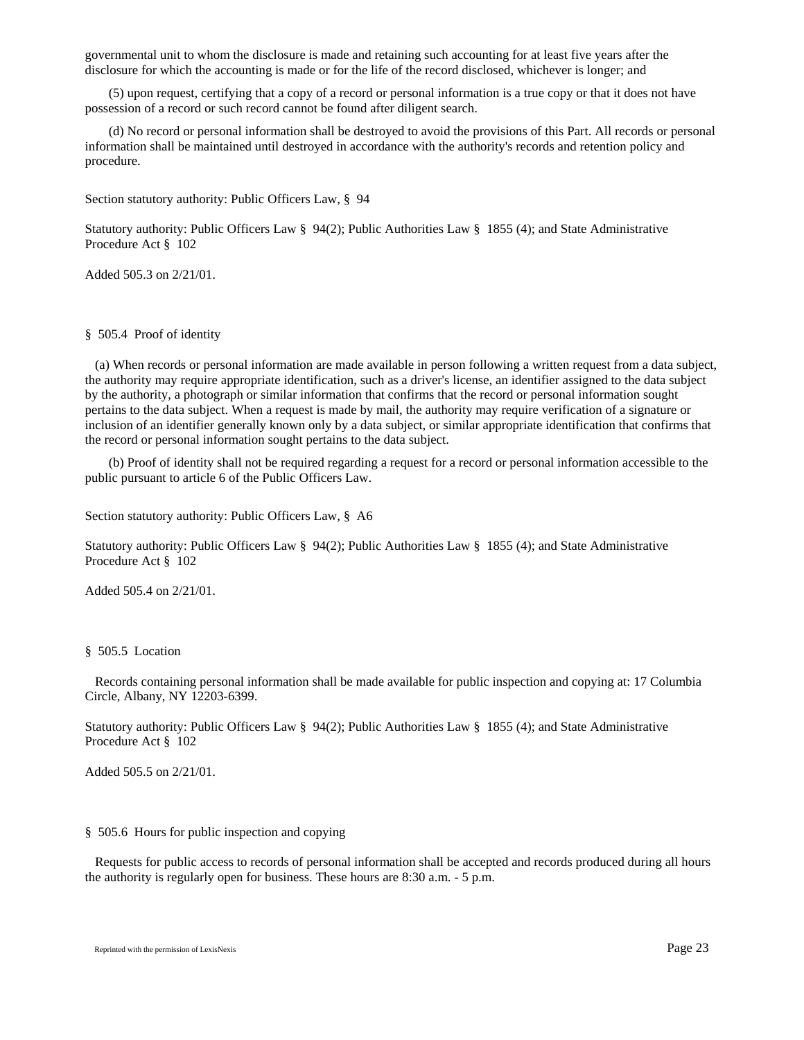governmental unit to whom the disclosure is made and retaining such accounting for at least five years after the disclosure for which the accounting is made or for the life of the record disclosed, whichever is longer; and

(5) upon request, certifying that a copy of a record or personal information is a true copy or that it does not have possession of a record or such record cannot be found after diligent search.

(d) No record or personal information shall be destroyed to avoid the provisions of this Part. All records or personal information shall be maintained until destroyed in accordance with the authority's records and retention policy and procedure.

Section statutory authority: Public Officers Law, § 94

Statutory authority: Public Officers Law § 94(2); Public Authorities Law § 1855 (4); and State Administrative Procedure Act § 102

Added 505.3 on 2/21/01.

§ 505.4 Proof of identity

(a) When records or personal information are made available in person following a written request from a data subject, the authority may require appropriate identification, such as a driver's license, an identifier assigned to the data subject by the authority, a photograph or similar information that confirms that the record or personal information sought pertains to the data subject. When a request is made by mail, the authority may require verification of a signature or inclusion of an identifier generally known only by a data subject, or similar appropriate identification that confirms that the record or personal information sought pertains to the data subject.

(b) Proof of identity shall not be required regarding a request for a record or personal information accessible to the public pursuant to article 6 of the Public Officers Law.

Section statutory authority: Public Officers Law, § A6

Statutory authority: Public Officers Law § 94(2); Public Authorities Law § 1855 (4); and State Administrative Procedure Act § 102

Added 505.4 on 2/21/01.

§ 505.5 Location

Records containing personal information shall be made available for public inspection and copying at: 17 Columbia Circle, Albany, NY 12203-6399.

Statutory authority: Public Officers Law § 94(2); Public Authorities Law § 1855 (4); and State Administrative Procedure Act § 102

Added 505.5 on 2/21/01.

§ 505.6 Hours for public inspection and copying

Requests for public access to records of personal information shall be accepted and records produced during all hours the authority is regularly open for business. These hours are 8:30 a.m. - 5 p.m.

Reprinted with the permission of LexisNexis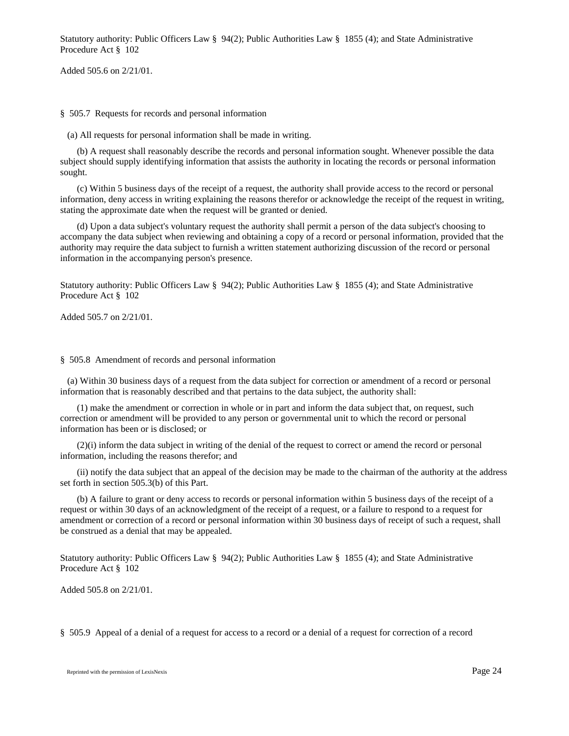Statutory authority: Public Officers Law § 94(2); Public Authorities Law § 1855 (4); and State Administrative Procedure Act § 102

Added 505.6 on 2/21/01.

§ 505.7 Requests for records and personal information

(a) All requests for personal information shall be made in writing.

(b) A request shall reasonably describe the records and personal information sought. Whenever possible the data subject should supply identifying information that assists the authority in locating the records or personal information sought.

(c) Within 5 business days of the receipt of a request, the authority shall provide access to the record or personal information, deny access in writing explaining the reasons therefor or acknowledge the receipt of the request in writing, stating the approximate date when the request will be granted or denied.

(d) Upon a data subject's voluntary request the authority shall permit a person of the data subject's choosing to accompany the data subject when reviewing and obtaining a copy of a record or personal information, provided that the authority may require the data subject to furnish a written statement authorizing discussion of the record or personal information in the accompanying person's presence.

Statutory authority: Public Officers Law § 94(2); Public Authorities Law § 1855 (4); and State Administrative Procedure Act § 102

Added 505.7 on 2/21/01.

§ 505.8 Amendment of records and personal information

(a) Within 30 business days of a request from the data subject for correction or amendment of a record or personal information that is reasonably described and that pertains to the data subject, the authority shall:

(1) make the amendment or correction in whole or in part and inform the data subject that, on request, such correction or amendment will be provided to any person or governmental unit to which the record or personal information has been or is disclosed; or

(2)(i) inform the data subject in writing of the denial of the request to correct or amend the record or personal information, including the reasons therefor; and

(ii) notify the data subject that an appeal of the decision may be made to the chairman of the authority at the address set forth in section 505.3(b) of this Part.

(b) A failure to grant or deny access to records or personal information within 5 business days of the receipt of a request or within 30 days of an acknowledgment of the receipt of a request, or a failure to respond to a request for amendment or correction of a record or personal information within 30 business days of receipt of such a request, shall be construed as a denial that may be appealed.

Statutory authority: Public Officers Law § 94(2); Public Authorities Law § 1855 (4); and State Administrative Procedure Act § 102

Added 505.8 on 2/21/01.

§ 505.9 Appeal of a denial of a request for access to a record or a denial of a request for correction of a record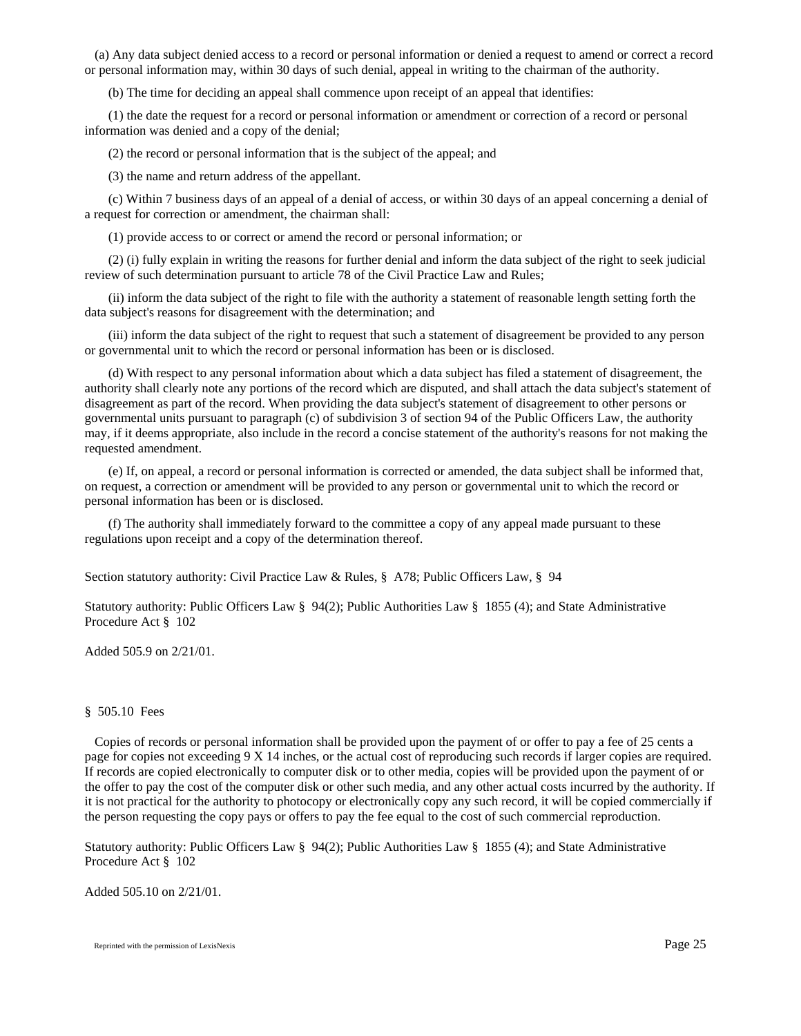(a) Any data subject denied access to a record or personal information or denied a request to amend or correct a record or personal information may, within 30 days of such denial, appeal in writing to the chairman of the authority.

(b) The time for deciding an appeal shall commence upon receipt of an appeal that identifies:

(1) the date the request for a record or personal information or amendment or correction of a record or personal information was denied and a copy of the denial;

(2) the record or personal information that is the subject of the appeal; and

(3) the name and return address of the appellant.

(c) Within 7 business days of an appeal of a denial of access, or within 30 days of an appeal concerning a denial of a request for correction or amendment, the chairman shall:

(1) provide access to or correct or amend the record or personal information; or

(2) (i) fully explain in writing the reasons for further denial and inform the data subject of the right to seek judicial review of such determination pursuant to article 78 of the Civil Practice Law and Rules;

(ii) inform the data subject of the right to file with the authority a statement of reasonable length setting forth the data subject's reasons for disagreement with the determination; and

(iii) inform the data subject of the right to request that such a statement of disagreement be provided to any person or governmental unit to which the record or personal information has been or is disclosed.

(d) With respect to any personal information about which a data subject has filed a statement of disagreement, the authority shall clearly note any portions of the record which are disputed, and shall attach the data subject's statement of disagreement as part of the record. When providing the data subject's statement of disagreement to other persons or governmental units pursuant to paragraph (c) of subdivision 3 of section 94 of the Public Officers Law, the authority may, if it deems appropriate, also include in the record a concise statement of the authority's reasons for not making the requested amendment.

(e) If, on appeal, a record or personal information is corrected or amended, the data subject shall be informed that, on request, a correction or amendment will be provided to any person or governmental unit to which the record or personal information has been or is disclosed.

(f) The authority shall immediately forward to the committee a copy of any appeal made pursuant to these regulations upon receipt and a copy of the determination thereof.

Section statutory authority: Civil Practice Law & Rules, § A78; Public Officers Law, § 94

Statutory authority: Public Officers Law § 94(2); Public Authorities Law § 1855 (4); and State Administrative Procedure Act § 102

Added 505.9 on 2/21/01.

## § 505.10 Fees

Copies of records or personal information shall be provided upon the payment of or offer to pay a fee of 25 cents a page for copies not exceeding 9 X 14 inches, or the actual cost of reproducing such records if larger copies are required. If records are copied electronically to computer disk or to other media, copies will be provided upon the payment of or the offer to pay the cost of the computer disk or other such media, and any other actual costs incurred by the authority. If it is not practical for the authority to photocopy or electronically copy any such record, it will be copied commercially if the person requesting the copy pays or offers to pay the fee equal to the cost of such commercial reproduction.

Statutory authority: Public Officers Law § 94(2); Public Authorities Law § 1855 (4); and State Administrative Procedure Act § 102

Added 505.10 on 2/21/01.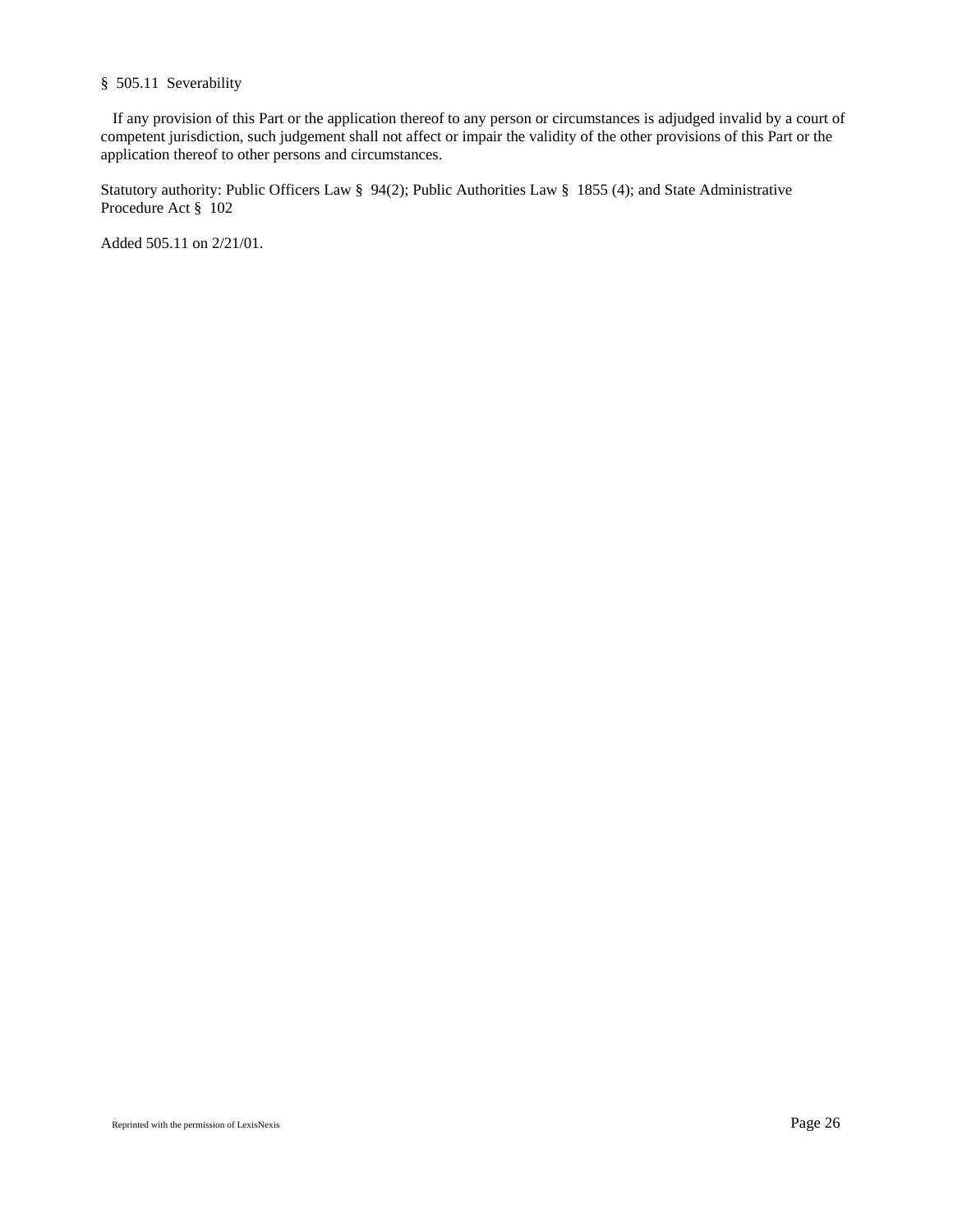§ 505.11 Severability

If any provision of this Part or the application thereof to any person or circumstances is adjudged invalid by a court of competent jurisdiction, such judgement shall not affect or impair the validity of the other provisions of this Part or the application thereof to other persons and circumstances.

Statutory authority: Public Officers Law § 94(2); Public Authorities Law § 1855 (4); and State Administrative Procedure Act § 102

Added 505.11 on 2/21/01.

Reprinted with the permission of LexisNexis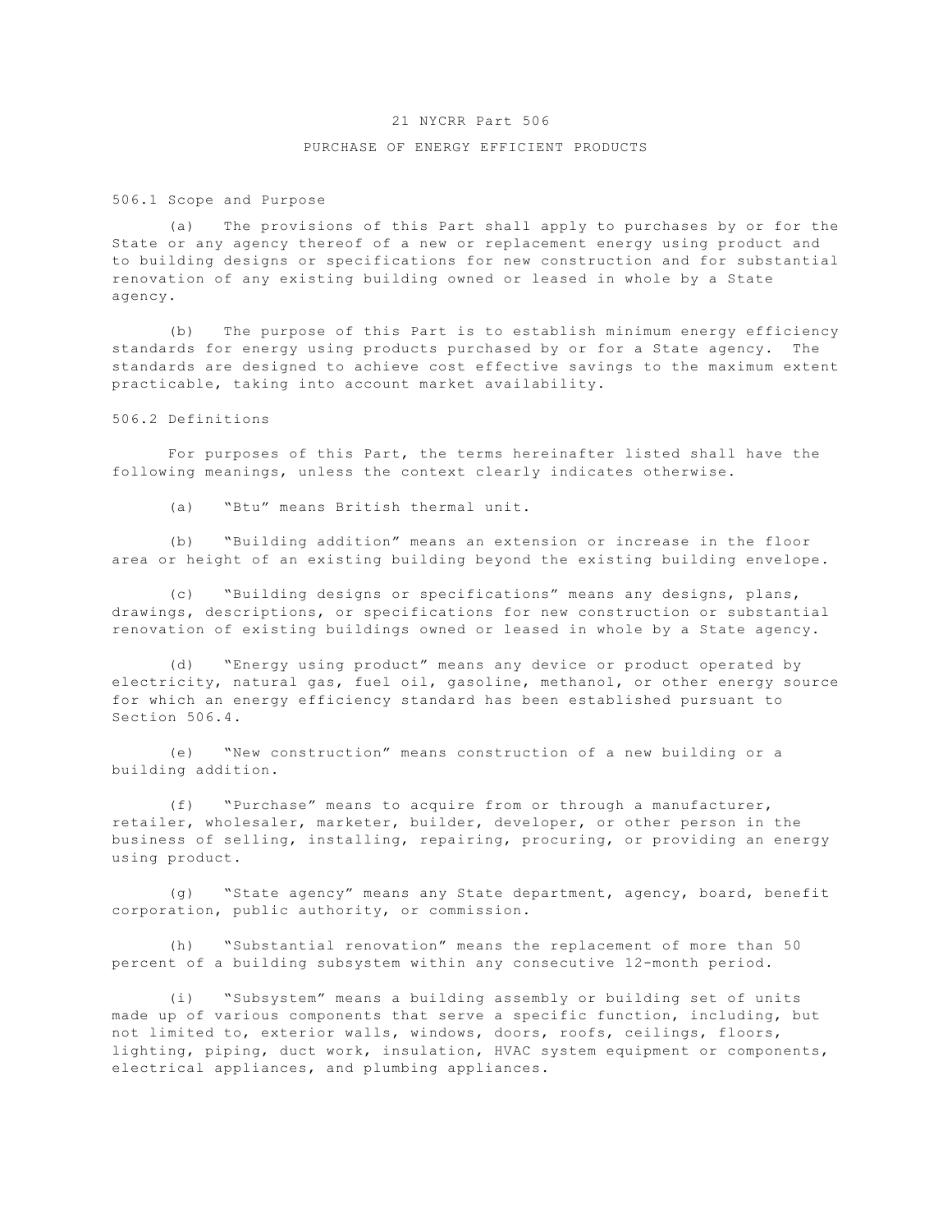# 21 NYCRR Part 506

## PURCHASE OF ENERGY EFFICIENT PRODUCTS

### 506.1 Scope and Purpose

(a) The provisions of this Part shall apply to purchases by or for the State or any agency thereof of a new or replacement energy using product and to building designs or specifications for new construction and for substantial renovation of any existing building owned or leased in whole by a State agency.

(b) The purpose of this Part is to establish minimum energy efficiency standards for energy using products purchased by or for a State agency. The standards are designed to achieve cost effective savings to the maximum extent practicable, taking into account market availability.

### 506.2 Definitions

For purposes of this Part, the terms hereinafter listed shall have the following meanings, unless the context clearly indicates otherwise.

(a) "Btu" means British thermal unit.

(b) "Building addition" means an extension or increase in the floor area or height of an existing building beyond the existing building envelope.

(c) "Building designs or specifications" means any designs, plans, drawings, descriptions, or specifications for new construction or substantial renovation of existing buildings owned or leased in whole by a State agency.

(d) "Energy using product" means any device or product operated by electricity, natural gas, fuel oil, gasoline, methanol, or other energy source for which an energy efficiency standard has been established pursuant to Section 506.4.

(e) "New construction" means construction of a new building or a building addition.

(f) "Purchase" means to acquire from or through a manufacturer, retailer, wholesaler, marketer, builder, developer, or other person in the business of selling, installing, repairing, procuring, or providing an energy using product.

(g) "State agency" means any State department, agency, board, benefit corporation, public authority, or commission.

(h) "Substantial renovation" means the replacement of more than 50 percent of a building subsystem within any consecutive 12-month period.

(i) "Subsystem" means a building assembly or building set of units made up of various components that serve a specific function, including, but not limited to, exterior walls, windows, doors, roofs, ceilings, floors, lighting, piping, duct work, insulation, HVAC system equipment or components, electrical appliances, and plumbing appliances.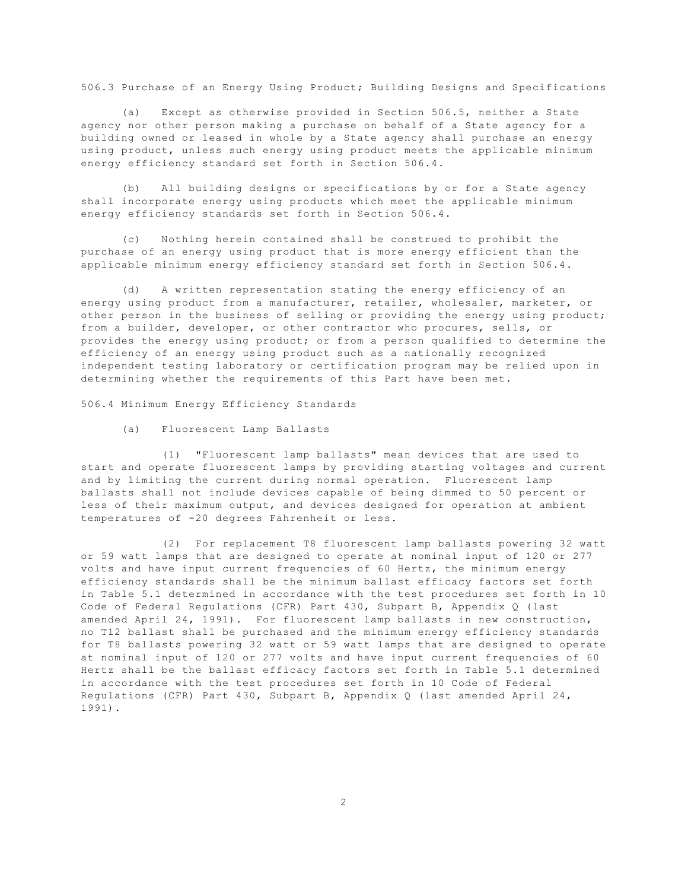## 506.3 Purchase of an Energy Using Product; Building Designs and Specifications

(a) Except as otherwise provided in Section 506.5, neither a State agency nor other person making a purchase on behalf of a State agency for a building owned or leased in whole by a State agency shall purchase an energy using product, unless such energy using product meets the applicable minimum energy efficiency standard set forth in Section 506.4.

(b) All building designs or specifications by or for a State agency shall incorporate energy using products which meet the applicable minimum energy efficiency standards set forth in Section 506.4.

(c) Nothing herein contained shall be construed to prohibit the purchase of an energy using product that is more energy efficient than the applicable minimum energy efficiency standard set forth in Section 506.4.

(d) A written representation stating the energy efficiency of an energy using product from a manufacturer, retailer, wholesaler, marketer, or other person in the business of selling or providing the energy using product; from a builder, developer, or other contractor who procures, sells, or provides the energy using product; or from a person qualified to determine the efficiency of an energy using product such as a nationally recognized independent testing laboratory or certification program may be relied upon in determining whether the requirements of this Part have been met.

## 506.4 Minimum Energy Efficiency Standards

(a) Fluorescent Lamp Ballasts

(1) "Fluorescent lamp ballasts" mean devices that are used to start and operate fluorescent lamps by providing starting voltages and current and by limiting the current during normal operation. Fluorescent lamp ballasts shall not include devices capable of being dimmed to 50 percent or less of their maximum output, and devices designed for operation at ambient temperatures of -20 degrees Fahrenheit or less.

(2) For replacement T8 fluorescent lamp ballasts powering 32 watt or 59 watt lamps that are designed to operate at nominal input of 120 or 277 volts and have input current frequencies of 60 Hertz, the minimum energy efficiency standards shall be the minimum ballast efficacy factors set forth in Table 5.1 determined in accordance with the test procedures set forth in 10 Code of Federal Regulations (CFR) Part 430, Subpart B, Appendix Q (last amended April 24, 1991). For fluorescent lamp ballasts in new construction, no T12 ballast shall be purchased and the minimum energy efficiency standards for T8 ballasts powering 32 watt or 59 watt lamps that are designed to operate at nominal input of 120 or 277 volts and have input current frequencies of 60 Hertz shall be the ballast efficacy factors set forth in Table 5.1 determined in accordance with the test procedures set forth in 10 Code of Federal Regulations (CFR) Part 430, Subpart B, Appendix Q (last amended April 24, 1991).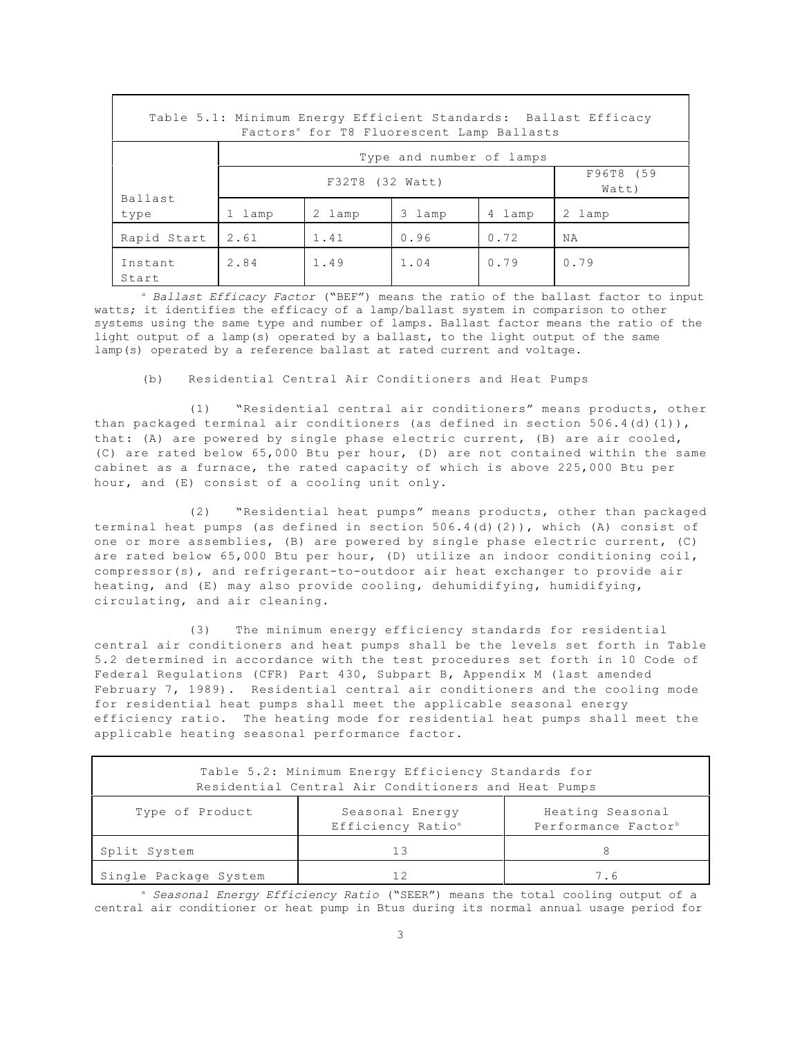| Table 5.1: Minimum Energy Efficient Standards: Ballast Efficacy Factors[a] for T8 Fluorescent Lamp Ballasts | | | | | |
|---|---|---|---|---|---|
| | Type and number of lamps | | | | |
| | F32T8 (32 Watt) | | | | F96T8 (59 Watt) |
| Ballast type | 1 lamp | 2 lamp | 3 lamp | 4 lamp | 2 lamp |
| Rapid Start | 2.61 | 1.41 | 0.96 | 0.72 | NA |
| Instant Start | 2.84 | 1.49 | 1.04 | 0.79 | 0.79 |

[a] *Ballast Efficacy Factor* ("BEF") means the ratio of the ballast factor to input watts; it identifies the efficacy of a lamp/ballast system in comparison to other systems using the same type and number of lamps. Ballast factor means the ratio of the light output of a lamp(s) operated by a ballast, to the light output of the same lamp(s) operated by a reference ballast at rated current and voltage.

(b) Residential Central Air Conditioners and Heat Pumps

(1) "Residential central air conditioners" means products, other than packaged terminal air conditioners (as defined in section 506.4(d)(1)), that: (A) are powered by single phase electric current, (B) are air cooled, (C) are rated below 65,000 Btu per hour, (D) are not contained within the same cabinet as a furnace, the rated capacity of which is above 225,000 Btu per hour, and (E) consist of a cooling unit only.

(2) "Residential heat pumps" means products, other than packaged terminal heat pumps (as defined in section 506.4(d)(2)), which (A) consist of one or more assemblies, (B) are powered by single phase electric current, (C) are rated below 65,000 Btu per hour, (D) utilize an indoor conditioning coil, compressor(s), and refrigerant-to-outdoor air heat exchanger to provide air heating, and (E) may also provide cooling, dehumidifying, humidifying, circulating, and air cleaning.

(3) The minimum energy efficiency standards for residential central air conditioners and heat pumps shall be the levels set forth in Table 5.2 determined in accordance with the test procedures set forth in 10 Code of Federal Regulations (CFR) Part 430, Subpart B, Appendix M (last amended February 7, 1989). Residential central air conditioners and the cooling mode for residential heat pumps shall meet the applicable seasonal energy efficiency ratio. The heating mode for residential heat pumps shall meet the applicable heating seasonal performance factor.

| Table 5.2: Minimum Energy Efficiency Standards for Residential Central Air Conditioners and Heat Pumps | | |
|---|---|---|
| Type of Product | Seasonal Energy Efficiency Ratio[a] | Heating Seasonal Performance Factor[b] |
| Split System | 13 | 8 |
| Single Package System | 12 | 7.6 |

[a] *Seasonal Energy Efficiency Ratio* ("SEER") means the total cooling output of a central air conditioner or heat pump in Btus during its normal annual usage period for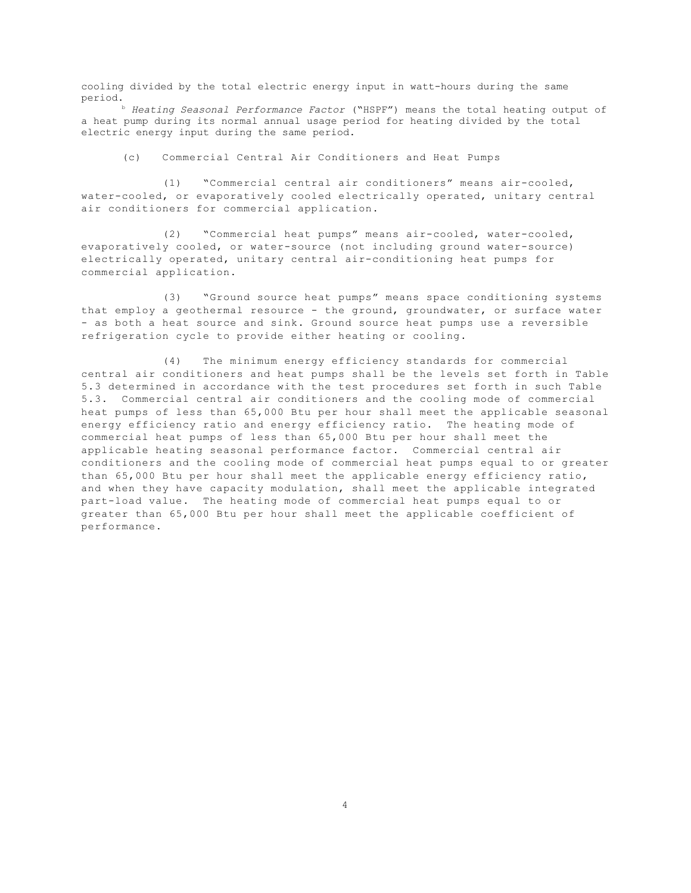cooling divided by the total electric energy input in watt-hours during the same period.

[b] *Heating Seasonal Performance Factor* ("HSPF") means the total heating output of a heat pump during its normal annual usage period for heating divided by the total electric energy input during the same period.

(c) Commercial Central Air Conditioners and Heat Pumps

(1) "Commercial central air conditioners" means air-cooled, water-cooled, or evaporatively cooled electrically operated, unitary central air conditioners for commercial application.

(2) "Commercial heat pumps" means air-cooled, water-cooled, evaporatively cooled, or water-source (not including ground water-source) electrically operated, unitary central air-conditioning heat pumps for commercial application.

(3) "Ground source heat pumps" means space conditioning systems that employ a geothermal resource - the ground, groundwater, or surface water - as both a heat source and sink. Ground source heat pumps use a reversible refrigeration cycle to provide either heating or cooling.

(4) The minimum energy efficiency standards for commercial central air conditioners and heat pumps shall be the levels set forth in Table 5.3 determined in accordance with the test procedures set forth in such Table 5.3. Commercial central air conditioners and the cooling mode of commercial heat pumps of less than 65,000 Btu per hour shall meet the applicable seasonal energy efficiency ratio and energy efficiency ratio. The heating mode of commercial heat pumps of less than 65,000 Btu per hour shall meet the applicable heating seasonal performance factor. Commercial central air conditioners and the cooling mode of commercial heat pumps equal to or greater than 65,000 Btu per hour shall meet the applicable energy efficiency ratio, and when they have capacity modulation, shall meet the applicable integrated part-load value. The heating mode of commercial heat pumps equal to or greater than 65,000 Btu per hour shall meet the applicable coefficient of performance.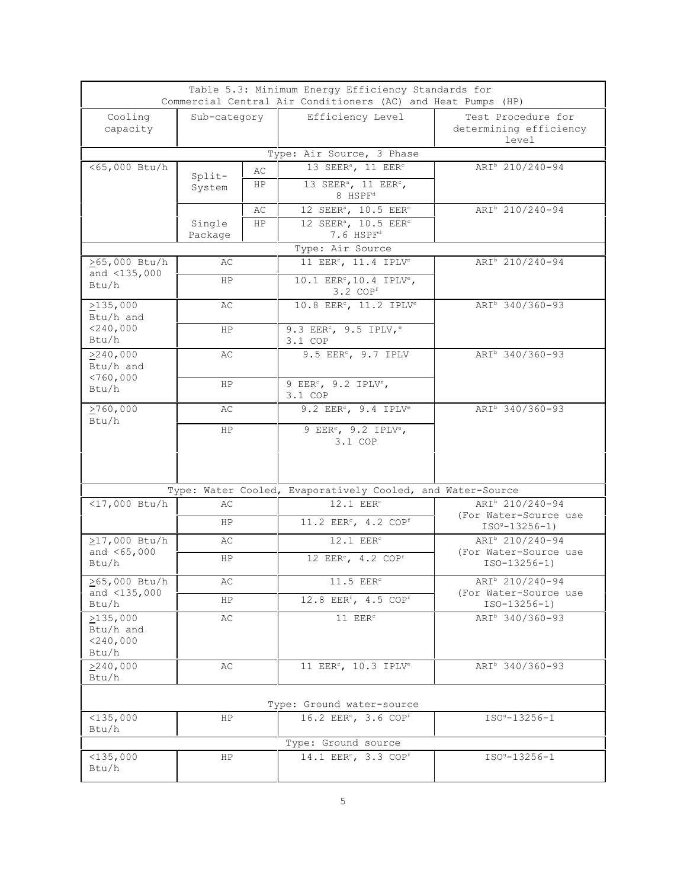Table 5.3: Minimum Energy Efficiency Standards for Commercial Central Air Conditioners (AC) and Heat Pumps (HP)

| Cooling capacity | Sub-category | | Efficiency Level | Test Procedure for determining efficiency level |
|---|---|---|---|---|
| **Type: Air Source, 3 Phase** | | | | |
| <65,000 Btu/h | Split-System | AC | 13 SEER[a], 11 EER[c] | ARI[b] 210/240-94 |
| | | HP | 13 SEER[a], 11 EER[c], 8 HSPF[d] | |
| | Single Package | AC | 12 SEER[a], 10.5 EER[c] | ARI[b] 210/240-94 |
| | | HP | 12 SEER[a], 10.5 EER[c] 7.6 HSPF[d] | |
| **Type: Air Source** | | | | |
| ≥65,000 Btu/h and <135,000 Btu/h | AC | | 11 EER[c], 11.4 IPLV[e] | ARI[b] 210/240-94 |
| | HP | | 10.1 EER[c], 10.4 IPLV[e], 3.2 COP[f] | |
| ≥135,000 Btu/h and <240,000 Btu/h | AC | | 10.8 EER[c], 11.2 IPLV[e] | ARI[b] 340/360-93 |
| | HP | | 9.3 EER[c], 9.5 IPLV,[e] 3.1 COP | |
| ≥240,000 Btu/h and <760,000 Btu/h | AC | | 9.5 EER[c], 9.7 IPLV | ARI[b] 340/360-93 |
| | HP | | 9 EER[c], 9.2 IPLV[e], 3.1 COP | |
| ≥760,000 Btu/h | AC | | 9.2 EER[c], 9.4 IPLV[e] | ARI[b] 340/360-93 |
| | HP | | 9 EER[c], 9.2 IPLV[e], 3.1 COP | |
| **Type: Water Cooled, Evaporatively Cooled, and Water-Source** | | | | |
| <17,000 Btu/h | AC | | 12.1 EER[c] | ARI[b] 210/240-94 (For Water-Source use ISO[g]-13256-1) |
| | HP | | 11.2 EER[c], 4.2 COP[f] | |
| ≥17,000 Btu/h and <65,000 Btu/h | AC | | 12.1 EER[c] | ARI[b] 210/240-94 (For Water-Source use ISO-13256-1) |
| | HP | | 12 EER[c], 4.2 COP[f] | |
| ≥65,000 Btu/h and <135,000 Btu/h | AC | | 11.5 EER[c] | ARI[b] 210/240-94 (For Water-Source use ISO-13256-1) |
| | HP | | 12.8 EER[f], 4.5 COP[f] | |
| ≥135,000 Btu/h and <240,000 Btu/h | AC | | 11 EER[c] | ARI[b] 340/360-93 |
| ≥240,000 Btu/h | AC | | 11 EER[c], 10.3 IPLV[e] | ARI[b] 340/360-93 |
| **Type: Ground water-source** | | | | |
| <135,000 Btu/h | HP | | 16.2 EER[c], 3.6 COP[f] | ISO[g]-13256-1 |
| **Type: Ground source** | | | | |
| <135,000 Btu/h | HP | | 14.1 EER[c], 3.3 COP[f] | ISO[g]-13256-1 |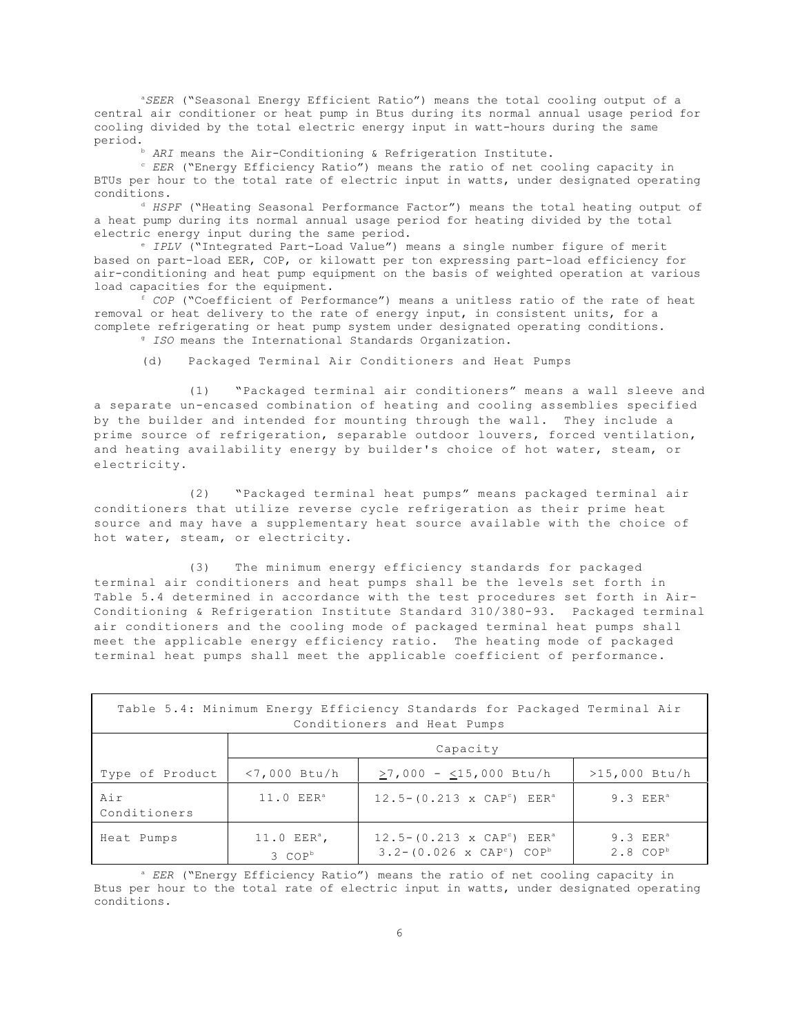[a]*SEER* ("Seasonal Energy Efficient Ratio") means the total cooling output of a central air conditioner or heat pump in Btus during its normal annual usage period for cooling divided by the total electric energy input in watt-hours during the same period.

[b] *ARI* means the Air-Conditioning & Refrigeration Institute.

[c] *EER* ("Energy Efficiency Ratio") means the ratio of net cooling capacity in BTUs per hour to the total rate of electric input in watts, under designated operating conditions.

[d] *HSPF* ("Heating Seasonal Performance Factor") means the total heating output of a heat pump during its normal annual usage period for heating divided by the total electric energy input during the same period.

[e] *IPLV* ("Integrated Part-Load Value") means a single number figure of merit based on part-load EER, COP, or kilowatt per ton expressing part-load efficiency for air-conditioning and heat pump equipment on the basis of weighted operation at various load capacities for the equipment.

[f] *COP* ("Coefficient of Performance") means a unitless ratio of the rate of heat removal or heat delivery to the rate of energy input, in consistent units, for a complete refrigerating or heat pump system under designated operating conditions.

[g] *ISO* means the International Standards Organization.

(d) Packaged Terminal Air Conditioners and Heat Pumps

(1) "Packaged terminal air conditioners" means a wall sleeve and a separate un-encased combination of heating and cooling assemblies specified by the builder and intended for mounting through the wall. They include a prime source of refrigeration, separable outdoor louvers, forced ventilation, and heating availability energy by builder's choice of hot water, steam, or electricity.

(2) "Packaged terminal heat pumps" means packaged terminal air conditioners that utilize reverse cycle refrigeration as their prime heat source and may have a supplementary heat source available with the choice of hot water, steam, or electricity.

(3) The minimum energy efficiency standards for packaged terminal air conditioners and heat pumps shall be the levels set forth in Table 5.4 determined in accordance with the test procedures set forth in Air-Conditioning & Refrigeration Institute Standard 310/380-93. Packaged terminal air conditioners and the cooling mode of packaged terminal heat pumps shall meet the applicable energy efficiency ratio. The heating mode of packaged terminal heat pumps shall meet the applicable coefficient of performance.

Table 5.4: Minimum Energy Efficiency Standards for Packaged Terminal Air Conditioners and Heat Pumps

| | Capacity | | |
|---|---|---|---|
| Type of Product | <7,000 Btu/h | ≥7,000 - ≤15,000 Btu/h | >15,000 Btu/h |
| Air Conditioners | 11.0 EER[a] | 12.5-(0.213 x CAP[c]) EER[a] | 9.3 EER[a] |
| Heat Pumps | 11.0 EER[a], 3 COP[b] | 12.5-(0.213 x CAP[c]) EER[a] 3.2-(0.026 x CAP[c]) COP[b] | 9.3 EER[a] 2.8 COP[b] |

[a] *EER* ("Energy Efficiency Ratio") means the ratio of net cooling capacity in Btus per hour to the total rate of electric input in watts, under designated operating conditions.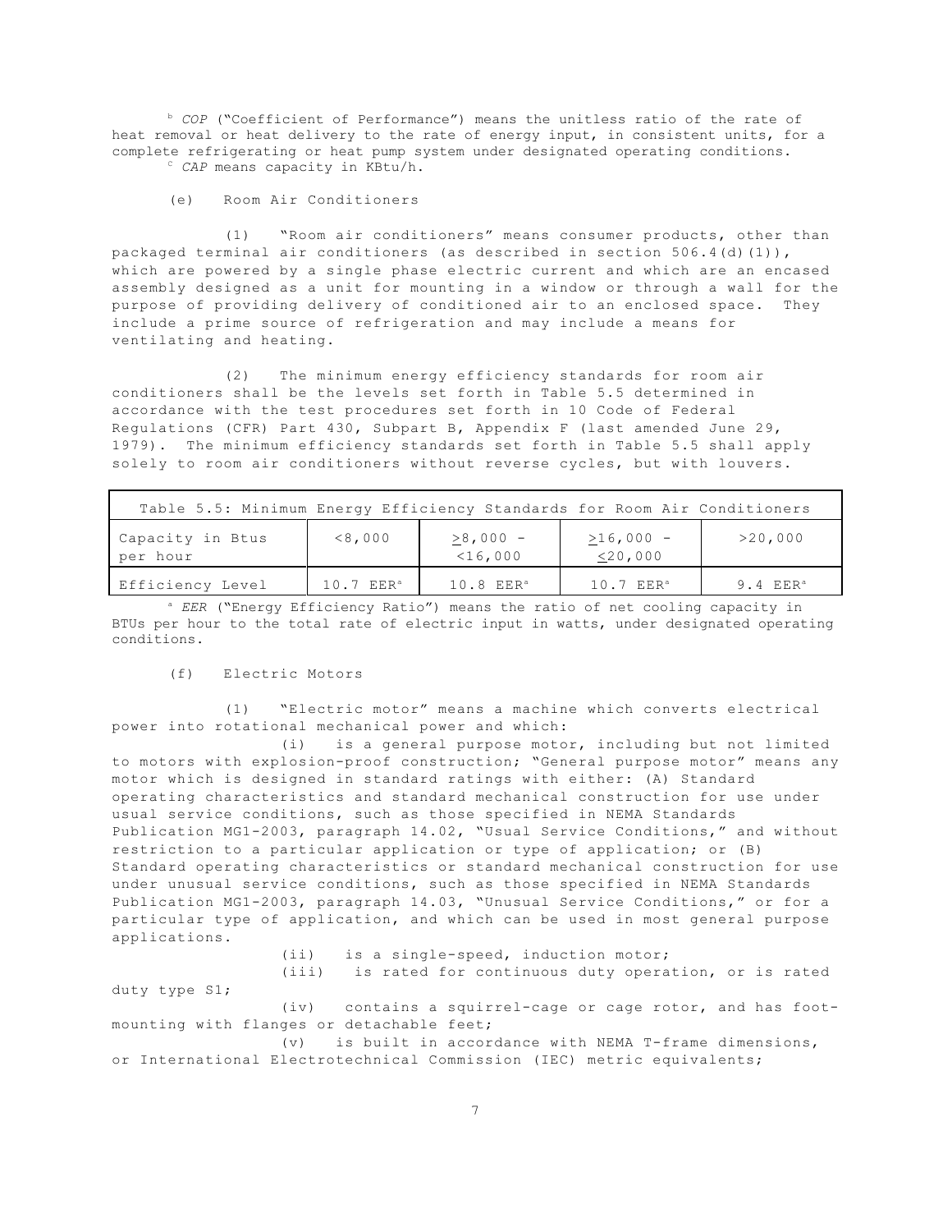[b] *COP* ("Coefficient of Performance") means the unitless ratio of the rate of heat removal or heat delivery to the rate of energy input, in consistent units, for a complete refrigerating or heat pump system under designated operating conditions.

[c] *CAP* means capacity in KBtu/h.

(e) Room Air Conditioners

(1) "Room air conditioners" means consumer products, other than packaged terminal air conditioners (as described in section 506.4(d)(1)), which are powered by a single phase electric current and which are an encased assembly designed as a unit for mounting in a window or through a wall for the purpose of providing delivery of conditioned air to an enclosed space. They include a prime source of refrigeration and may include a means for ventilating and heating.

(2) The minimum energy efficiency standards for room air conditioners shall be the levels set forth in Table 5.5 determined in accordance with the test procedures set forth in 10 Code of Federal Regulations (CFR) Part 430, Subpart B, Appendix F (last amended June 29, 1979). The minimum efficiency standards set forth in Table 5.5 shall apply solely to room air conditioners without reverse cycles, but with louvers.

| Table 5.5: Minimum Energy Efficiency Standards for Room Air Conditioners | | | | |
|---|---|---|---|---|
| Capacity in Btus per hour | <8,000 | ≥8,000 - <16,000 | ≥16,000 - ≤20,000 | >20,000 |
| Efficiency Level | 10.7 EER[a] | 10.8 EER[a] | 10.7 EER[a] | 9.4 EER[a] |

[a] *EER* ("Energy Efficiency Ratio") means the ratio of net cooling capacity in BTUs per hour to the total rate of electric input in watts, under designated operating conditions.

(f) Electric Motors

(1) "Electric motor" means a machine which converts electrical power into rotational mechanical power and which:

(i) is a general purpose motor, including but not limited to motors with explosion-proof construction; "General purpose motor" means any motor which is designed in standard ratings with either: (A) Standard operating characteristics and standard mechanical construction for use under usual service conditions, such as those specified in NEMA Standards Publication MG1-2003, paragraph 14.02, "Usual Service Conditions," and without restriction to a particular application or type of application; or (B) Standard operating characteristics or standard mechanical construction for use under unusual service conditions, such as those specified in NEMA Standards Publication MG1-2003, paragraph 14.03, "Unusual Service Conditions," or for a particular type of application, and which can be used in most general purpose applications.

(ii) is a single-speed, induction motor;

(iii) is rated for continuous duty operation, or is rated duty type S1;

(iv) contains a squirrel-cage or cage rotor, and has foot-mounting with flanges or detachable feet;

(v) is built in accordance with NEMA T-frame dimensions, or International Electrotechnical Commission (IEC) metric equivalents;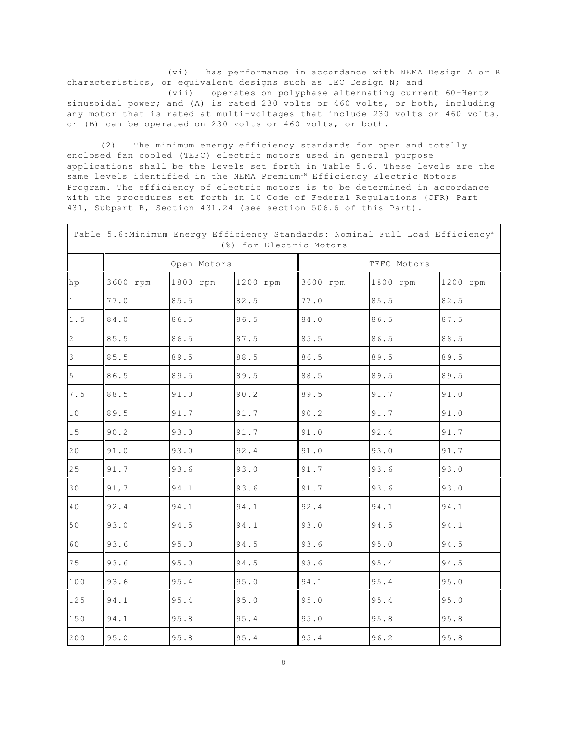(vi) has performance in accordance with NEMA Design A or B characteristics, or equivalent designs such as IEC Design N; and

(vii) operates on polyphase alternating current 60-Hertz sinusoidal power; and (A) is rated 230 volts or 460 volts, or both, including any motor that is rated at multi-voltages that include 230 volts or 460 volts, or (B) can be operated on 230 volts or 460 volts, or both.

(2) The minimum energy efficiency standards for open and totally enclosed fan cooled (TEFC) electric motors used in general purpose applications shall be the levels set forth in Table 5.6. These levels are the same levels identified in the NEMA Premium™ Efficiency Electric Motors Program. The efficiency of electric motors is to be determined in accordance with the procedures set forth in 10 Code of Federal Regulations (CFR) Part 431, Subpart B, Section 431.24 (see section 506.6 of this Part).

Table 5.6: Minimum Energy Efficiency Standards: Nominal Full Load Efficiency[a] (%) for Electric Motors

| | Open Motors | | | TEFC Motors | | |
|---|---|---|---|---|---|---|
| hp | 3600 rpm | 1800 rpm | 1200 rpm | 3600 rpm | 1800 rpm | 1200 rpm |
| 1 | 77.0 | 85.5 | 82.5 | 77.0 | 85.5 | 82.5 |
| 1.5 | 84.0 | 86.5 | 86.5 | 84.0 | 86.5 | 87.5 |
| 2 | 85.5 | 86.5 | 87.5 | 85.5 | 86.5 | 88.5 |
| 3 | 85.5 | 89.5 | 88.5 | 86.5 | 89.5 | 89.5 |
| 5 | 86.5 | 89.5 | 89.5 | 88.5 | 89.5 | 89.5 |
| 7.5 | 88.5 | 91.0 | 90.2 | 89.5 | 91.7 | 91.0 |
| 10 | 89.5 | 91.7 | 91.7 | 90.2 | 91.7 | 91.0 |
| 15 | 90.2 | 93.0 | 91.7 | 91.0 | 92.4 | 91.7 |
| 20 | 91.0 | 93.0 | 92.4 | 91.0 | 93.0 | 91.7 |
| 25 | 91.7 | 93.6 | 93.0 | 91.7 | 93.6 | 93.0 |
| 30 | 91,7 | 94.1 | 93.6 | 91.7 | 93.6 | 93.0 |
| 40 | 92.4 | 94.1 | 94.1 | 92.4 | 94.1 | 94.1 |
| 50 | 93.0 | 94.5 | 94.1 | 93.0 | 94.5 | 94.1 |
| 60 | 93.6 | 95.0 | 94.5 | 93.6 | 95.0 | 94.5 |
| 75 | 93.6 | 95.0 | 94.5 | 93.6 | 95.4 | 94.5 |
| 100 | 93.6 | 95.4 | 95.0 | 94.1 | 95.4 | 95.0 |
| 125 | 94.1 | 95.4 | 95.0 | 95.0 | 95.4 | 95.0 |
| 150 | 94.1 | 95.8 | 95.4 | 95.0 | 95.8 | 95.8 |
| 200 | 95.0 | 95.8 | 95.4 | 95.4 | 96.2 | 95.8 |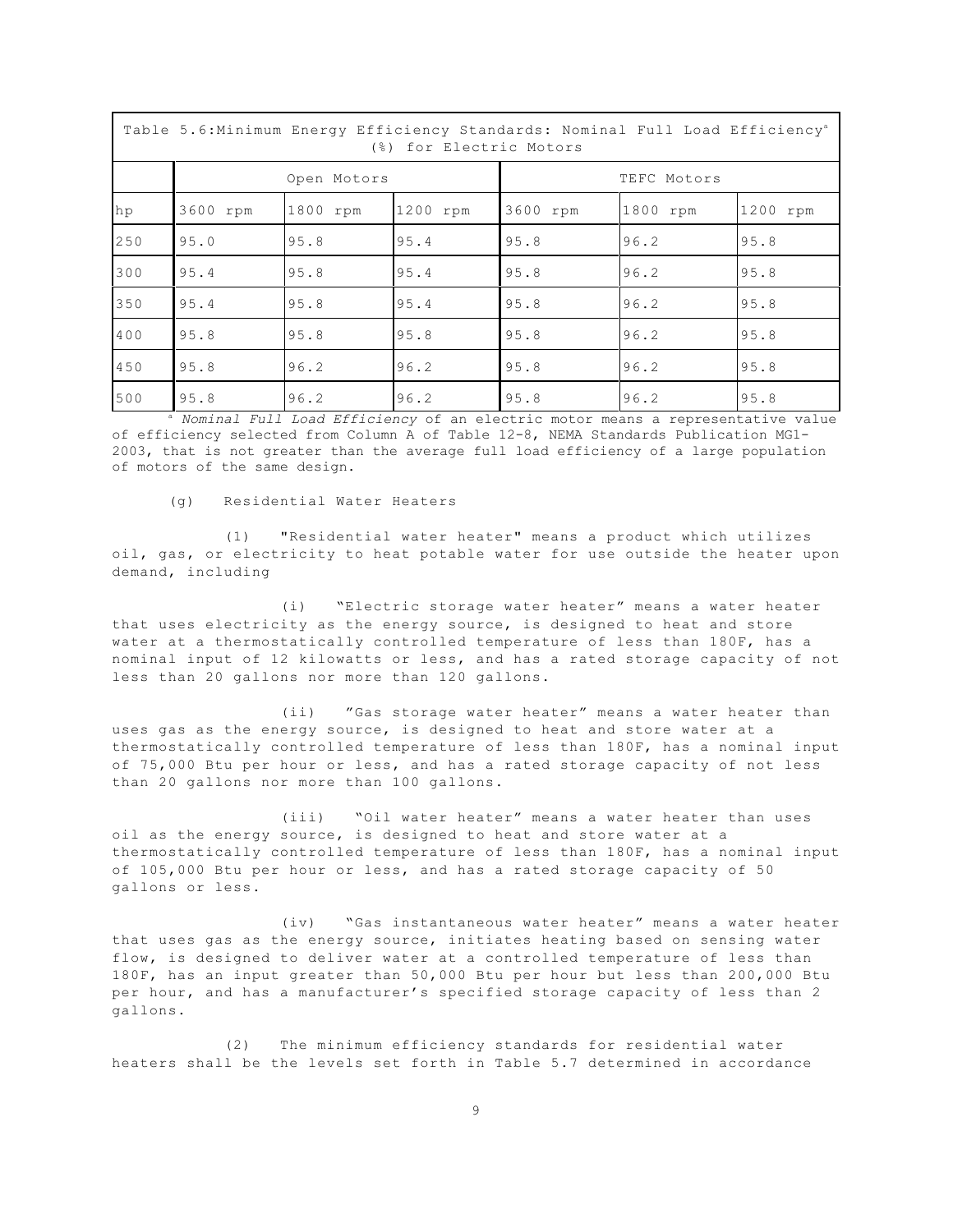| Table 5.6: Minimum Energy Efficiency Standards: Nominal Full Load Efficiency[a] (%) for Electric Motors | | | | | | |
|---|---|---|---|---|---|---|
| | Open Motors | | | TEFC Motors | | |
| hp | 3600 rpm | 1800 rpm | 1200 rpm | 3600 rpm | 1800 rpm | 1200 rpm |
| 250 | 95.0 | 95.8 | 95.4 | 95.8 | 96.2 | 95.8 |
| 300 | 95.4 | 95.8 | 95.4 | 95.8 | 96.2 | 95.8 |
| 350 | 95.4 | 95.8 | 95.4 | 95.8 | 96.2 | 95.8 |
| 400 | 95.8 | 95.8 | 95.8 | 95.8 | 96.2 | 95.8 |
| 450 | 95.8 | 96.2 | 96.2 | 95.8 | 96.2 | 95.8 |
| 500 | 95.8 | 96.2 | 96.2 | 95.8 | 96.2 | 95.8 |

[a] *Nominal Full Load Efficiency* of an electric motor means a representative value of efficiency selected from Column A of Table 12-8, NEMA Standards Publication MG1-2003, that is not greater than the average full load efficiency of a large population of motors of the same design.

(g) Residential Water Heaters

(1) "Residential water heater" means a product which utilizes oil, gas, or electricity to heat potable water for use outside the heater upon demand, including

(i) "Electric storage water heater" means a water heater that uses electricity as the energy source, is designed to heat and store water at a thermostatically controlled temperature of less than 180F, has a nominal input of 12 kilowatts or less, and has a rated storage capacity of not less than 20 gallons nor more than 120 gallons.

(ii) "Gas storage water heater" means a water heater than uses gas as the energy source, is designed to heat and store water at a thermostatically controlled temperature of less than 180F, has a nominal input of 75,000 Btu per hour or less, and has a rated storage capacity of not less than 20 gallons nor more than 100 gallons.

(iii) "Oil water heater" means a water heater than uses oil as the energy source, is designed to heat and store water at a thermostatically controlled temperature of less than 180F, has a nominal input of 105,000 Btu per hour or less, and has a rated storage capacity of 50 gallons or less.

(iv) "Gas instantaneous water heater" means a water heater that uses gas as the energy source, initiates heating based on sensing water flow, is designed to deliver water at a controlled temperature of less than 180F, has an input greater than 50,000 Btu per hour but less than 200,000 Btu per hour, and has a manufacturer's specified storage capacity of less than 2 gallons.

(2) The minimum efficiency standards for residential water heaters shall be the levels set forth in Table 5.7 determined in accordance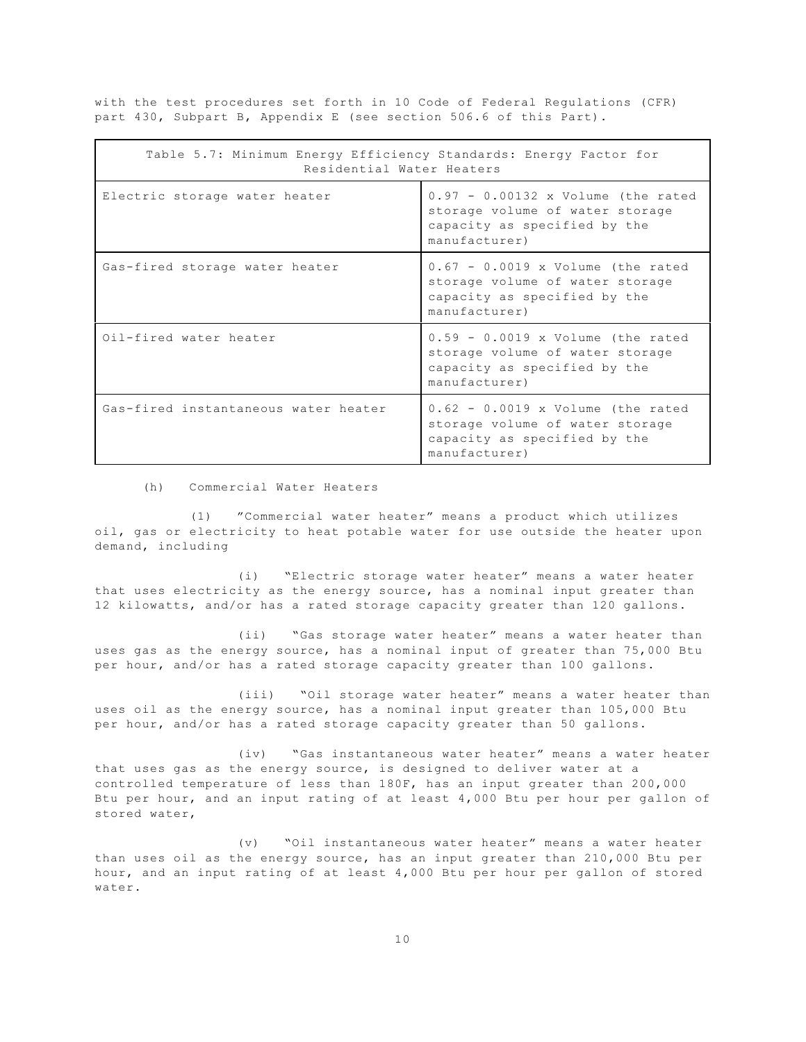with the test procedures set forth in 10 Code of Federal Regulations (CFR) part 430, Subpart B, Appendix E (see section 506.6 of this Part).

| Table 5.7: Minimum Energy Efficiency Standards: Energy Factor for Residential Water Heaters | |
|---|---|
| Electric storage water heater | 0.97 - 0.00132 x Volume (the rated storage volume of water storage capacity as specified by the manufacturer) |
| Gas-fired storage water heater | 0.67 - 0.0019 x Volume (the rated storage volume of water storage capacity as specified by the manufacturer) |
| Oil-fired water heater | 0.59 - 0.0019 x Volume (the rated storage volume of water storage capacity as specified by the manufacturer) |
| Gas-fired instantaneous water heater | 0.62 - 0.0019 x Volume (the rated storage volume of water storage capacity as specified by the manufacturer) |

(h) Commercial Water Heaters

(1) "Commercial water heater" means a product which utilizes oil, gas or electricity to heat potable water for use outside the heater upon demand, including

(i) "Electric storage water heater" means a water heater that uses electricity as the energy source, has a nominal input greater than 12 kilowatts, and/or has a rated storage capacity greater than 120 gallons.

(ii) "Gas storage water heater" means a water heater than uses gas as the energy source, has a nominal input of greater than 75,000 Btu per hour, and/or has a rated storage capacity greater than 100 gallons.

(iii) "Oil storage water heater" means a water heater than uses oil as the energy source, has a nominal input greater than 105,000 Btu per hour, and/or has a rated storage capacity greater than 50 gallons.

(iv) "Gas instantaneous water heater" means a water heater that uses gas as the energy source, is designed to deliver water at a controlled temperature of less than 180F, has an input greater than 200,000 Btu per hour, and an input rating of at least 4,000 Btu per hour per gallon of stored water,

(v) "Oil instantaneous water heater" means a water heater than uses oil as the energy source, has an input greater than 210,000 Btu per hour, and an input rating of at least 4,000 Btu per hour per gallon of stored water.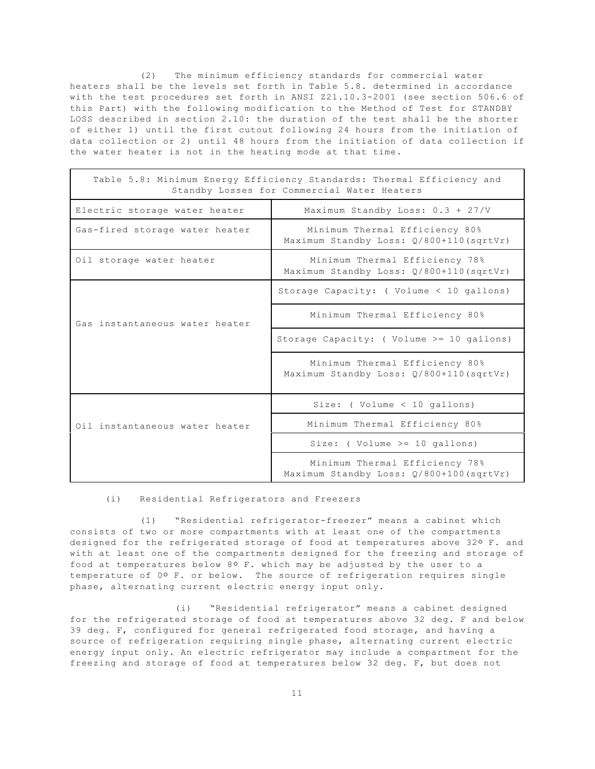(2) The minimum efficiency standards for commercial water heaters shall be the levels set forth in Table 5.8. determined in accordance with the test procedures set forth in ANSI Z21.10.3-2001 (see section 506.6 of this Part) with the following modification to the Method of Test for STANDBY LOSS described in section 2.10: the duration of the test shall be the shorter of either 1) until the first cutout following 24 hours from the initiation of data collection or 2) until 48 hours from the initiation of data collection if the water heater is not in the heating mode at that time.

| Table 5.8: Minimum Energy Efficiency Standards: Thermal Efficiency and Standby Losses for Commercial Water Heaters | |
|---|---|
| Electric storage water heater | Maximum Standby Loss: 0.3 + 27/V |
| Gas-fired storage water heater | Minimum Thermal Efficiency 80%<br>Maximum Standby Loss: Q/800+110(sqrtVr) |
| Oil storage water heater | Minimum Thermal Efficiency 78%<br>Maximum Standby Loss: Q/800+110(sqrtVr) |
| Gas instantaneous water heater | Storage Capacity: ( Volume < 10 gallons) |
| | Minimum Thermal Efficiency 80% |
| | Storage Capacity: ( Volume >= 10 gallons) |
| | Minimum Thermal Efficiency 80%<br>Maximum Standby Loss: Q/800+110(sqrtVr) |
| Oil instantaneous water heater | Size: ( Volume < 10 gallons) |
| | Minimum Thermal Efficiency 80% |
| | Size: ( Volume >= 10 gallons) |
| | Minimum Thermal Efficiency 78%<br>Maximum Standby Loss: Q/800+100(sqrtVr) |

(i) Residential Refrigerators and Freezers

(1) "Residential refrigerator-freezer" means a cabinet which consists of two or more compartments with at least one of the compartments designed for the refrigerated storage of food at temperatures above 32º F. and with at least one of the compartments designed for the freezing and storage of food at temperatures below 8º F. which may be adjusted by the user to a temperature of 0º F. or below. The source of refrigeration requires single phase, alternating current electric energy input only.

(i) "Residential refrigerator" means a cabinet designed for the refrigerated storage of food at temperatures above 32 deg. F and below 39 deg. F, configured for general refrigerated food storage, and having a source of refrigeration requiring single phase, alternating current electric energy input only. An electric refrigerator may include a compartment for the freezing and storage of food at temperatures below 32 deg. F, but does not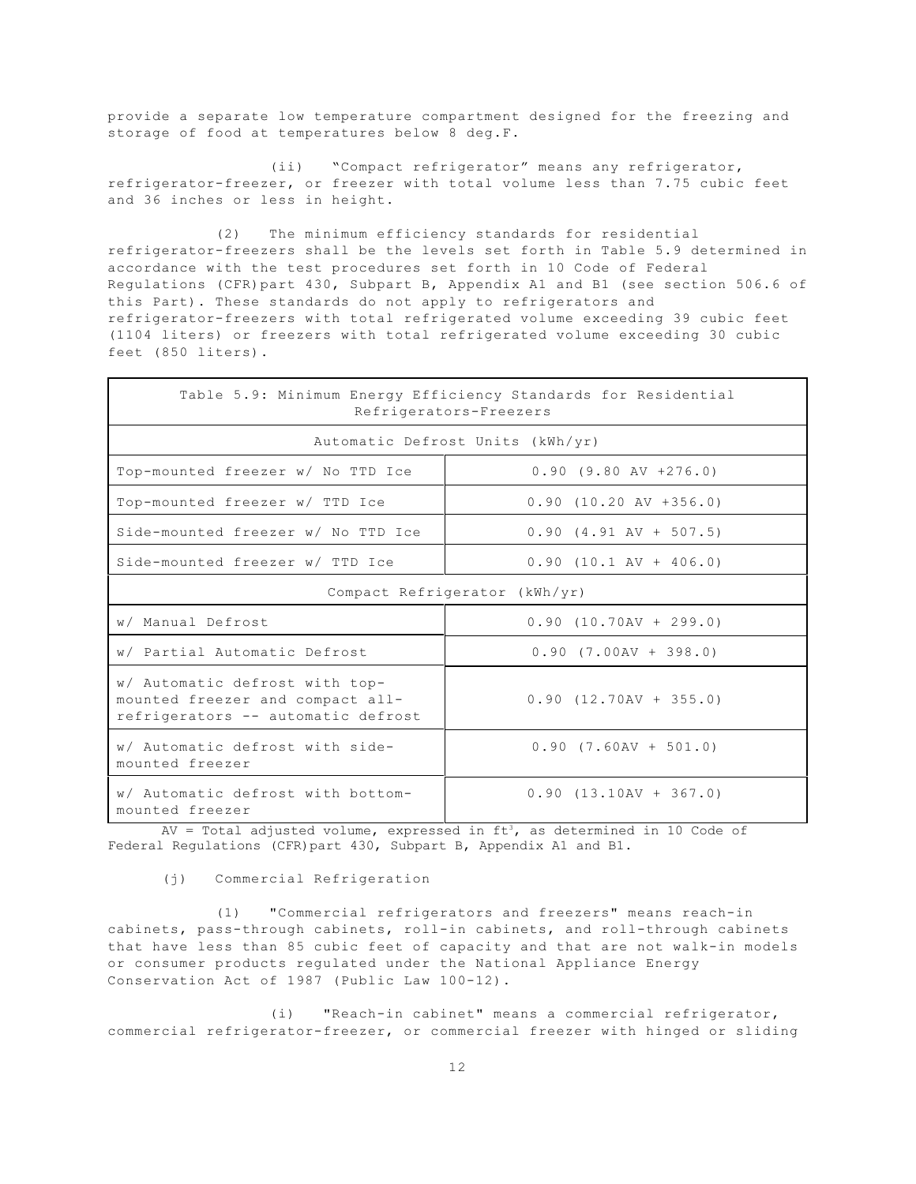provide a separate low temperature compartment designed for the freezing and storage of food at temperatures below 8 deg.F.

(ii) "Compact refrigerator" means any refrigerator, refrigerator-freezer, or freezer with total volume less than 7.75 cubic feet and 36 inches or less in height.

(2) The minimum efficiency standards for residential refrigerator-freezers shall be the levels set forth in Table 5.9 determined in accordance with the test procedures set forth in 10 Code of Federal Regulations (CFR)part 430, Subpart B, Appendix A1 and B1 (see section 506.6 of this Part). These standards do not apply to refrigerators and refrigerator-freezers with total refrigerated volume exceeding 39 cubic feet (1104 liters) or freezers with total refrigerated volume exceeding 30 cubic feet (850 liters).

| Table 5.9: Minimum Energy Efficiency Standards for Residential Refrigerators-Freezers | |
|---|---|
| Automatic Defrost Units (kWh/yr) | |
| Top-mounted freezer w/ No TTD Ice | 0.90 (9.80 AV +276.0) |
| Top-mounted freezer w/ TTD Ice | 0.90 (10.20 AV +356.0) |
| Side-mounted freezer w/ No TTD Ice | 0.90 (4.91 AV + 507.5) |
| Side-mounted freezer w/ TTD Ice | 0.90 (10.1 AV + 406.0) |
| Compact Refrigerator (kWh/yr) | |
| w/ Manual Defrost | 0.90 (10.70AV + 299.0) |
| w/ Partial Automatic Defrost | 0.90 (7.00AV + 398.0) |
| w/ Automatic defrost with top-mounted freezer and compact all-refrigerators -- automatic defrost | 0.90 (12.70AV + 355.0) |
| w/ Automatic defrost with side-mounted freezer | 0.90 (7.60AV + 501.0) |
| w/ Automatic defrost with bottom-mounted freezer | 0.90 (13.10AV + 367.0) |

AV = Total adjusted volume, expressed in $ft^3$, as determined in 10 Code of Federal Regulations (CFR)part 430, Subpart B, Appendix A1 and B1.

(j) Commercial Refrigeration

(1) "Commercial refrigerators and freezers" means reach-in cabinets, pass-through cabinets, roll-in cabinets, and roll-through cabinets that have less than 85 cubic feet of capacity and that are not walk-in models or consumer products regulated under the National Appliance Energy Conservation Act of 1987 (Public Law 100-12).

(i) "Reach-in cabinet" means a commercial refrigerator, commercial refrigerator-freezer, or commercial freezer with hinged or sliding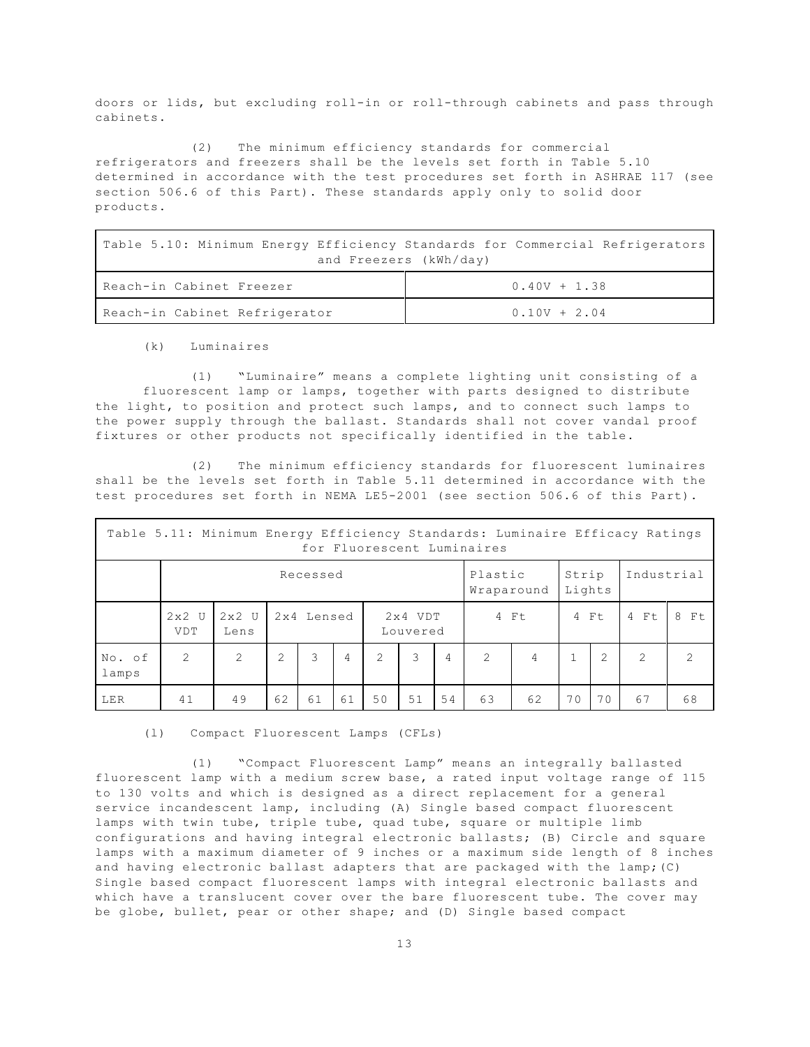doors or lids, but excluding roll-in or roll-through cabinets and pass through cabinets.

(2) The minimum efficiency standards for commercial refrigerators and freezers shall be the levels set forth in Table 5.10 determined in accordance with the test procedures set forth in ASHRAE 117 (see section 506.6 of this Part). These standards apply only to solid door products.

| Table 5.10: Minimum Energy Efficiency Standards for Commercial Refrigerators and Freezers (kWh/day) | |
|---|---|
| Reach-in Cabinet Freezer | 0.40V + 1.38 |
| Reach-in Cabinet Refrigerator | 0.10V + 2.04 |

(k) Luminaires

(1) "Luminaire" means a complete lighting unit consisting of a fluorescent lamp or lamps, together with parts designed to distribute the light, to position and protect such lamps, and to connect such lamps to the power supply through the ballast. Standards shall not cover vandal proof fixtures or other products not specifically identified in the table.

(2) The minimum efficiency standards for fluorescent luminaires shall be the levels set forth in Table 5.11 determined in accordance with the test procedures set forth in NEMA LE5-2001 (see section 506.6 of this Part).

Table 5.11: Minimum Energy Efficiency Standards: Luminaire Efficacy Ratings for Fluorescent Luminaires

| | Recessed | | | | | | | | Plastic Wraparound | | Strip Lights | | Industrial | |
|---|---|---|---|---|---|---|---|---|---|---|---|---|---|---|
| | 2x2 U VDT | 2x2 U Lens | 2x4 Lensed | | | 2x4 VDT Louvered | | | 4 Ft | | 4 Ft | | 4 Ft | 8 Ft |
| No. of lamps | 2 | 2 | 2 | 3 | 4 | 2 | 3 | 4 | 2 | 4 | 1 | 2 | 2 | 2 |
| LER | 41 | 49 | 62 | 61 | 61 | 50 | 51 | 54 | 63 | 62 | 70 | 70 | 67 | 68 |

(l) Compact Fluorescent Lamps (CFLs)

(1) "Compact Fluorescent Lamp" means an integrally ballasted fluorescent lamp with a medium screw base, a rated input voltage range of 115 to 130 volts and which is designed as a direct replacement for a general service incandescent lamp, including (A) Single based compact fluorescent lamps with twin tube, triple tube, quad tube, square or multiple limb configurations and having integral electronic ballasts; (B) Circle and square lamps with a maximum diameter of 9 inches or a maximum side length of 8 inches and having electronic ballast adapters that are packaged with the lamp; (C) Single based compact fluorescent lamps with integral electronic ballasts and which have a translucent cover over the bare fluorescent tube. The cover may be globe, bullet, pear or other shape; and (D) Single based compact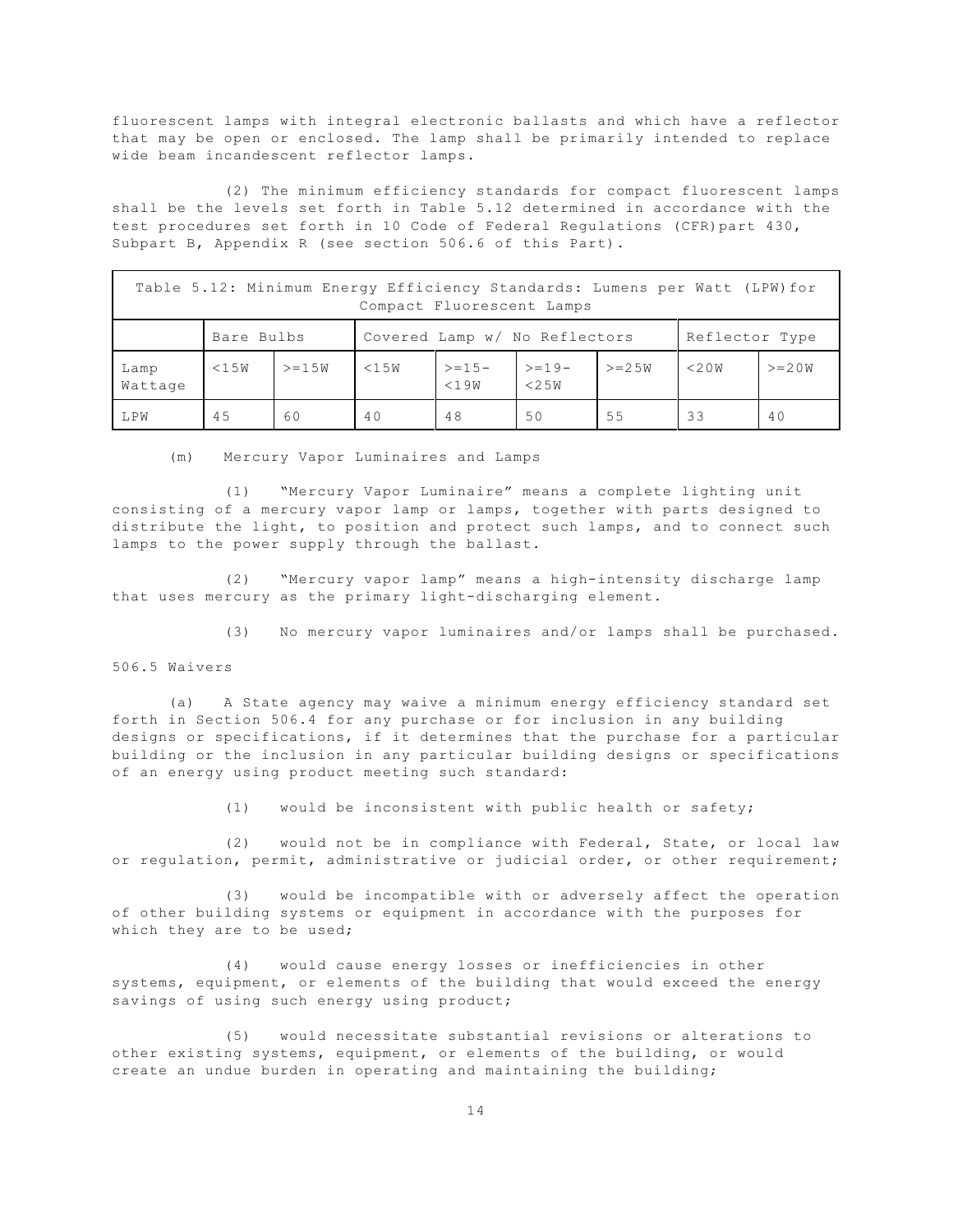fluorescent lamps with integral electronic ballasts and which have a reflector that may be open or enclosed. The lamp shall be primarily intended to replace wide beam incandescent reflector lamps.

(2) The minimum efficiency standards for compact fluorescent lamps shall be the levels set forth in Table 5.12 determined in accordance with the test procedures set forth in 10 Code of Federal Regulations (CFR)part 430, Subpart B, Appendix R (see section 506.6 of this Part).

| Table 5.12: Minimum Energy Efficiency Standards: Lumens per Watt (LPW)for Compact Fluorescent Lamps | | | | | | | | |
|---|---|---|---|---|---|---|---|---|
| | Bare Bulbs | | Covered Lamp w/ No Reflectors | | | | Reflector Type | |
| Lamp Wattage | <15W | >=15W | <15W | >=15-<19W | >=19-<25W | >=25W | <20W | >=20W |
| LPW | 45 | 60 | 40 | 48 | 50 | 55 | 33 | 40 |

(m) Mercury Vapor Luminaires and Lamps

(1) "Mercury Vapor Luminaire" means a complete lighting unit consisting of a mercury vapor lamp or lamps, together with parts designed to distribute the light, to position and protect such lamps, and to connect such lamps to the power supply through the ballast.

(2) "Mercury vapor lamp" means a high-intensity discharge lamp that uses mercury as the primary light-discharging element.

(3) No mercury vapor luminaires and/or lamps shall be purchased.

506.5 Waivers

(a) A State agency may waive a minimum energy efficiency standard set forth in Section 506.4 for any purchase or for inclusion in any building designs or specifications, if it determines that the purchase for a particular building or the inclusion in any particular building designs or specifications of an energy using product meeting such standard:

(1) would be inconsistent with public health or safety;

(2) would not be in compliance with Federal, State, or local law or regulation, permit, administrative or judicial order, or other requirement;

(3) would be incompatible with or adversely affect the operation of other building systems or equipment in accordance with the purposes for which they are to be used;

(4) would cause energy losses or inefficiencies in other systems, equipment, or elements of the building that would exceed the energy savings of using such energy using product;

(5) would necessitate substantial revisions or alterations to other existing systems, equipment, or elements of the building, or would create an undue burden in operating and maintaining the building;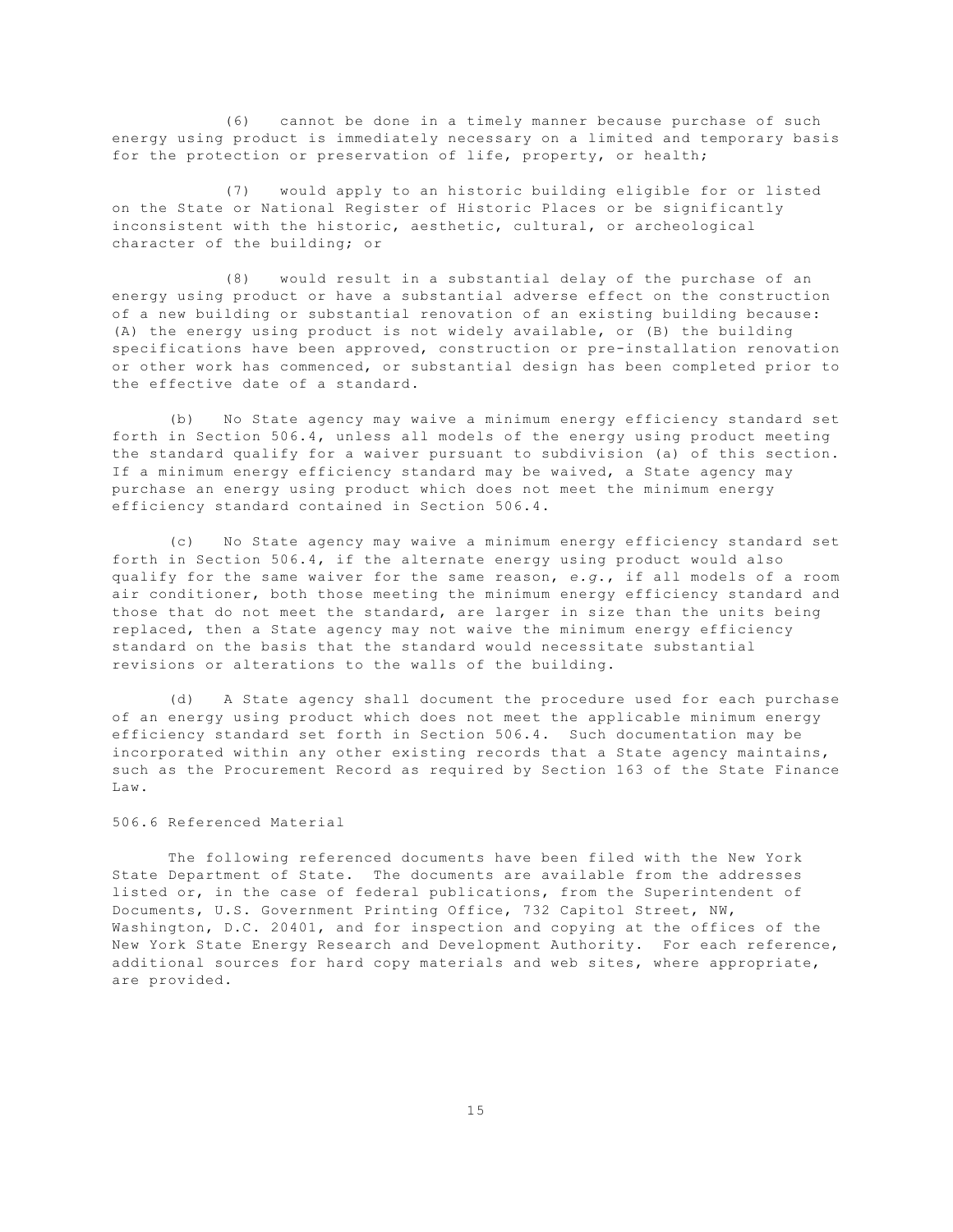(6) cannot be done in a timely manner because purchase of such energy using product is immediately necessary on a limited and temporary basis for the protection or preservation of life, property, or health;

(7) would apply to an historic building eligible for or listed on the State or National Register of Historic Places or be significantly inconsistent with the historic, aesthetic, cultural, or archeological character of the building; or

(8) would result in a substantial delay of the purchase of an energy using product or have a substantial adverse effect on the construction of a new building or substantial renovation of an existing building because: (A) the energy using product is not widely available, or (B) the building specifications have been approved, construction or pre-installation renovation or other work has commenced, or substantial design has been completed prior to the effective date of a standard.

(b) No State agency may waive a minimum energy efficiency standard set forth in Section 506.4, unless all models of the energy using product meeting the standard qualify for a waiver pursuant to subdivision (a) of this section. If a minimum energy efficiency standard may be waived, a State agency may purchase an energy using product which does not meet the minimum energy efficiency standard contained in Section 506.4.

(c) No State agency may waive a minimum energy efficiency standard set forth in Section 506.4, if the alternate energy using product would also qualify for the same waiver for the same reason, *e.g.*, if all models of a room air conditioner, both those meeting the minimum energy efficiency standard and those that do not meet the standard, are larger in size than the units being replaced, then a State agency may not waive the minimum energy efficiency standard on the basis that the standard would necessitate substantial revisions or alterations to the walls of the building.

(d) A State agency shall document the procedure used for each purchase of an energy using product which does not meet the applicable minimum energy efficiency standard set forth in Section 506.4. Such documentation may be incorporated within any other existing records that a State agency maintains, such as the Procurement Record as required by Section 163 of the State Finance Law.

506.6 Referenced Material

The following referenced documents have been filed with the New York State Department of State. The documents are available from the addresses listed or, in the case of federal publications, from the Superintendent of Documents, U.S. Government Printing Office, 732 Capitol Street, NW, Washington, D.C. 20401, and for inspection and copying at the offices of the New York State Energy Research and Development Authority. For each reference, additional sources for hard copy materials and web sites, where appropriate, are provided.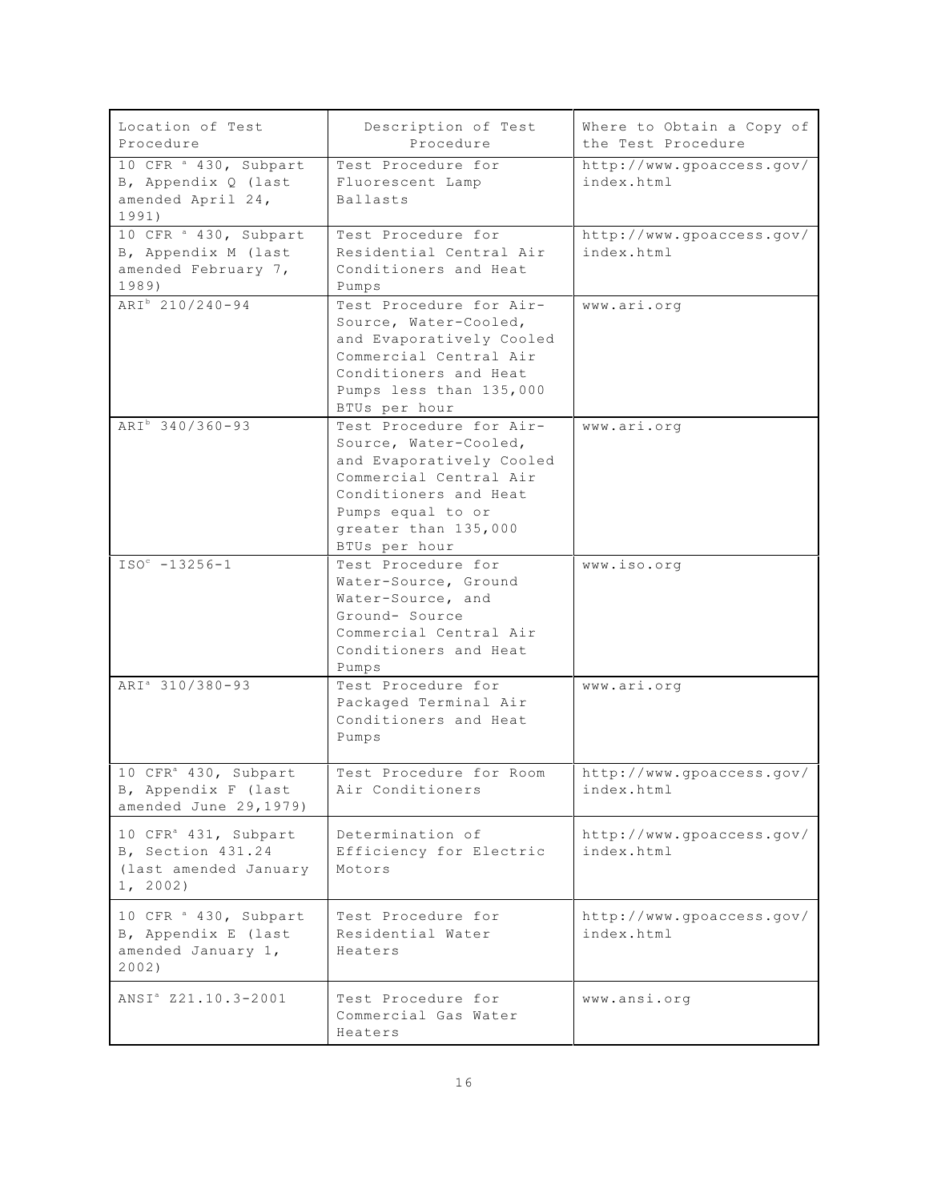| Location of Test Procedure | Description of Test Procedure | Where to Obtain a Copy of the Test Procedure |
|---|---|---|
| 10 CFR [a] 430, Subpart B, Appendix Q (last amended April 24, 1991) | Test Procedure for Fluorescent Lamp Ballasts | http://www.gpoaccess.gov/index.html |
| 10 CFR [a] 430, Subpart B, Appendix M (last amended February 7, 1989) | Test Procedure for Residential Central Air Conditioners and Heat Pumps | http://www.gpoaccess.gov/index.html |
| ARI[b] 210/240-94 | Test Procedure for Air-Source, Water-Cooled, and Evaporatively Cooled Commercial Central Air Conditioners and Heat Pumps less than 135,000 BTUs per hour | www.ari.org |
| ARI[b] 340/360-93 | Test Procedure for Air-Source, Water-Cooled, and Evaporatively Cooled Commercial Central Air Conditioners and Heat Pumps equal to or greater than 135,000 BTUs per hour | www.ari.org |
| ISO[c] -13256-1 | Test Procedure for Water-Source, Ground Water-Source, and Ground- Source Commercial Central Air Conditioners and Heat Pumps | www.iso.org |
| ARI[a] 310/380-93 | Test Procedure for Packaged Terminal Air Conditioners and Heat Pumps | www.ari.org |
| 10 CFR[a] 430, Subpart B, Appendix F (last amended June 29,1979) | Test Procedure for Room Air Conditioners | http://www.gpoaccess.gov/index.html |
| 10 CFR[a] 431, Subpart B, Section 431.24 (last amended January 1, 2002) | Determination of Efficiency for Electric Motors | http://www.gpoaccess.gov/index.html |
| 10 CFR [a] 430, Subpart B, Appendix E (last amended January 1, 2002) | Test Procedure for Residential Water Heaters | http://www.gpoaccess.gov/index.html |
| ANSI[a] Z21.10.3-2001 | Test Procedure for Commercial Gas Water Heaters | www.ansi.org |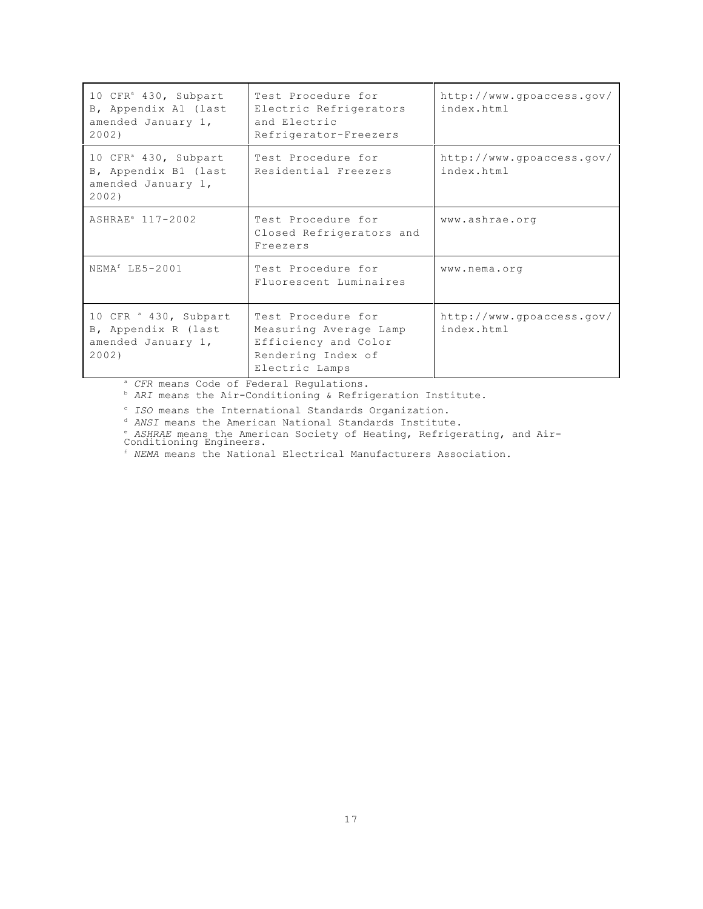| | | |
|---|---|---|
| 10 CFR[a] 430, Subpart B, Appendix A1 (last amended January 1, 2002) | Test Procedure for Electric Refrigerators and Electric Refrigerator-Freezers | http://www.gpoaccess.gov/index.html |
| 10 CFR[a] 430, Subpart B, Appendix B1 (last amended January 1, 2002) | Test Procedure for Residential Freezers | http://www.gpoaccess.gov/index.html |
| ASHRAE[e] 117-2002 | Test Procedure for Closed Refrigerators and Freezers | www.ashrae.org |
| NEMA[f] LE5-2001 | Test Procedure for Fluorescent Luminaires | www.nema.org |
| 10 CFR [a] 430, Subpart B, Appendix R (last amended January 1, 2002) | Test Procedure for Measuring Average Lamp Efficiency and Color Rendering Index of Electric Lamps | http://www.gpoaccess.gov/index.html |

[a] *CFR* means Code of Federal Regulations.

[b] *ARI* means the Air-Conditioning & Refrigeration Institute.

[c] *ISO* means the International Standards Organization.

[d] *ANSI* means the American National Standards Institute.

[e] *ASHRAE* means the American Society of Heating, Refrigerating, and Air-Conditioning Engineers.

[f] *NEMA* means the National Electrical Manufacturers Association.